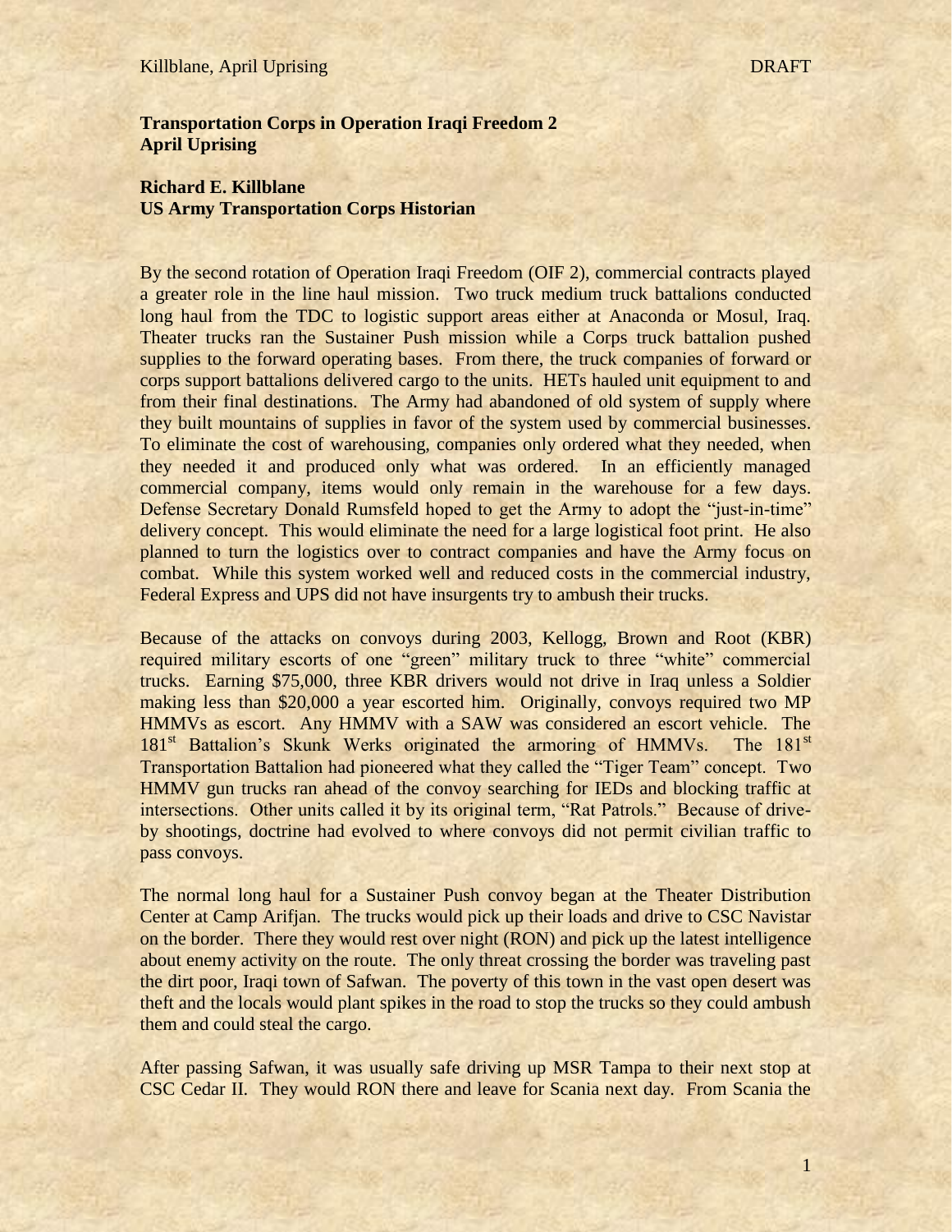**Transportation Corps in Operation Iraqi Freedom 2**
**April Uprising**

**Richard E. Killblane**
**US Army Transportation Corps Historian**

By the second rotation of Operation Iraqi Freedom (OIF 2), commercial contracts played a greater role in the line haul mission. Two truck medium truck battalions conducted long haul from the TDC to logistic support areas either at Anaconda or Mosul, Iraq. Theater trucks ran the Sustainer Push mission while a Corps truck battalion pushed supplies to the forward operating bases. From there, the truck companies of forward or corps support battalions delivered cargo to the units. HETs hauled unit equipment to and from their final destinations. The Army had abandoned of old system of supply where they built mountains of supplies in favor of the system used by commercial businesses. To eliminate the cost of warehousing, companies only ordered what they needed, when they needed it and produced only what was ordered. In an efficiently managed commercial company, items would only remain in the warehouse for a few days. Defense Secretary Donald Rumsfeld hoped to get the Army to adopt the "just-in-time" delivery concept. This would eliminate the need for a large logistical foot print. He also planned to turn the logistics over to contract companies and have the Army focus on combat. While this system worked well and reduced costs in the commercial industry, Federal Express and UPS did not have insurgents try to ambush their trucks.

Because of the attacks on convoys during 2003, Kellogg, Brown and Root (KBR) required military escorts of one "green" military truck to three "white" commercial trucks. Earning $75,000, three KBR drivers would not drive in Iraq unless a Soldier making less than $20,000 a year escorted him. Originally, convoys required two MP HMMVs as escort. Any HMMV with a SAW was considered an escort vehicle. The 181st Battalion's Skunk Werks originated the armoring of HMMVs. The 181st Transportation Battalion had pioneered what they called the "Tiger Team" concept. Two HMMV gun trucks ran ahead of the convoy searching for IEDs and blocking traffic at intersections. Other units called it by its original term, "Rat Patrols." Because of drive-by shootings, doctrine had evolved to where convoys did not permit civilian traffic to pass convoys.

The normal long haul for a Sustainer Push convoy began at the Theater Distribution Center at Camp Arifjan. The trucks would pick up their loads and drive to CSC Navistar on the border. There they would rest over night (RON) and pick up the latest intelligence about enemy activity on the route. The only threat crossing the border was traveling past the dirt poor, Iraqi town of Safwan. The poverty of this town in the vast open desert was theft and the locals would plant spikes in the road to stop the trucks so they could ambush them and could steal the cargo.

After passing Safwan, it was usually safe driving up MSR Tampa to their next stop at CSC Cedar II. They would RON there and leave for Scania next day. From Scania the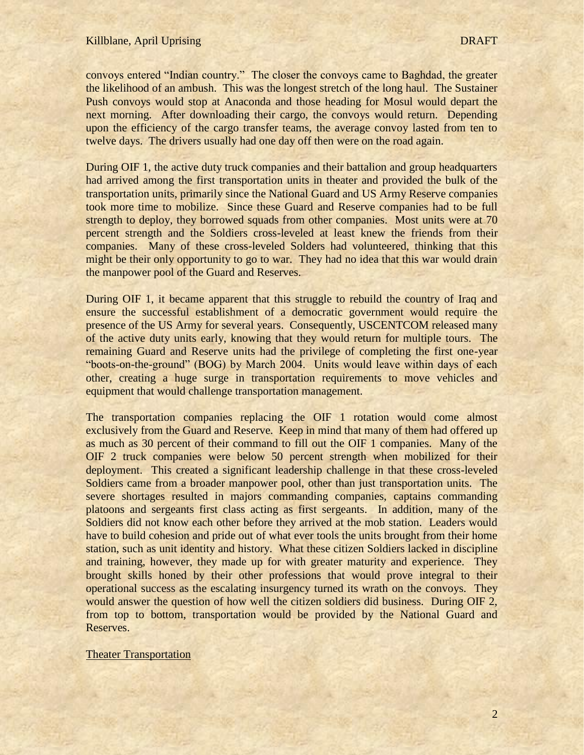convoys entered "Indian country." The closer the convoys came to Baghdad, the greater the likelihood of an ambush. This was the longest stretch of the long haul. The Sustainer Push convoys would stop at Anaconda and those heading for Mosul would depart the next morning. After downloading their cargo, the convoys would return. Depending upon the efficiency of the cargo transfer teams, the average convoy lasted from ten to twelve days. The drivers usually had one day off then were on the road again.

During OIF 1, the active duty truck companies and their battalion and group headquarters had arrived among the first transportation units in theater and provided the bulk of the transportation units, primarily since the National Guard and US Army Reserve companies took more time to mobilize. Since these Guard and Reserve companies had to be full strength to deploy, they borrowed squads from other companies. Most units were at 70 percent strength and the Soldiers cross-leveled at least knew the friends from their companies. Many of these cross-leveled Solders had volunteered, thinking that this might be their only opportunity to go to war. They had no idea that this war would drain the manpower pool of the Guard and Reserves.

During OIF 1, it became apparent that this struggle to rebuild the country of Iraq and ensure the successful establishment of a democratic government would require the presence of the US Army for several years. Consequently, USCENTCOM released many of the active duty units early, knowing that they would return for multiple tours. The remaining Guard and Reserve units had the privilege of completing the first one-year "boots-on-the-ground" (BOG) by March 2004. Units would leave within days of each other, creating a huge surge in transportation requirements to move vehicles and equipment that would challenge transportation management.

The transportation companies replacing the OIF 1 rotation would come almost exclusively from the Guard and Reserve. Keep in mind that many of them had offered up as much as 30 percent of their command to fill out the OIF 1 companies. Many of the OIF 2 truck companies were below 50 percent strength when mobilized for their deployment. This created a significant leadership challenge in that these cross-leveled Soldiers came from a broader manpower pool, other than just transportation units. The severe shortages resulted in majors commanding companies, captains commanding platoons and sergeants first class acting as first sergeants. In addition, many of the Soldiers did not know each other before they arrived at the mob station. Leaders would have to build cohesion and pride out of what ever tools the units brought from their home station, such as unit identity and history. What these citizen Soldiers lacked in discipline and training, however, they made up for with greater maturity and experience. They brought skills honed by their other professions that would prove integral to their operational success as the escalating insurgency turned its wrath on the convoys. They would answer the question of how well the citizen soldiers did business. During OIF 2, from top to bottom, transportation would be provided by the National Guard and Reserves.

## Theater Transportation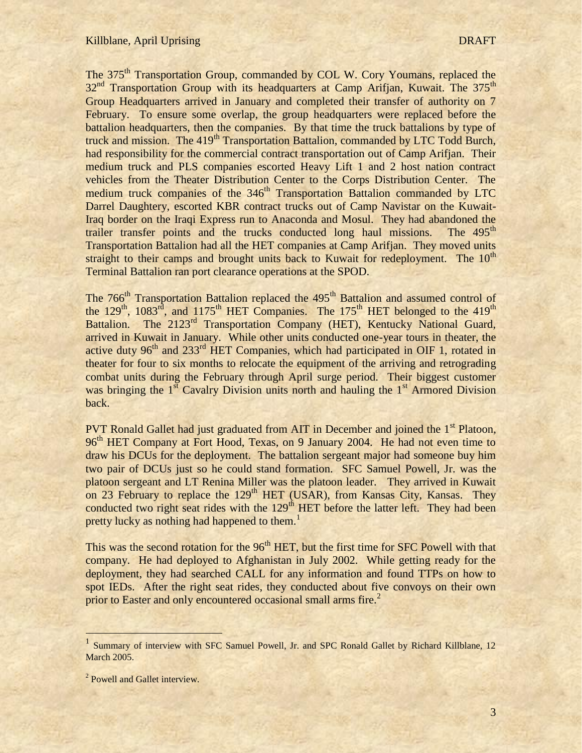The 375th Transportation Group, commanded by COL W. Cory Youmans, replaced the 32nd Transportation Group with its headquarters at Camp Arifjan, Kuwait. The 375th Group Headquarters arrived in January and completed their transfer of authority on 7 February. To ensure some overlap, the group headquarters were replaced before the battalion headquarters, then the companies. By that time the truck battalions by type of truck and mission. The 419th Transportation Battalion, commanded by LTC Todd Burch, had responsibility for the commercial contract transportation out of Camp Arifjan. Their medium truck and PLS companies escorted Heavy Lift 1 and 2 host nation contract vehicles from the Theater Distribution Center to the Corps Distribution Center. The medium truck companies of the 346th Transportation Battalion commanded by LTC Darrel Daughtery, escorted KBR contract trucks out of Camp Navistar on the Kuwait-Iraq border on the Iraqi Express run to Anaconda and Mosul. They had abandoned the trailer transfer points and the trucks conducted long haul missions. The 495th Transportation Battalion had all the HET companies at Camp Arifjan. They moved units straight to their camps and brought units back to Kuwait for redeployment. The 10th Terminal Battalion ran port clearance operations at the SPOD.

The 766th Transportation Battalion replaced the 495th Battalion and assumed control of the 129th, 1083rd, and 1175th HET Companies. The 175th HET belonged to the 419th Battalion. The 2123rd Transportation Company (HET), Kentucky National Guard, arrived in Kuwait in January. While other units conducted one-year tours in theater, the active duty 96th and 233rd HET Companies, which had participated in OIF 1, rotated in theater for four to six months to relocate the equipment of the arriving and retrograding combat units during the February through April surge period. Their biggest customer was bringing the 1st Cavalry Division units north and hauling the 1st Armored Division back.

PVT Ronald Gallet had just graduated from AIT in December and joined the 1st Platoon, 96th HET Company at Fort Hood, Texas, on 9 January 2004. He had not even time to draw his DCUs for the deployment. The battalion sergeant major had someone buy him two pair of DCUs just so he could stand formation. SFC Samuel Powell, Jr. was the platoon sergeant and LT Renina Miller was the platoon leader. They arrived in Kuwait on 23 February to replace the 129th HET (USAR), from Kansas City, Kansas. They conducted two right seat rides with the 129th HET before the latter left. They had been pretty lucky as nothing had happened to them.[1]

This was the second rotation for the 96th HET, but the first time for SFC Powell with that company. He had deployed to Afghanistan in July 2002. While getting ready for the deployment, they had searched CALL for any information and found TTPs on how to spot IEDs. After the right seat rides, they conducted about five convoys on their own prior to Easter and only encountered occasional small arms fire.[2]

---

[1] Summary of interview with SFC Samuel Powell, Jr. and SPC Ronald Gallet by Richard Killblane, 12 March 2005.

[2] Powell and Gallet interview.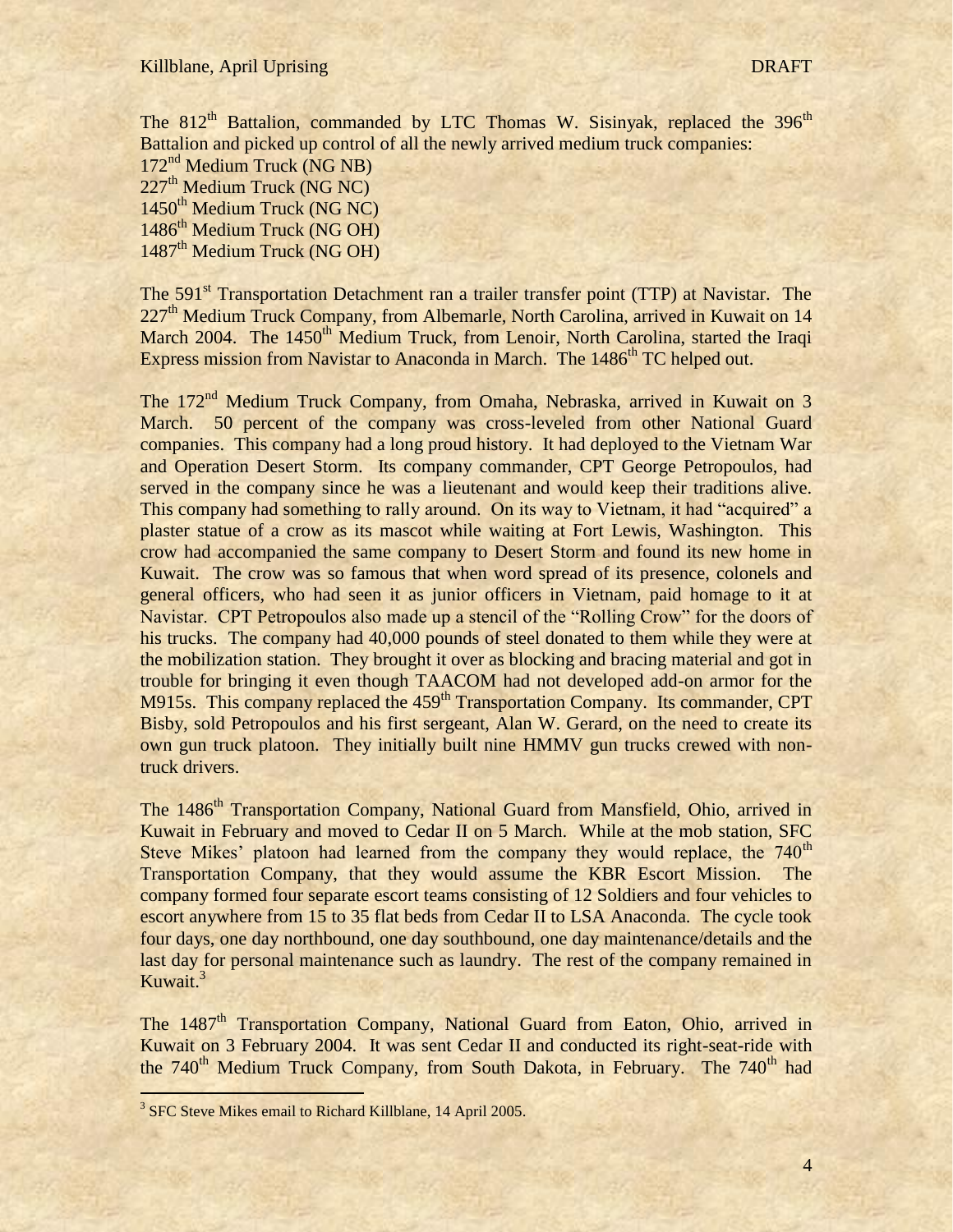The 812th Battalion, commanded by LTC Thomas W. Sisinyak, replaced the 396th Battalion and picked up control of all the newly arrived medium truck companies:
172nd Medium Truck (NG NB)
227th Medium Truck (NG NC)
1450th Medium Truck (NG NC)
1486th Medium Truck (NG OH)
1487th Medium Truck (NG OH)

The 591st Transportation Detachment ran a trailer transfer point (TTP) at Navistar. The 227th Medium Truck Company, from Albemarle, North Carolina, arrived in Kuwait on 14 March 2004. The 1450th Medium Truck, from Lenoir, North Carolina, started the Iraqi Express mission from Navistar to Anaconda in March. The 1486th TC helped out.

The 172nd Medium Truck Company, from Omaha, Nebraska, arrived in Kuwait on 3 March. 50 percent of the company was cross-leveled from other National Guard companies. This company had a long proud history. It had deployed to the Vietnam War and Operation Desert Storm. Its company commander, CPT George Petropoulos, had served in the company since he was a lieutenant and would keep their traditions alive. This company had something to rally around. On its way to Vietnam, it had "acquired" a plaster statue of a crow as its mascot while waiting at Fort Lewis, Washington. This crow had accompanied the same company to Desert Storm and found its new home in Kuwait. The crow was so famous that when word spread of its presence, colonels and general officers, who had seen it as junior officers in Vietnam, paid homage to it at Navistar. CPT Petropoulos also made up a stencil of the "Rolling Crow" for the doors of his trucks. The company had 40,000 pounds of steel donated to them while they were at the mobilization station. They brought it over as blocking and bracing material and got in trouble for bringing it even though TAACOM had not developed add-on armor for the M915s. This company replaced the 459th Transportation Company. Its commander, CPT Bisby, sold Petropoulos and his first sergeant, Alan W. Gerard, on the need to create its own gun truck platoon. They initially built nine HMMV gun trucks crewed with non-truck drivers.

The 1486th Transportation Company, National Guard from Mansfield, Ohio, arrived in Kuwait in February and moved to Cedar II on 5 March. While at the mob station, SFC Steve Mikes' platoon had learned from the company they would replace, the 740th Transportation Company, that they would assume the KBR Escort Mission. The company formed four separate escort teams consisting of 12 Soldiers and four vehicles to escort anywhere from 15 to 35 flat beds from Cedar II to LSA Anaconda. The cycle took four days, one day northbound, one day southbound, one day maintenance/details and the last day for personal maintenance such as laundry. The rest of the company remained in Kuwait.[3]

The 1487th Transportation Company, National Guard from Eaton, Ohio, arrived in Kuwait on 3 February 2004. It was sent Cedar II and conducted its right-seat-ride with the 740th Medium Truck Company, from South Dakota, in February. The 740th had

[3] SFC Steve Mikes email to Richard Killblane, 14 April 2005.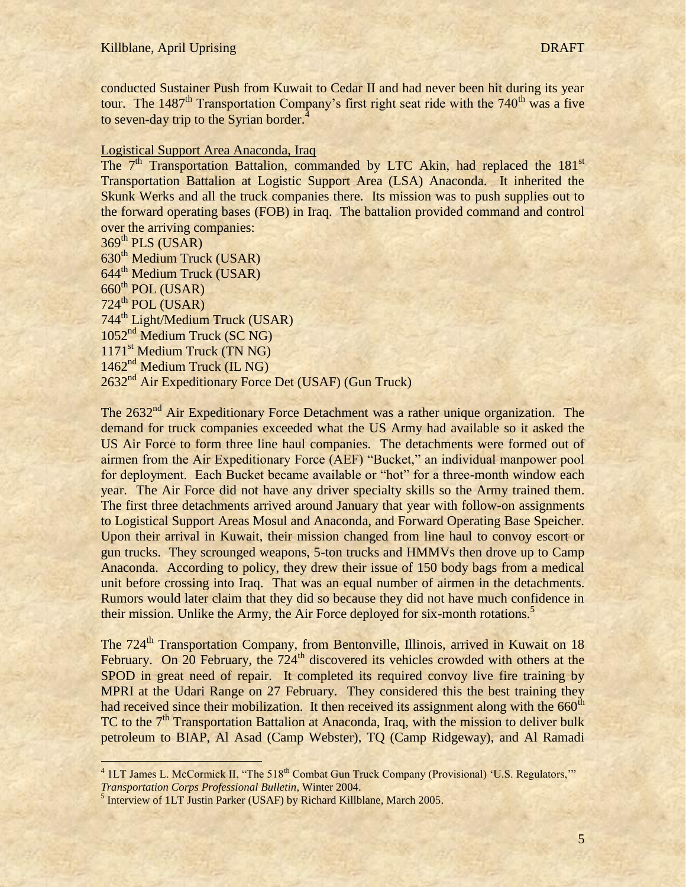conducted Sustainer Push from Kuwait to Cedar II and had never been hit during its year tour. The 1487th Transportation Company's first right seat ride with the 740th was a five to seven-day trip to the Syrian border.[4]

Logistical Support Area Anaconda, Iraq

The 7th Transportation Battalion, commanded by LTC Akin, had replaced the 181st Transportation Battalion at Logistic Support Area (LSA) Anaconda. It inherited the Skunk Werks and all the truck companies there. Its mission was to push supplies out to the forward operating bases (FOB) in Iraq. The battalion provided command and control over the arriving companies:

369th PLS (USAR)
630th Medium Truck (USAR)
644th Medium Truck (USAR)
660th POL (USAR)
724th POL (USAR)
744th Light/Medium Truck (USAR)
1052nd Medium Truck (SC NG)
1171st Medium Truck (TN NG)
1462nd Medium Truck (IL NG)
2632nd Air Expeditionary Force Det (USAF) (Gun Truck)

The 2632nd Air Expeditionary Force Detachment was a rather unique organization. The demand for truck companies exceeded what the US Army had available so it asked the US Air Force to form three line haul companies. The detachments were formed out of airmen from the Air Expeditionary Force (AEF) "Bucket," an individual manpower pool for deployment. Each Bucket became available or "hot" for a three-month window each year. The Air Force did not have any driver specialty skills so the Army trained them. The first three detachments arrived around January that year with follow-on assignments to Logistical Support Areas Mosul and Anaconda, and Forward Operating Base Speicher. Upon their arrival in Kuwait, their mission changed from line haul to convoy escort or gun trucks. They scrounged weapons, 5-ton trucks and HMMVs then drove up to Camp Anaconda. According to policy, they drew their issue of 150 body bags from a medical unit before crossing into Iraq. That was an equal number of airmen in the detachments. Rumors would later claim that they did so because they did not have much confidence in their mission. Unlike the Army, the Air Force deployed for six-month rotations.[5]

The 724th Transportation Company, from Bentonville, Illinois, arrived in Kuwait on 18 February. On 20 February, the 724th discovered its vehicles crowded with others at the SPOD in great need of repair. It completed its required convoy live fire training by MPRI at the Udari Range on 27 February. They considered this the best training they had received since their mobilization. It then received its assignment along with the 660th TC to the 7th Transportation Battalion at Anaconda, Iraq, with the mission to deliver bulk petroleum to BIAP, Al Asad (Camp Webster), TQ (Camp Ridgeway), and Al Ramadi

---

[4] 1LT James L. McCormick II, "The 518th Combat Gun Truck Company (Provisional) 'U.S. Regulators,'" *Transportation Corps Professional Bulletin*, Winter 2004.

[5] Interview of 1LT Justin Parker (USAF) by Richard Killblane, March 2005.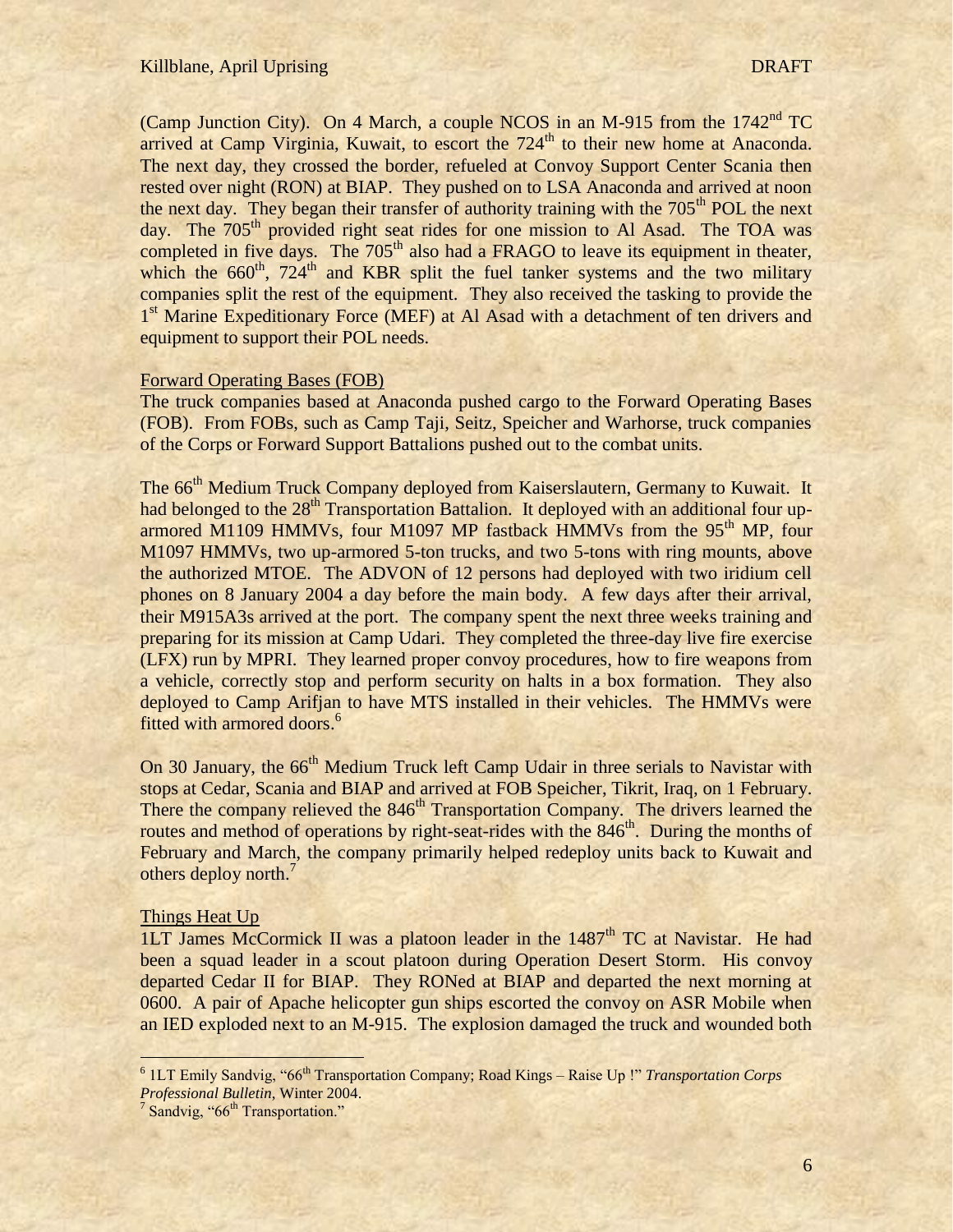(Camp Junction City). On 4 March, a couple NCOS in an M-915 from the 1742nd TC arrived at Camp Virginia, Kuwait, to escort the 724th to their new home at Anaconda. The next day, they crossed the border, refueled at Convoy Support Center Scania then rested over night (RON) at BIAP. They pushed on to LSA Anaconda and arrived at noon the next day. They began their transfer of authority training with the 705th POL the next day. The 705th provided right seat rides for one mission to Al Asad. The TOA was completed in five days. The 705th also had a FRAGO to leave its equipment in theater, which the 660th, 724th and KBR split the fuel tanker systems and the two military companies split the rest of the equipment. They also received the tasking to provide the 1st Marine Expeditionary Force (MEF) at Al Asad with a detachment of ten drivers and equipment to support their POL needs.

## Forward Operating Bases (FOB)

The truck companies based at Anaconda pushed cargo to the Forward Operating Bases (FOB). From FOBs, such as Camp Taji, Seitz, Speicher and Warhorse, truck companies of the Corps or Forward Support Battalions pushed out to the combat units.

The 66th Medium Truck Company deployed from Kaiserslautern, Germany to Kuwait. It had belonged to the 28th Transportation Battalion. It deployed with an additional four up-armored M1109 HMMVs, four M1097 MP fastback HMMVs from the 95th MP, four M1097 HMMVs, two up-armored 5-ton trucks, and two 5-tons with ring mounts, above the authorized MTOE. The ADVON of 12 persons had deployed with two iridium cell phones on 8 January 2004 a day before the main body. A few days after their arrival, their M915A3s arrived at the port. The company spent the next three weeks training and preparing for its mission at Camp Udari. They completed the three-day live fire exercise (LFX) run by MPRI. They learned proper convoy procedures, how to fire weapons from a vehicle, correctly stop and perform security on halts in a box formation. They also deployed to Camp Arifjan to have MTS installed in their vehicles. The HMMVs were fitted with armored doors.[6]

On 30 January, the 66th Medium Truck left Camp Udair in three serials to Navistar with stops at Cedar, Scania and BIAP and arrived at FOB Speicher, Tikrit, Iraq, on 1 February. There the company relieved the 846th Transportation Company. The drivers learned the routes and method of operations by right-seat-rides with the 846th. During the months of February and March, the company primarily helped redeploy units back to Kuwait and others deploy north.[7]

## Things Heat Up

1LT James McCormick II was a platoon leader in the 1487th TC at Navistar. He had been a squad leader in a scout platoon during Operation Desert Storm. His convoy departed Cedar II for BIAP. They RONed at BIAP and departed the next morning at 0600. A pair of Apache helicopter gun ships escorted the convoy on ASR Mobile when an IED exploded next to an M-915. The explosion damaged the truck and wounded both

---

[6] 1LT Emily Sandvig, "66th Transportation Company; Road Kings – Raise Up !" *Transportation Corps Professional Bulletin*, Winter 2004.

[7] Sandvig, "66th Transportation."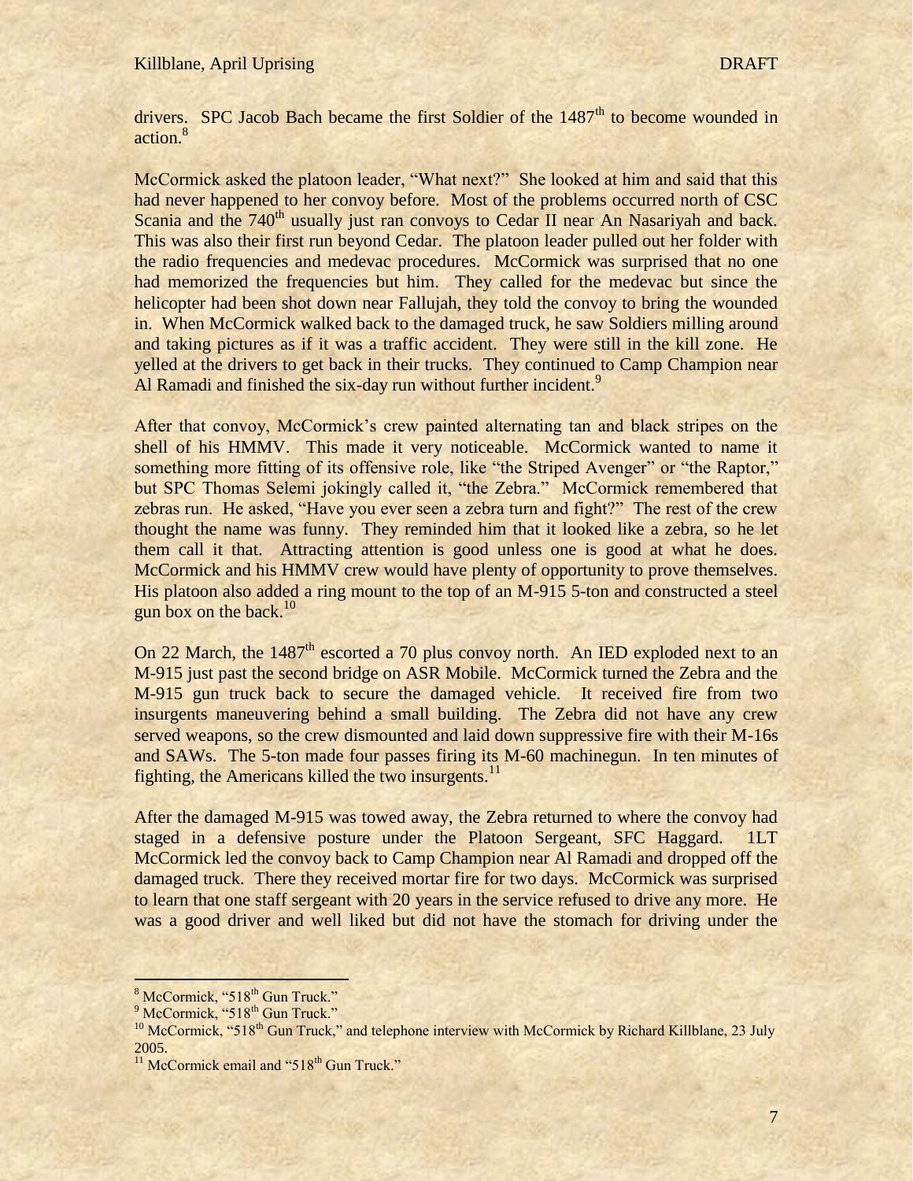drivers. SPC Jacob Bach became the first Soldier of the 1487th to become wounded in action.[8]

McCormick asked the platoon leader, "What next?" She looked at him and said that this had never happened to her convoy before. Most of the problems occurred north of CSC Scania and the 740th usually just ran convoys to Cedar II near An Nasariyah and back. This was also their first run beyond Cedar. The platoon leader pulled out her folder with the radio frequencies and medevac procedures. McCormick was surprised that no one had memorized the frequencies but him. They called for the medevac but since the helicopter had been shot down near Fallujah, they told the convoy to bring the wounded in. When McCormick walked back to the damaged truck, he saw Soldiers milling around and taking pictures as if it was a traffic accident. They were still in the kill zone. He yelled at the drivers to get back in their trucks. They continued to Camp Champion near Al Ramadi and finished the six-day run without further incident.[9]

After that convoy, McCormick's crew painted alternating tan and black stripes on the shell of his HMMV. This made it very noticeable. McCormick wanted to name it something more fitting of its offensive role, like "the Striped Avenger" or "the Raptor," but SPC Thomas Selemi jokingly called it, "the Zebra." McCormick remembered that zebras run. He asked, "Have you ever seen a zebra turn and fight?" The rest of the crew thought the name was funny. They reminded him that it looked like a zebra, so he let them call it that. Attracting attention is good unless one is good at what he does. McCormick and his HMMV crew would have plenty of opportunity to prove themselves. His platoon also added a ring mount to the top of an M-915 5-ton and constructed a steel gun box on the back.[10]

On 22 March, the 1487th escorted a 70 plus convoy north. An IED exploded next to an M-915 just past the second bridge on ASR Mobile. McCormick turned the Zebra and the M-915 gun truck back to secure the damaged vehicle. It received fire from two insurgents maneuvering behind a small building. The Zebra did not have any crew served weapons, so the crew dismounted and laid down suppressive fire with their M-16s and SAWs. The 5-ton made four passes firing its M-60 machinegun. In ten minutes of fighting, the Americans killed the two insurgents.[11]

After the damaged M-915 was towed away, the Zebra returned to where the convoy had staged in a defensive posture under the Platoon Sergeant, SFC Haggard. 1LT McCormick led the convoy back to Camp Champion near Al Ramadi and dropped off the damaged truck. There they received mortar fire for two days. McCormick was surprised to learn that one staff sergeant with 20 years in the service refused to drive any more. He was a good driver and well liked but did not have the stomach for driving under the

---

[8] McCormick, "518th Gun Truck."

[9] McCormick, "518th Gun Truck."

[10] McCormick, "518th Gun Truck," and telephone interview with McCormick by Richard Killblane, 23 July 2005.

[11] McCormick email and "518th Gun Truck."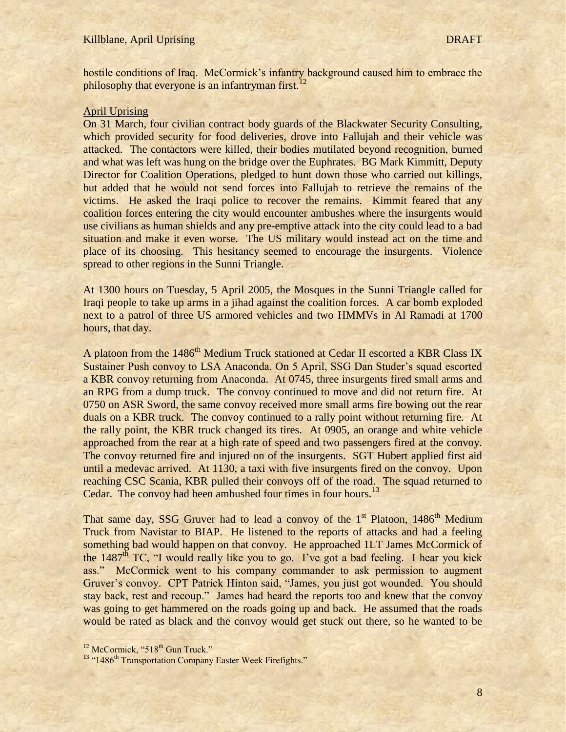hostile conditions of Iraq. McCormick's infantry background caused him to embrace the philosophy that everyone is an infantryman first.[12]

## April Uprising

On 31 March, four civilian contract body guards of the Blackwater Security Consulting, which provided security for food deliveries, drove into Fallujah and their vehicle was attacked. The contactors were killed, their bodies mutilated beyond recognition, burned and what was left was hung on the bridge over the Euphrates. BG Mark Kimmitt, Deputy Director for Coalition Operations, pledged to hunt down those who carried out killings, but added that he would not send forces into Fallujah to retrieve the remains of the victims. He asked the Iraqi police to recover the remains. Kimmit feared that any coalition forces entering the city would encounter ambushes where the insurgents would use civilians as human shields and any pre-emptive attack into the city could lead to a bad situation and make it even worse. The US military would instead act on the time and place of its choosing. This hesitancy seemed to encourage the insurgents. Violence spread to other regions in the Sunni Triangle.

At 1300 hours on Tuesday, 5 April 2005, the Mosques in the Sunni Triangle called for Iraqi people to take up arms in a jihad against the coalition forces. A car bomb exploded next to a patrol of three US armored vehicles and two HMMVs in Al Ramadi at 1700 hours, that day.

A platoon from the 1486th Medium Truck stationed at Cedar II escorted a KBR Class IX Sustainer Push convoy to LSA Anaconda. On 5 April, SSG Dan Studer's squad escorted a KBR convoy returning from Anaconda. At 0745, three insurgents fired small arms and an RPG from a dump truck. The convoy continued to move and did not return fire. At 0750 on ASR Sword, the same convoy received more small arms fire bowing out the rear duals on a KBR truck. The convoy continued to a rally point without returning fire. At the rally point, the KBR truck changed its tires. At 0905, an orange and white vehicle approached from the rear at a high rate of speed and two passengers fired at the convoy. The convoy returned fire and injured on of the insurgents. SGT Hubert applied first aid until a medevac arrived. At 1130, a taxi with five insurgents fired on the convoy. Upon reaching CSC Scania, KBR pulled their convoys off of the road. The squad returned to Cedar. The convoy had been ambushed four times in four hours.[13]

That same day, SSG Gruver had to lead a convoy of the 1st Platoon, 1486th Medium Truck from Navistar to BIAP. He listened to the reports of attacks and had a feeling something bad would happen on that convoy. He approached 1LT James McCormick of the 1487th TC, "I would really like you to go. I've got a bad feeling. I hear you kick ass." McCormick went to his company commander to ask permission to augment Gruver's convoy. CPT Patrick Hinton said, "James, you just got wounded. You should stay back, rest and recoup." James had heard the reports too and knew that the convoy was going to get hammered on the roads going up and back. He assumed that the roads would be rated as black and the convoy would get stuck out there, so he wanted to be

---

[12] McCormick, "518th Gun Truck."

[13] "1486th Transportation Company Easter Week Firefights."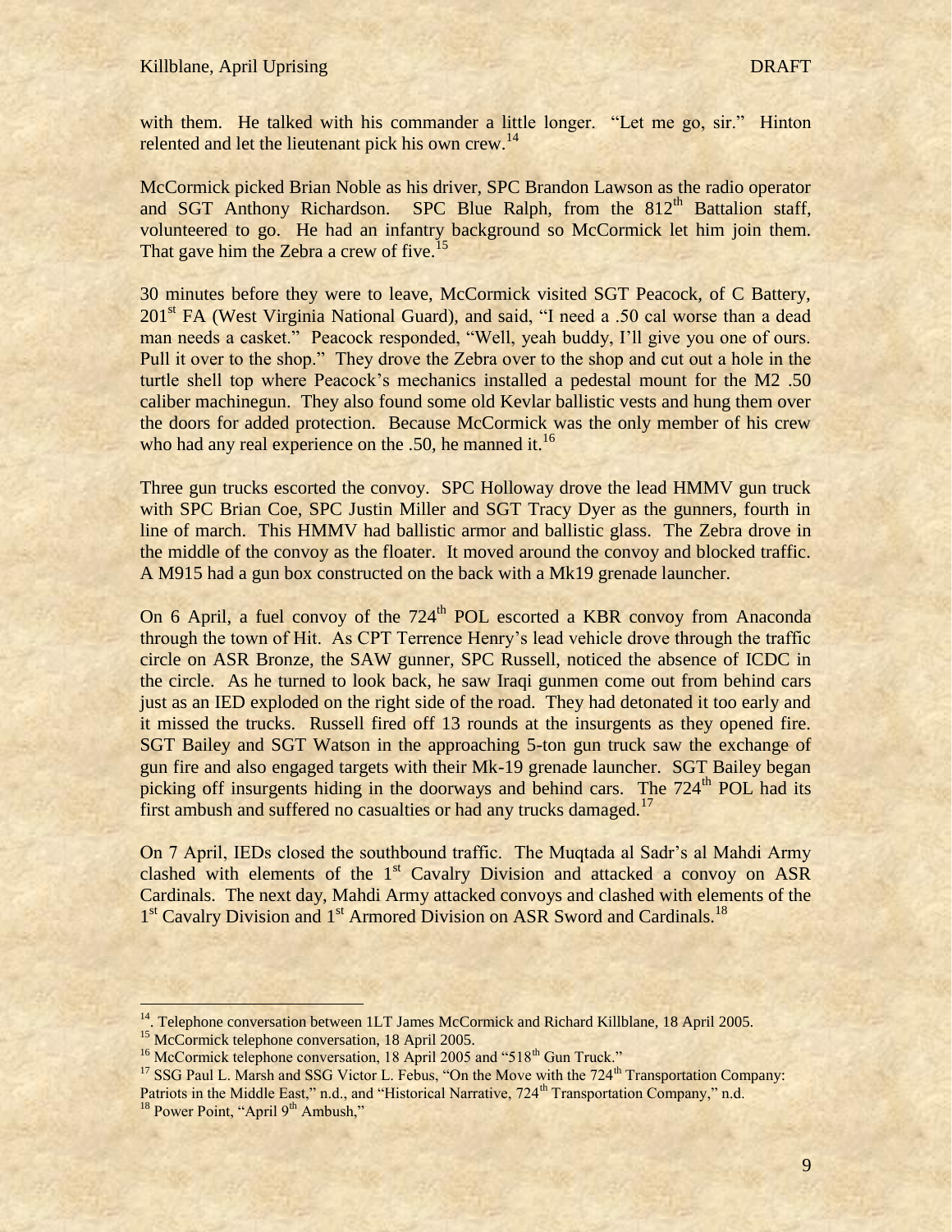with them. He talked with his commander a little longer. "Let me go, sir." Hinton relented and let the lieutenant pick his own crew.[14]

McCormick picked Brian Noble as his driver, SPC Brandon Lawson as the radio operator and SGT Anthony Richardson. SPC Blue Ralph, from the 812th Battalion staff, volunteered to go. He had an infantry background so McCormick let him join them. That gave him the Zebra a crew of five.[15]

30 minutes before they were to leave, McCormick visited SGT Peacock, of C Battery, 201st FA (West Virginia National Guard), and said, "I need a .50 cal worse than a dead man needs a casket." Peacock responded, "Well, yeah buddy, I'll give you one of ours. Pull it over to the shop." They drove the Zebra over to the shop and cut out a hole in the turtle shell top where Peacock's mechanics installed a pedestal mount for the M2 .50 caliber machinegun. They also found some old Kevlar ballistic vests and hung them over the doors for added protection. Because McCormick was the only member of his crew who had any real experience on the .50, he manned it.[16]

Three gun trucks escorted the convoy. SPC Holloway drove the lead HMMV gun truck with SPC Brian Coe, SPC Justin Miller and SGT Tracy Dyer as the gunners, fourth in line of march. This HMMV had ballistic armor and ballistic glass. The Zebra drove in the middle of the convoy as the floater. It moved around the convoy and blocked traffic. A M915 had a gun box constructed on the back with a Mk19 grenade launcher.

On 6 April, a fuel convoy of the 724th POL escorted a KBR convoy from Anaconda through the town of Hit. As CPT Terrence Henry's lead vehicle drove through the traffic circle on ASR Bronze, the SAW gunner, SPC Russell, noticed the absence of ICDC in the circle. As he turned to look back, he saw Iraqi gunmen come out from behind cars just as an IED exploded on the right side of the road. They had detonated it too early and it missed the trucks. Russell fired off 13 rounds at the insurgents as they opened fire. SGT Bailey and SGT Watson in the approaching 5-ton gun truck saw the exchange of gun fire and also engaged targets with their Mk-19 grenade launcher. SGT Bailey began picking off insurgents hiding in the doorways and behind cars. The 724th POL had its first ambush and suffered no casualties or had any trucks damaged.[17]

On 7 April, IEDs closed the southbound traffic. The Muqtada al Sadr's al Mahdi Army clashed with elements of the 1st Cavalry Division and attacked a convoy on ASR Cardinals. The next day, Mahdi Army attacked convoys and clashed with elements of the 1st Cavalry Division and 1st Armored Division on ASR Sword and Cardinals.[18]

---

[14]. Telephone conversation between 1LT James McCormick and Richard Killblane, 18 April 2005.

[15] McCormick telephone conversation, 18 April 2005.

[16] McCormick telephone conversation, 18 April 2005 and "518th Gun Truck."

[17] SSG Paul L. Marsh and SSG Victor L. Febus, "On the Move with the 724th Transportation Company: Patriots in the Middle East," n.d., and "Historical Narrative, 724th Transportation Company," n.d.

[18] Power Point, "April 9th Ambush,"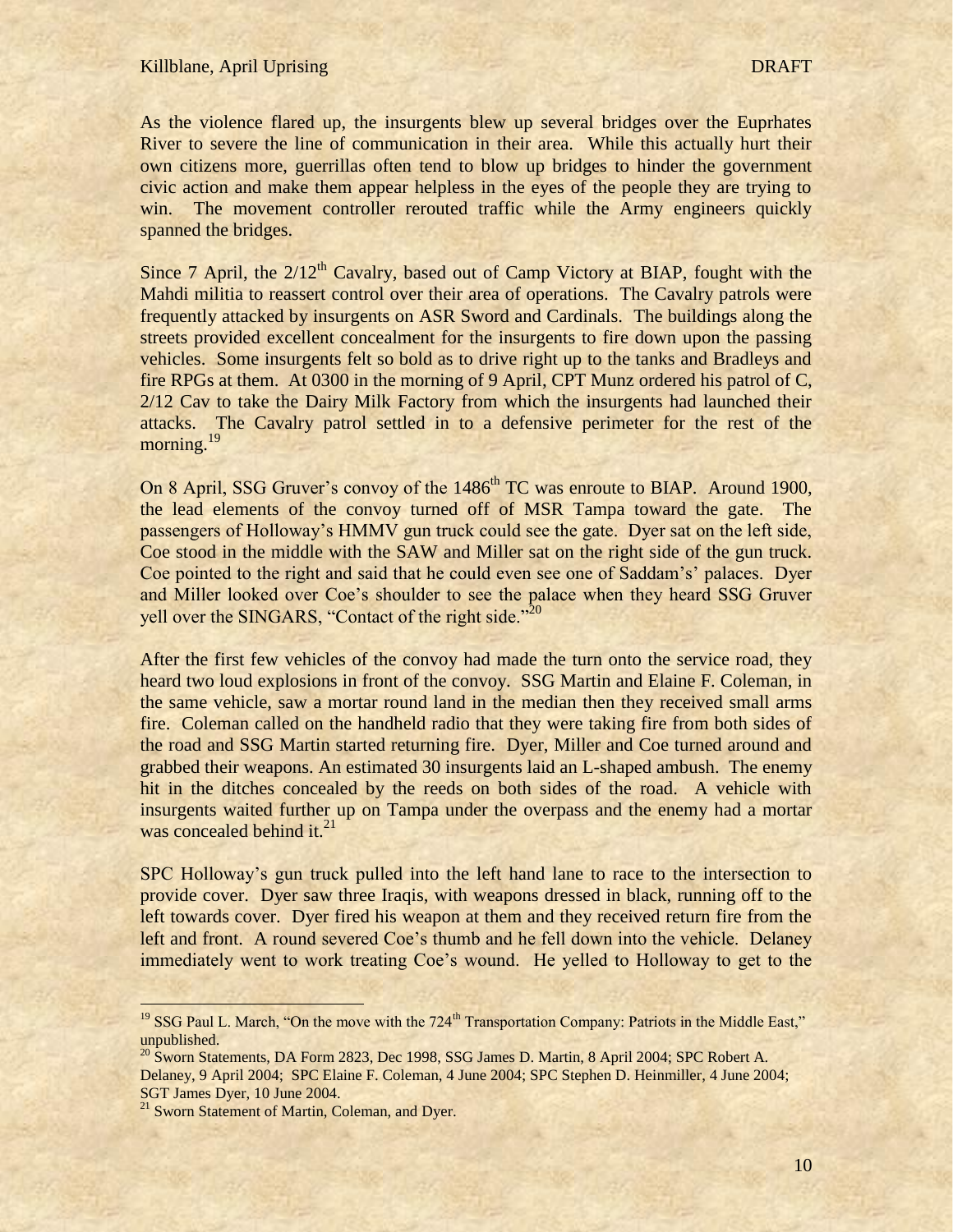As the violence flared up, the insurgents blew up several bridges over the Euphrates River to sever the line of communication in their area. While this actually hurt their own citizens more, guerrillas often tend to blow up bridges to hinder the government civic action and make them appear helpless in the eyes of the people they are trying to win. The movement controller rerouted traffic while the Army engineers quickly spanned the bridges.

Since 7 April, the 2/12th Cavalry, based out of Camp Victory at BIAP, fought with the Mahdi militia to reassert control over their area of operations. The Cavalry patrols were frequently attacked by insurgents on ASR Sword and Cardinals. The buildings along the streets provided excellent concealment for the insurgents to fire down upon the passing vehicles. Some insurgents felt so bold as to drive right up to the tanks and Bradleys and fire RPGs at them. At 0300 in the morning of 9 April, CPT Munz ordered his patrol of C, 2/12 Cav to take the Dairy Milk Factory from which the insurgents had launched their attacks. The Cavalry patrol settled in to a defensive perimeter for the rest of the morning.[19]

On 8 April, SSG Gruver's convoy of the 1486th TC was enroute to BIAP. Around 1900, the lead elements of the convoy turned off of MSR Tampa toward the gate. The passengers of Holloway's HMMV gun truck could see the gate. Dyer sat on the left side, Coe stood in the middle with the SAW and Miller sat on the right side of the gun truck. Coe pointed to the right and said that he could even see one of Saddam's' palaces. Dyer and Miller looked over Coe's shoulder to see the palace when they heard SSG Gruver yell over the SINGARS, "Contact of the right side."[20]

After the first few vehicles of the convoy had made the turn onto the service road, they heard two loud explosions in front of the convoy. SSG Martin and Elaine F. Coleman, in the same vehicle, saw a mortar round land in the median then they received small arms fire. Coleman called on the handheld radio that they were taking fire from both sides of the road and SSG Martin started returning fire. Dyer, Miller and Coe turned around and grabbed their weapons. An estimated 30 insurgents laid an L-shaped ambush. The enemy hit in the ditches concealed by the reeds on both sides of the road. A vehicle with insurgents waited further up on Tampa under the overpass and the enemy had a mortar was concealed behind it.[21]

SPC Holloway's gun truck pulled into the left hand lane to race to the intersection to provide cover. Dyer saw three Iraqis, with weapons dressed in black, running off to the left towards cover. Dyer fired his weapon at them and they received return fire from the left and front. A round severed Coe's thumb and he fell down into the vehicle. Delaney immediately went to work treating Coe's wound. He yelled to Holloway to get to the

---

[19] SSG Paul L. March, "On the move with the 724th Transportation Company: Patriots in the Middle East," unpublished.

[20] Sworn Statements, DA Form 2823, Dec 1998, SSG James D. Martin, 8 April 2004; SPC Robert A. Delaney, 9 April 2004; SPC Elaine F. Coleman, 4 June 2004; SPC Stephen D. Heinmiller, 4 June 2004; SGT James Dyer, 10 June 2004.

[21] Sworn Statement of Martin, Coleman, and Dyer.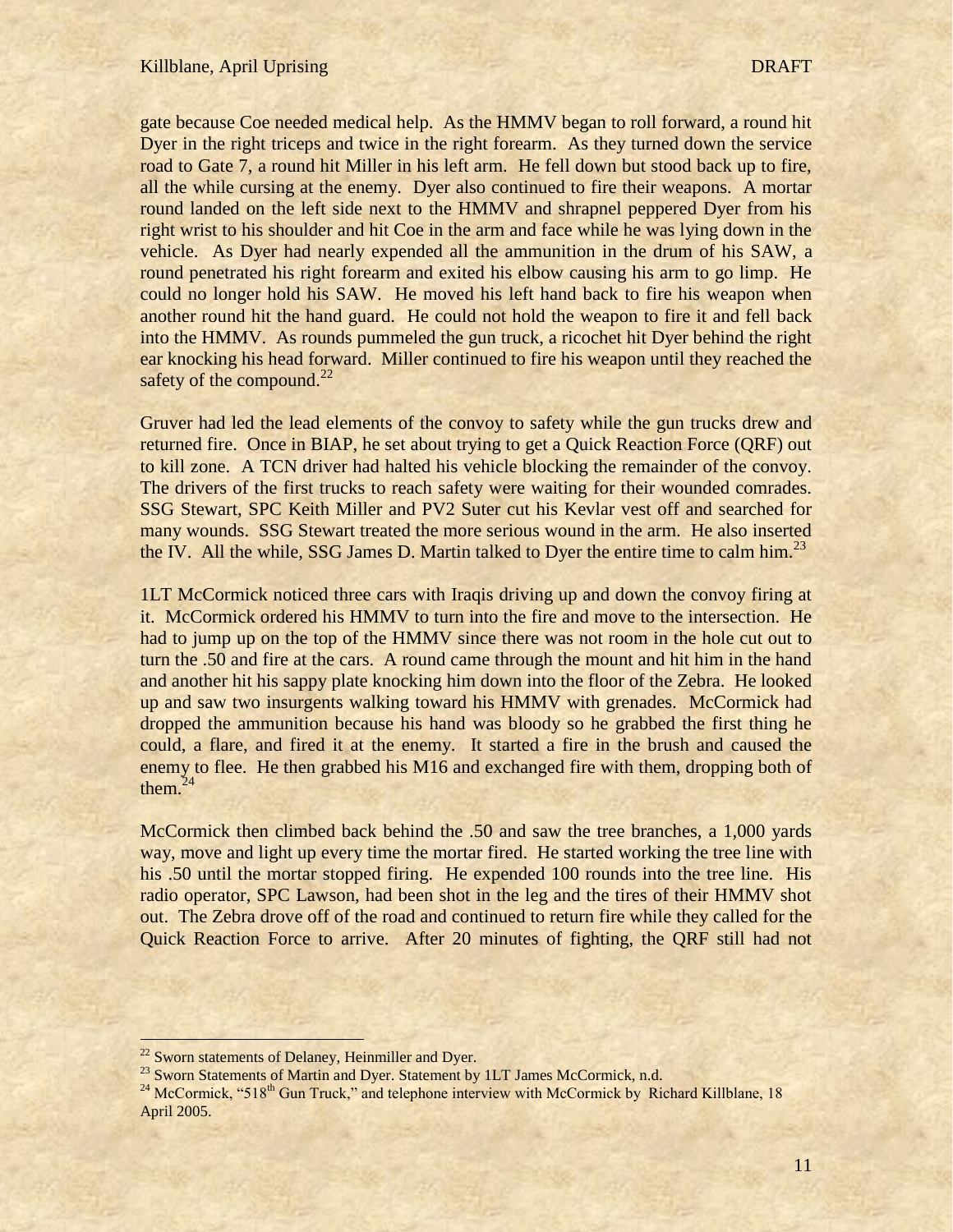gate because Coe needed medical help. As the HMMV began to roll forward, a round hit Dyer in the right triceps and twice in the right forearm. As they turned down the service road to Gate 7, a round hit Miller in his left arm. He fell down but stood back up to fire, all the while cursing at the enemy. Dyer also continued to fire their weapons. A mortar round landed on the left side next to the HMMV and shrapnel peppered Dyer from his right wrist to his shoulder and hit Coe in the arm and face while he was lying down in the vehicle. As Dyer had nearly expended all the ammunition in the drum of his SAW, a round penetrated his right forearm and exited his elbow causing his arm to go limp. He could no longer hold his SAW. He moved his left hand back to fire his weapon when another round hit the hand guard. He could not hold the weapon to fire it and fell back into the HMMV. As rounds pummeled the gun truck, a ricochet hit Dyer behind the right ear knocking his head forward. Miller continued to fire his weapon until they reached the safety of the compound.[22]

Gruver had led the lead elements of the convoy to safety while the gun trucks drew and returned fire. Once in BIAP, he set about trying to get a Quick Reaction Force (QRF) out to kill zone. A TCN driver had halted his vehicle blocking the remainder of the convoy. The drivers of the first trucks to reach safety were waiting for their wounded comrades. SSG Stewart, SPC Keith Miller and PV2 Suter cut his Kevlar vest off and searched for many wounds. SSG Stewart treated the more serious wound in the arm. He also inserted the IV. All the while, SSG James D. Martin talked to Dyer the entire time to calm him.[23]

1LT McCormick noticed three cars with Iraqis driving up and down the convoy firing at it. McCormick ordered his HMMV to turn into the fire and move to the intersection. He had to jump up on the top of the HMMV since there was not room in the hole cut out to turn the .50 and fire at the cars. A round came through the mount and hit him in the hand and another hit his sappy plate knocking him down into the floor of the Zebra. He looked up and saw two insurgents walking toward his HMMV with grenades. McCormick had dropped the ammunition because his hand was bloody so he grabbed the first thing he could, a flare, and fired it at the enemy. It started a fire in the brush and caused the enemy to flee. He then grabbed his M16 and exchanged fire with them, dropping both of them.[24]

McCormick then climbed back behind the .50 and saw the tree branches, a 1,000 yards way, move and light up every time the mortar fired. He started working the tree line with his .50 until the mortar stopped firing. He expended 100 rounds into the tree line. His radio operator, SPC Lawson, had been shot in the leg and the tires of their HMMV shot out. The Zebra drove off of the road and continued to return fire while they called for the Quick Reaction Force to arrive. After 20 minutes of fighting, the QRF still had not

---

[22] Sworn statements of Delaney, Heinmiller and Dyer.

[23] Sworn Statements of Martin and Dyer. Statement by 1LT James McCormick, n.d.

[24] McCormick, "518th Gun Truck," and telephone interview with McCormick by Richard Killblane, 18 April 2005.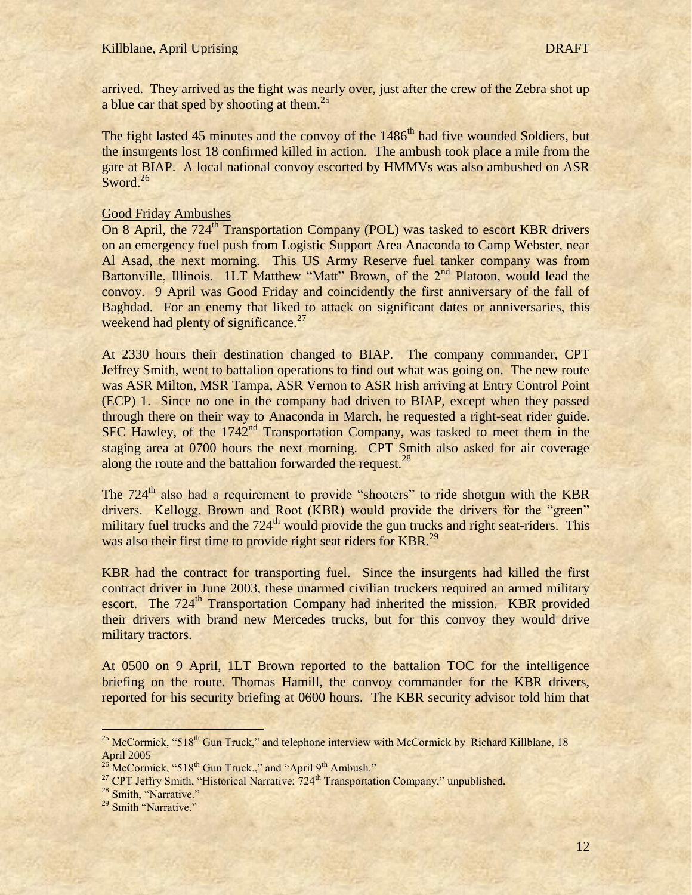arrived. They arrived as the fight was nearly over, just after the crew of the Zebra shot up a blue car that sped by shooting at them.[25]

The fight lasted 45 minutes and the convoy of the 1486th had five wounded Soldiers, but the insurgents lost 18 confirmed killed in action. The ambush took place a mile from the gate at BIAP. A local national convoy escorted by HMMVs was also ambushed on ASR Sword.[26]

## Good Friday Ambushes

On 8 April, the 724th Transportation Company (POL) was tasked to escort KBR drivers on an emergency fuel push from Logistic Support Area Anaconda to Camp Webster, near Al Asad, the next morning. This US Army Reserve fuel tanker company was from Bartonville, Illinois. 1LT Matthew "Matt" Brown, of the 2nd Platoon, would lead the convoy. 9 April was Good Friday and coincidently the first anniversary of the fall of Baghdad. For an enemy that liked to attack on significant dates or anniversaries, this weekend had plenty of significance.[27]

At 2330 hours their destination changed to BIAP. The company commander, CPT Jeffrey Smith, went to battalion operations to find out what was going on. The new route was ASR Milton, MSR Tampa, ASR Vernon to ASR Irish arriving at Entry Control Point (ECP) 1. Since no one in the company had driven to BIAP, except when they passed through there on their way to Anaconda in March, he requested a right-seat rider guide. SFC Hawley, of the 1742nd Transportation Company, was tasked to meet them in the staging area at 0700 hours the next morning. CPT Smith also asked for air coverage along the route and the battalion forwarded the request.[28]

The 724th also had a requirement to provide "shooters" to ride shotgun with the KBR drivers. Kellogg, Brown and Root (KBR) would provide the drivers for the "green" military fuel trucks and the 724th would provide the gun trucks and right seat-riders. This was also their first time to provide right seat riders for KBR.[29]

KBR had the contract for transporting fuel. Since the insurgents had killed the first contract driver in June 2003, these unarmed civilian truckers required an armed military escort. The 724th Transportation Company had inherited the mission. KBR provided their drivers with brand new Mercedes trucks, but for this convoy they would drive military tractors.

At 0500 on 9 April, 1LT Brown reported to the battalion TOC for the intelligence briefing on the route. Thomas Hamill, the convoy commander for the KBR drivers, reported for his security briefing at 0600 hours. The KBR security advisor told him that

---

[25] McCormick, "518th Gun Truck," and telephone interview with McCormick by Richard Killblane, 18 April 2005

[26] McCormick, "518th Gun Truck.," and "April 9th Ambush."

[27] CPT Jeffry Smith, "Historical Narrative; 724th Transportation Company," unpublished.

[28] Smith, "Narrative."

[29] Smith "Narrative."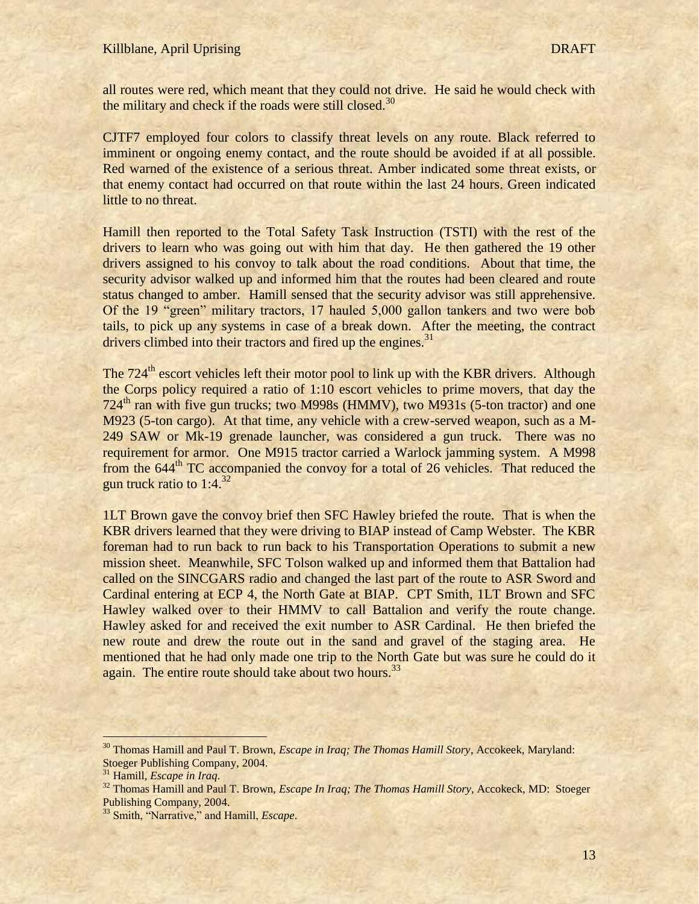all routes were red, which meant that they could not drive. He said he would check with the military and check if the roads were still closed.[30]

CJTF7 employed four colors to classify threat levels on any route. Black referred to imminent or ongoing enemy contact, and the route should be avoided if at all possible. Red warned of the existence of a serious threat. Amber indicated some threat exists, or that enemy contact had occurred on that route within the last 24 hours. Green indicated little to no threat.

Hamill then reported to the Total Safety Task Instruction (TSTI) with the rest of the drivers to learn who was going out with him that day. He then gathered the 19 other drivers assigned to his convoy to talk about the road conditions. About that time, the security advisor walked up and informed him that the routes had been cleared and route status changed to amber. Hamill sensed that the security advisor was still apprehensive. Of the 19 "green" military tractors, 17 hauled 5,000 gallon tankers and two were bob tails, to pick up any systems in case of a break down. After the meeting, the contract drivers climbed into their tractors and fired up the engines.[31]

The 724th escort vehicles left their motor pool to link up with the KBR drivers. Although the Corps policy required a ratio of 1:10 escort vehicles to prime movers, that day the 724th ran with five gun trucks; two M998s (HMMV), two M931s (5-ton tractor) and one M923 (5-ton cargo). At that time, any vehicle with a crew-served weapon, such as a M-249 SAW or Mk-19 grenade launcher, was considered a gun truck. There was no requirement for armor. One M915 tractor carried a Warlock jamming system. A M998 from the 644th TC accompanied the convoy for a total of 26 vehicles. That reduced the gun truck ratio to 1:4.[32]

1LT Brown gave the convoy brief then SFC Hawley briefed the route. That is when the KBR drivers learned that they were driving to BIAP instead of Camp Webster. The KBR foreman had to run back to run back to his Transportation Operations to submit a new mission sheet. Meanwhile, SFC Tolson walked up and informed them that Battalion had called on the SINCGARS radio and changed the last part of the route to ASR Sword and Cardinal entering at ECP 4, the North Gate at BIAP. CPT Smith, 1LT Brown and SFC Hawley walked over to their HMMV to call Battalion and verify the route change. Hawley asked for and received the exit number to ASR Cardinal. He then briefed the new route and drew the route out in the sand and gravel of the staging area. He mentioned that he had only made one trip to the North Gate but was sure he could do it again. The entire route should take about two hours.[33]

---

[30] Thomas Hamill and Paul T. Brown, *Escape in Iraq; The Thomas Hamill Story*, Accokeek, Maryland: Stoeger Publishing Company, 2004.

[31] Hamill, *Escape in Iraq*.

[32] Thomas Hamill and Paul T. Brown, *Escape In Iraq; The Thomas Hamill Story*, Accokeck, MD: Stoeger Publishing Company, 2004.

[33] Smith, "Narrative," and Hamill, *Escape*.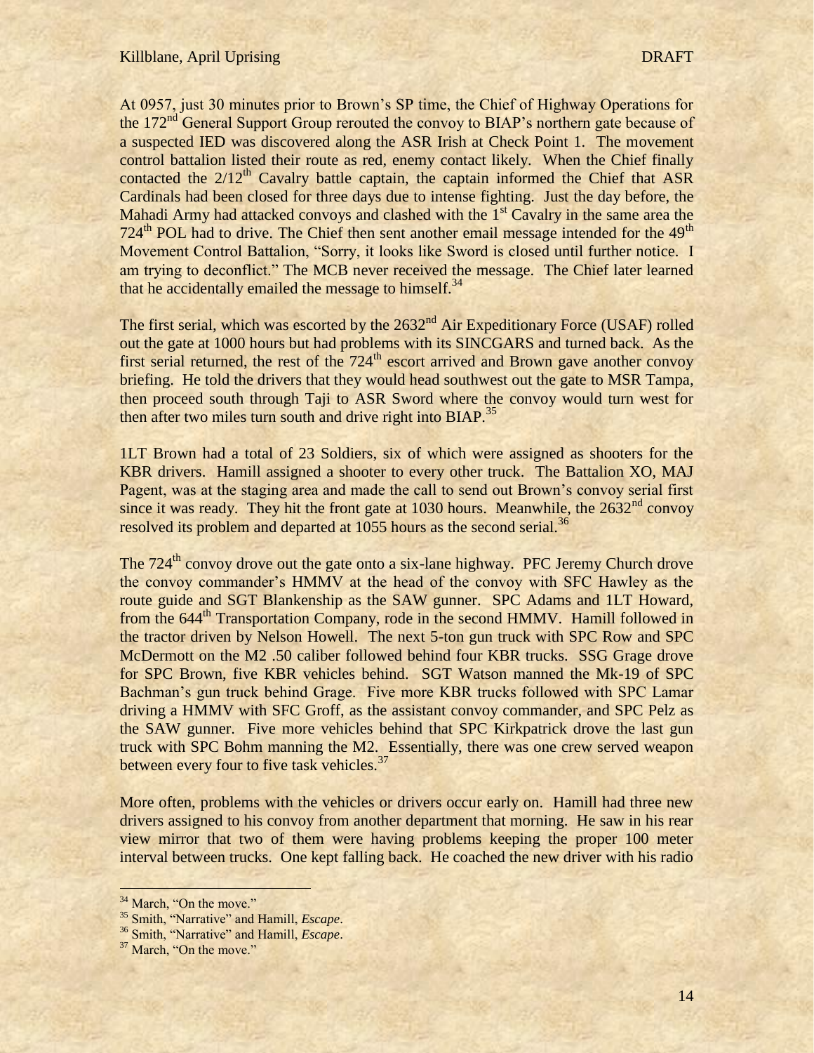At 0957, just 30 minutes prior to Brown's SP time, the Chief of Highway Operations for the 172nd General Support Group rerouted the convoy to BIAP's northern gate because of a suspected IED was discovered along the ASR Irish at Check Point 1. The movement control battalion listed their route as red, enemy contact likely. When the Chief finally contacted the 2/12th Cavalry battle captain, the captain informed the Chief that ASR Cardinals had been closed for three days due to intense fighting. Just the day before, the Mahadi Army had attacked convoys and clashed with the 1st Cavalry in the same area the 724th POL had to drive. The Chief then sent another email message intended for the 49th Movement Control Battalion, "Sorry, it looks like Sword is closed until further notice. I am trying to deconflict." The MCB never received the message. The Chief later learned that he accidentally emailed the message to himself.[34]

The first serial, which was escorted by the 2632nd Air Expeditionary Force (USAF) rolled out the gate at 1000 hours but had problems with its SINCGARS and turned back. As the first serial returned, the rest of the 724th escort arrived and Brown gave another convoy briefing. He told the drivers that they would head southwest out the gate to MSR Tampa, then proceed south through Taji to ASR Sword where the convoy would turn west for then after two miles turn south and drive right into BIAP.[35]

1LT Brown had a total of 23 Soldiers, six of which were assigned as shooters for the KBR drivers. Hamill assigned a shooter to every other truck. The Battalion XO, MAJ Pagent, was at the staging area and made the call to send out Brown's convoy serial first since it was ready. They hit the front gate at 1030 hours. Meanwhile, the 2632nd convoy resolved its problem and departed at 1055 hours as the second serial.[36]

The 724th convoy drove out the gate onto a six-lane highway. PFC Jeremy Church drove the convoy commander's HMMV at the head of the convoy with SFC Hawley as the route guide and SGT Blankenship as the SAW gunner. SPC Adams and 1LT Howard, from the 644th Transportation Company, rode in the second HMMV. Hamill followed in the tractor driven by Nelson Howell. The next 5-ton gun truck with SPC Row and SPC McDermott on the M2 .50 caliber followed behind four KBR trucks. SSG Grage drove for SPC Brown, five KBR vehicles behind. SGT Watson manned the Mk-19 of SPC Bachman's gun truck behind Grage. Five more KBR trucks followed with SPC Lamar driving a HMMV with SFC Groff, as the assistant convoy commander, and SPC Pelz as the SAW gunner. Five more vehicles behind that SPC Kirkpatrick drove the last gun truck with SPC Bohm manning the M2. Essentially, there was one crew served weapon between every four to five task vehicles.[37]

More often, problems with the vehicles or drivers occur early on. Hamill had three new drivers assigned to his convoy from another department that morning. He saw in his rear view mirror that two of them were having problems keeping the proper 100 meter interval between trucks. One kept falling back. He coached the new driver with his radio

---

[34] March, "On the move."

[35] Smith, "Narrative" and Hamill, *Escape*.

[36] Smith, "Narrative" and Hamill, *Escape*.

[37] March, "On the move."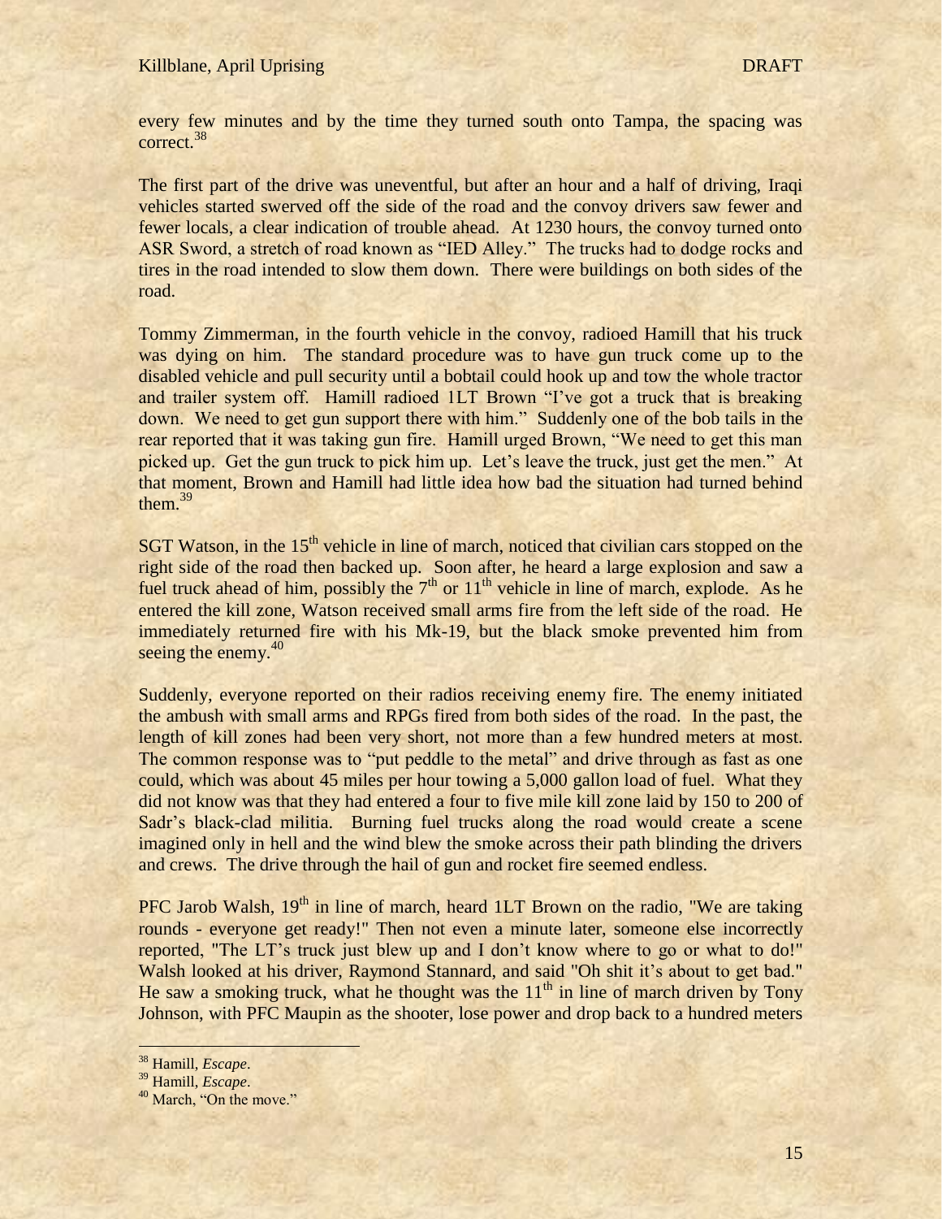every few minutes and by the time they turned south onto Tampa, the spacing was correct.[38]

The first part of the drive was uneventful, but after an hour and a half of driving, Iraqi vehicles started swerved off the side of the road and the convoy drivers saw fewer and fewer locals, a clear indication of trouble ahead. At 1230 hours, the convoy turned onto ASR Sword, a stretch of road known as "IED Alley." The trucks had to dodge rocks and tires in the road intended to slow them down. There were buildings on both sides of the road.

Tommy Zimmerman, in the fourth vehicle in the convoy, radioed Hamill that his truck was dying on him. The standard procedure was to have gun truck come up to the disabled vehicle and pull security until a bobtail could hook up and tow the whole tractor and trailer system off. Hamill radioed 1LT Brown "I've got a truck that is breaking down. We need to get gun support there with him." Suddenly one of the bob tails in the rear reported that it was taking gun fire. Hamill urged Brown, "We need to get this man picked up. Get the gun truck to pick him up. Let's leave the truck, just get the men." At that moment, Brown and Hamill had little idea how bad the situation had turned behind them.[39]

SGT Watson, in the 15th vehicle in line of march, noticed that civilian cars stopped on the right side of the road then backed up. Soon after, he heard a large explosion and saw a fuel truck ahead of him, possibly the 7th or 11th vehicle in line of march, explode. As he entered the kill zone, Watson received small arms fire from the left side of the road. He immediately returned fire with his Mk-19, but the black smoke prevented him from seeing the enemy.[40]

Suddenly, everyone reported on their radios receiving enemy fire. The enemy initiated the ambush with small arms and RPGs fired from both sides of the road. In the past, the length of kill zones had been very short, not more than a few hundred meters at most. The common response was to "put peddle to the metal" and drive through as fast as one could, which was about 45 miles per hour towing a 5,000 gallon load of fuel. What they did not know was that they had entered a four to five mile kill zone laid by 150 to 200 of Sadr's black-clad militia. Burning fuel trucks along the road would create a scene imagined only in hell and the wind blew the smoke across their path blinding the drivers and crews. The drive through the hail of gun and rocket fire seemed endless.

PFC Jarob Walsh, 19th in line of march, heard 1LT Brown on the radio, "We are taking rounds - everyone get ready!" Then not even a minute later, someone else incorrectly reported, "The LT's truck just blew up and I don't know where to go or what to do!" Walsh looked at his driver, Raymond Stannard, and said "Oh shit it's about to get bad." He saw a smoking truck, what he thought was the 11th in line of march driven by Tony Johnson, with PFC Maupin as the shooter, lose power and drop back to a hundred meters

---

[38] Hamill, *Escape*.

[39] Hamill, *Escape*.

[40] March, "On the move."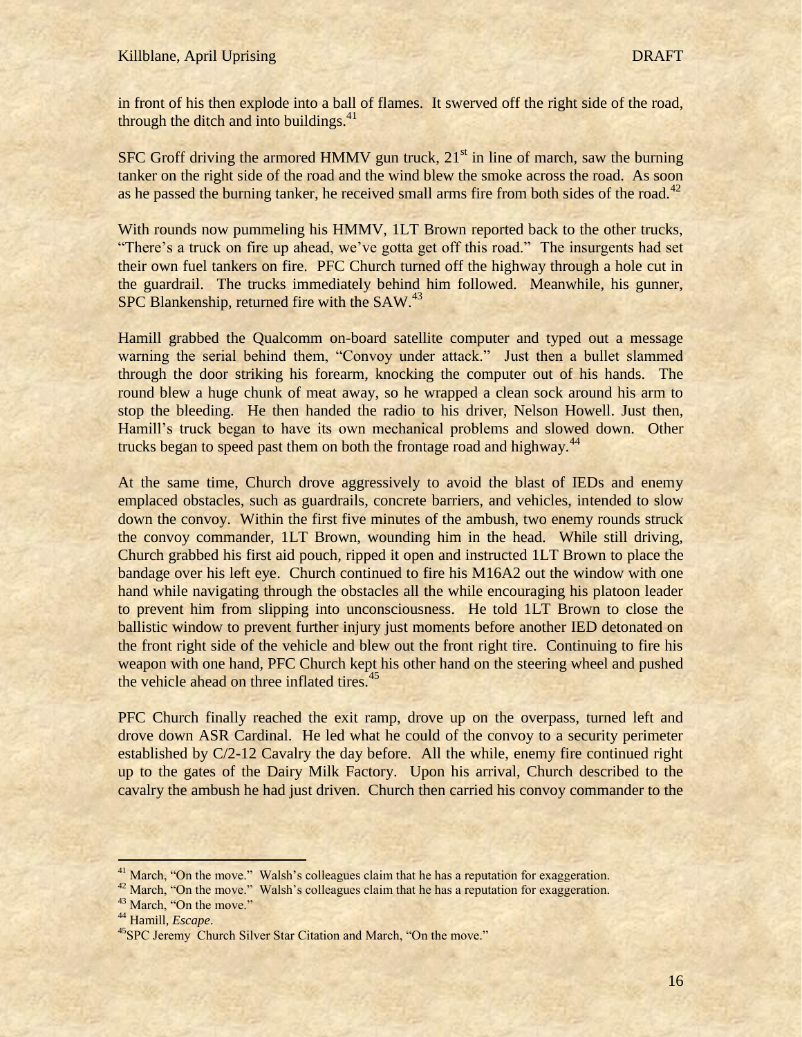in front of his then explode into a ball of flames. It swerved off the right side of the road, through the ditch and into buildings.[41]

SFC Groff driving the armored HMMV gun truck, 21st in line of march, saw the burning tanker on the right side of the road and the wind blew the smoke across the road. As soon as he passed the burning tanker, he received small arms fire from both sides of the road.[42]

With rounds now pummeling his HMMV, 1LT Brown reported back to the other trucks, "There's a truck on fire up ahead, we've gotta get off this road." The insurgents had set their own fuel tankers on fire. PFC Church turned off the highway through a hole cut in the guardrail. The trucks immediately behind him followed. Meanwhile, his gunner, SPC Blankenship, returned fire with the SAW.[43]

Hamill grabbed the Qualcomm on-board satellite computer and typed out a message warning the serial behind them, "Convoy under attack." Just then a bullet slammed through the door striking his forearm, knocking the computer out of his hands. The round blew a huge chunk of meat away, so he wrapped a clean sock around his arm to stop the bleeding. He then handed the radio to his driver, Nelson Howell. Just then, Hamill's truck began to have its own mechanical problems and slowed down. Other trucks began to speed past them on both the frontage road and highway.[44]

At the same time, Church drove aggressively to avoid the blast of IEDs and enemy emplaced obstacles, such as guardrails, concrete barriers, and vehicles, intended to slow down the convoy. Within the first five minutes of the ambush, two enemy rounds struck the convoy commander, 1LT Brown, wounding him in the head. While still driving, Church grabbed his first aid pouch, ripped it open and instructed 1LT Brown to place the bandage over his left eye. Church continued to fire his M16A2 out the window with one hand while navigating through the obstacles all the while encouraging his platoon leader to prevent him from slipping into unconsciousness. He told 1LT Brown to close the ballistic window to prevent further injury just moments before another IED detonated on the front right side of the vehicle and blew out the front right tire. Continuing to fire his weapon with one hand, PFC Church kept his other hand on the steering wheel and pushed the vehicle ahead on three inflated tires.[45]

PFC Church finally reached the exit ramp, drove up on the overpass, turned left and drove down ASR Cardinal. He led what he could of the convoy to a security perimeter established by C/2-12 Cavalry the day before. All the while, enemy fire continued right up to the gates of the Dairy Milk Factory. Upon his arrival, Church described to the cavalry the ambush he had just driven. Church then carried his convoy commander to the

---

[41] March, "On the move." Walsh's colleagues claim that he has a reputation for exaggeration.

[42] March, "On the move." Walsh's colleagues claim that he has a reputation for exaggeration.

[43] March, "On the move."

[44] Hamill, *Escape*.

[45] SPC Jeremy Church Silver Star Citation and March, "On the move."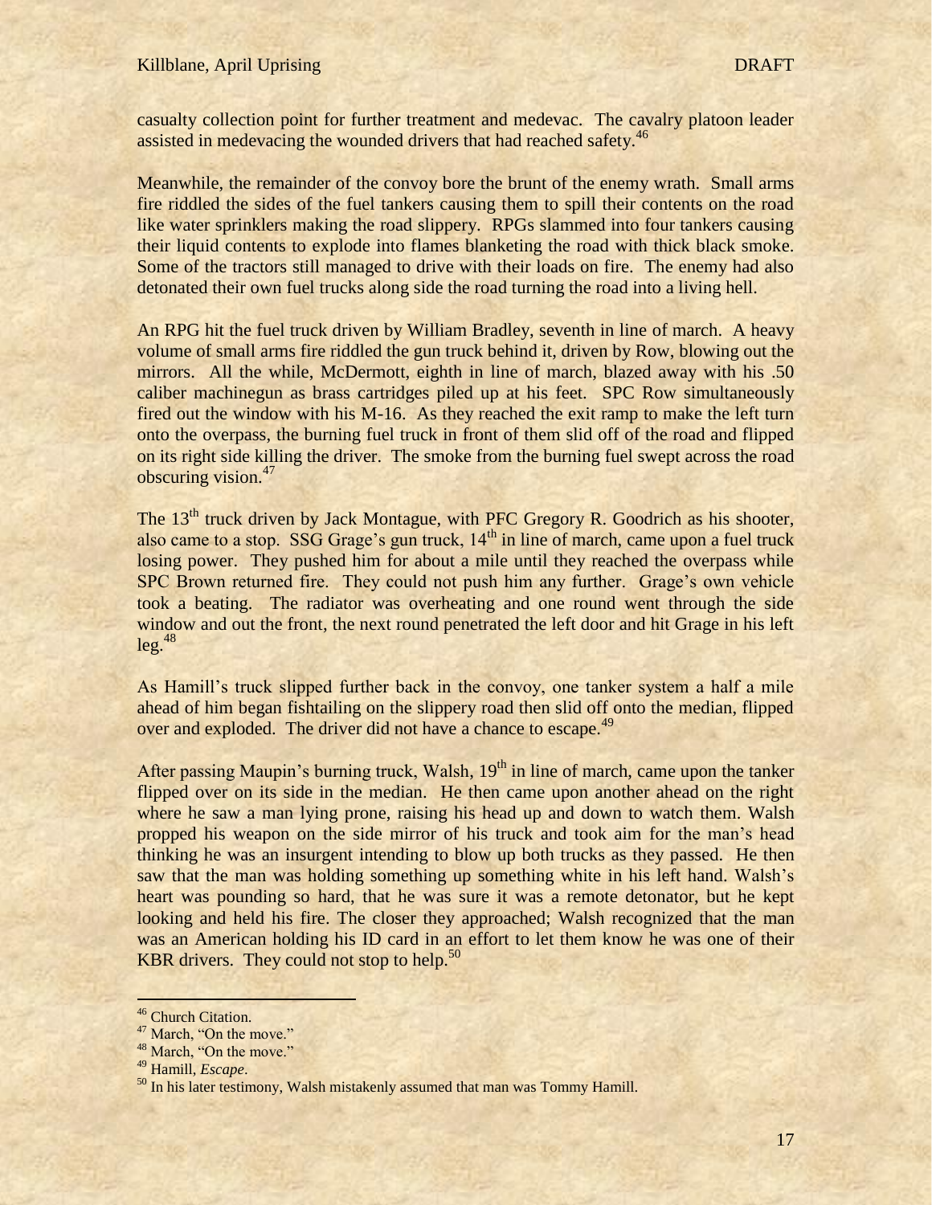casualty collection point for further treatment and medevac. The cavalry platoon leader assisted in medevacing the wounded drivers that had reached safety.[46]

Meanwhile, the remainder of the convoy bore the brunt of the enemy wrath. Small arms fire riddled the sides of the fuel tankers causing them to spill their contents on the road like water sprinklers making the road slippery. RPGs slammed into four tankers causing their liquid contents to explode into flames blanketing the road with thick black smoke. Some of the tractors still managed to drive with their loads on fire. The enemy had also detonated their own fuel trucks along side the road turning the road into a living hell.

An RPG hit the fuel truck driven by William Bradley, seventh in line of march. A heavy volume of small arms fire riddled the gun truck behind it, driven by Row, blowing out the mirrors. All the while, McDermott, eighth in line of march, blazed away with his .50 caliber machinegun as brass cartridges piled up at his feet. SPC Row simultaneously fired out the window with his M-16. As they reached the exit ramp to make the left turn onto the overpass, the burning fuel truck in front of them slid off of the road and flipped on its right side killing the driver. The smoke from the burning fuel swept across the road obscuring vision.[47]

The 13th truck driven by Jack Montague, with PFC Gregory R. Goodrich as his shooter, also came to a stop. SSG Grage's gun truck, 14th in line of march, came upon a fuel truck losing power. They pushed him for about a mile until they reached the overpass while SPC Brown returned fire. They could not push him any further. Grage's own vehicle took a beating. The radiator was overheating and one round went through the side window and out the front, the next round penetrated the left door and hit Grage in his left leg.[48]

As Hamill's truck slipped further back in the convoy, one tanker system a half a mile ahead of him began fishtailing on the slippery road then slid off onto the median, flipped over and exploded. The driver did not have a chance to escape.[49]

After passing Maupin's burning truck, Walsh, 19th in line of march, came upon the tanker flipped over on its side in the median. He then came upon another ahead on the right where he saw a man lying prone, raising his head up and down to watch them. Walsh propped his weapon on the side mirror of his truck and took aim for the man's head thinking he was an insurgent intending to blow up both trucks as they passed. He then saw that the man was holding something up something white in his left hand. Walsh's heart was pounding so hard, that he was sure it was a remote detonator, but he kept looking and held his fire. The closer they approached; Walsh recognized that the man was an American holding his ID card in an effort to let them know he was one of their KBR drivers. They could not stop to help.[50]

---

[46] Church Citation.

[47] March, "On the move."

[48] March, "On the move."

[49] Hamill, *Escape*.

[50] In his later testimony, Walsh mistakenly assumed that man was Tommy Hamill.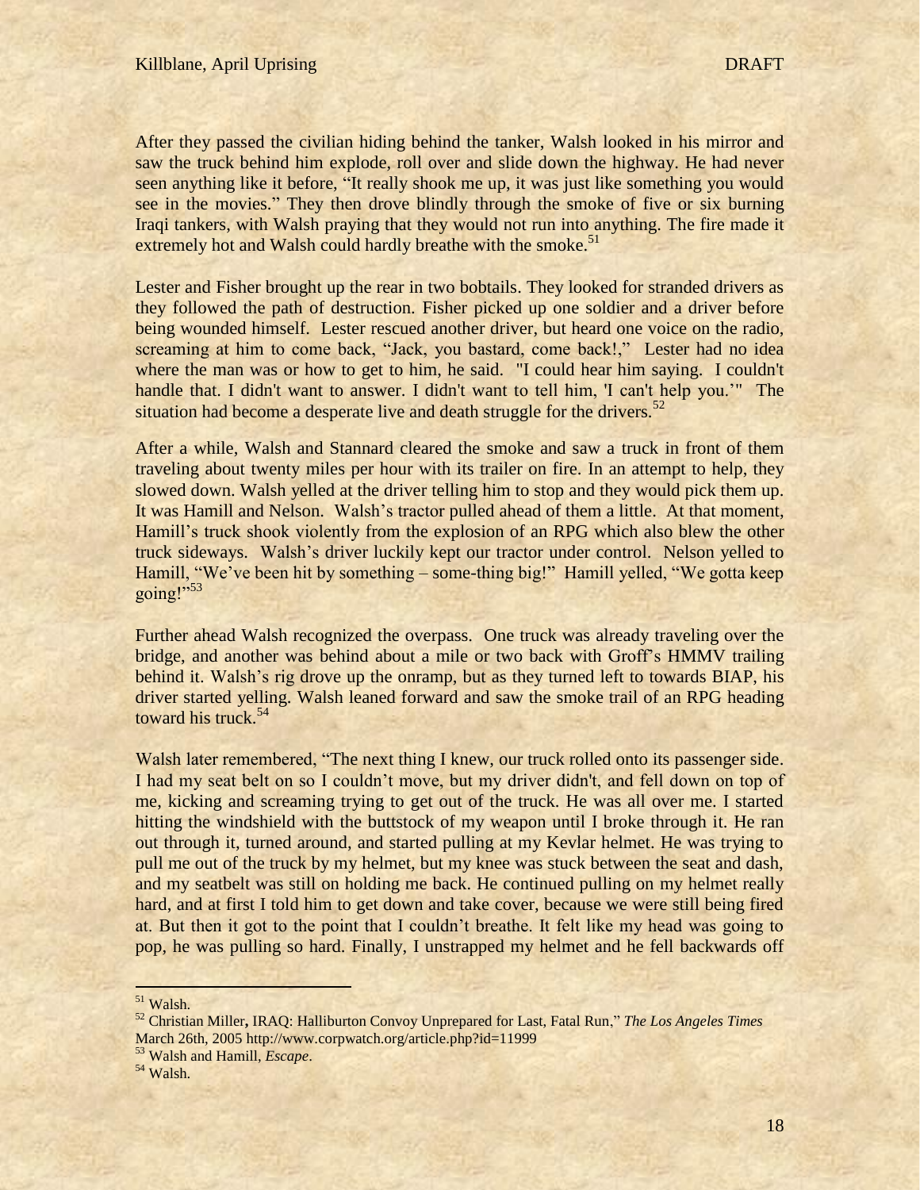After they passed the civilian hiding behind the tanker, Walsh looked in his mirror and saw the truck behind him explode, roll over and slide down the highway. He had never seen anything like it before, "It really shook me up, it was just like something you would see in the movies." They then drove blindly through the smoke of five or six burning Iraqi tankers, with Walsh praying that they would not run into anything. The fire made it extremely hot and Walsh could hardly breathe with the smoke.[51]

Lester and Fisher brought up the rear in two bobtails. They looked for stranded drivers as they followed the path of destruction. Fisher picked up one soldier and a driver before being wounded himself. Lester rescued another driver, but heard one voice on the radio, screaming at him to come back, "Jack, you bastard, come back!," Lester had no idea where the man was or how to get to him, he said. "I could hear him saying. I couldn't handle that. I didn't want to answer. I didn't want to tell him, 'I can't help you.'" The situation had become a desperate live and death struggle for the drivers.[52]

After a while, Walsh and Stannard cleared the smoke and saw a truck in front of them traveling about twenty miles per hour with its trailer on fire. In an attempt to help, they slowed down. Walsh yelled at the driver telling him to stop and they would pick them up. It was Hamill and Nelson. Walsh's tractor pulled ahead of them a little. At that moment, Hamill's truck shook violently from the explosion of an RPG which also blew the other truck sideways. Walsh's driver luckily kept our tractor under control. Nelson yelled to Hamill, "We've been hit by something – some-thing big!" Hamill yelled, "We gotta keep going!"[53]

Further ahead Walsh recognized the overpass. One truck was already traveling over the bridge, and another was behind about a mile or two back with Groff's HMMV trailing behind it. Walsh's rig drove up the onramp, but as they turned left to towards BIAP, his driver started yelling. Walsh leaned forward and saw the smoke trail of an RPG heading toward his truck.[54]

Walsh later remembered, "The next thing I knew, our truck rolled onto its passenger side. I had my seat belt on so I couldn't move, but my driver didn't, and fell down on top of me, kicking and screaming trying to get out of the truck. He was all over me. I started hitting the windshield with the buttstock of my weapon until I broke through it. He ran out through it, turned around, and started pulling at my Kevlar helmet. He was trying to pull me out of the truck by my helmet, but my knee was stuck between the seat and dash, and my seatbelt was still on holding me back. He continued pulling on my helmet really hard, and at first I told him to get down and take cover, because we were still being fired at. But then it got to the point that I couldn't breathe. It felt like my head was going to pop, he was pulling so hard. Finally, I unstrapped my helmet and he fell backwards off

---

[51] Walsh.

[52] Christian Miller**,** IRAQ: Halliburton Convoy Unprepared for Last, Fatal Run," *The Los Angeles Times* March 26th, 2005 http://www.corpwatch.org/article.php?id=11999

[53] Walsh and Hamill, *Escape*.

[54] Walsh.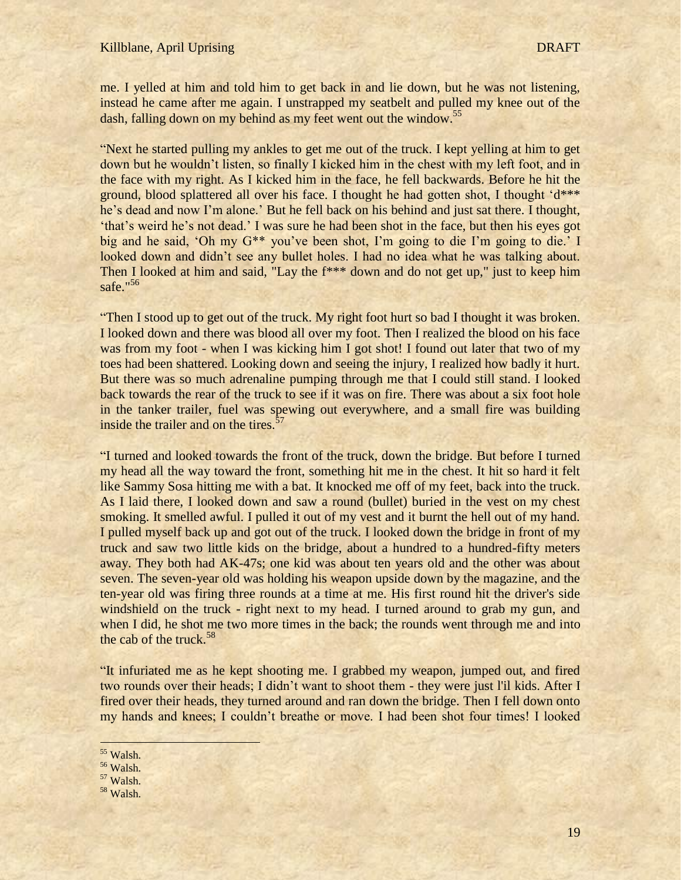me. I yelled at him and told him to get back in and lie down, but he was not listening, instead he came after me again. I unstrapped my seatbelt and pulled my knee out of the dash, falling down on my behind as my feet went out the window.[55]

"Next he started pulling my ankles to get me out of the truck. I kept yelling at him to get down but he wouldn't listen, so finally I kicked him in the chest with my left foot, and in the face with my right. As I kicked him in the face, he fell backwards. Before he hit the ground, blood splattered all over his face. I thought he had gotten shot, I thought 'd*** he's dead and now I'm alone.' But he fell back on his behind and just sat there. I thought, 'that's weird he's not dead.' I was sure he had been shot in the face, but then his eyes got big and he said, 'Oh my G** you've been shot, I'm going to die I'm going to die.' I looked down and didn't see any bullet holes. I had no idea what he was talking about. Then I looked at him and said, "Lay the f*** down and do not get up," just to keep him safe."[56]

"Then I stood up to get out of the truck. My right foot hurt so bad I thought it was broken. I looked down and there was blood all over my foot. Then I realized the blood on his face was from my foot - when I was kicking him I got shot! I found out later that two of my toes had been shattered. Looking down and seeing the injury, I realized how badly it hurt. But there was so much adrenaline pumping through me that I could still stand. I looked back towards the rear of the truck to see if it was on fire. There was about a six foot hole in the tanker trailer, fuel was spewing out everywhere, and a small fire was building inside the trailer and on the tires.[57]

"I turned and looked towards the front of the truck, down the bridge. But before I turned my head all the way toward the front, something hit me in the chest. It hit so hard it felt like Sammy Sosa hitting me with a bat. It knocked me off of my feet, back into the truck. As I laid there, I looked down and saw a round (bullet) buried in the vest on my chest smoking. It smelled awful. I pulled it out of my vest and it burnt the hell out of my hand. I pulled myself back up and got out of the truck. I looked down the bridge in front of my truck and saw two little kids on the bridge, about a hundred to a hundred-fifty meters away. They both had AK-47s; one kid was about ten years old and the other was about seven. The seven-year old was holding his weapon upside down by the magazine, and the ten-year old was firing three rounds at a time at me. His first round hit the driver's side windshield on the truck - right next to my head. I turned around to grab my gun, and when I did, he shot me two more times in the back; the rounds went through me and into the cab of the truck.[58]

"It infuriated me as he kept shooting me. I grabbed my weapon, jumped out, and fired two rounds over their heads; I didn't want to shoot them - they were just l'il kids. After I fired over their heads, they turned around and ran down the bridge. Then I fell down onto my hands and knees; I couldn't breathe or move. I had been shot four times! I looked

---

[55] Walsh.

[56] Walsh.

[57] Walsh.

[58] Walsh.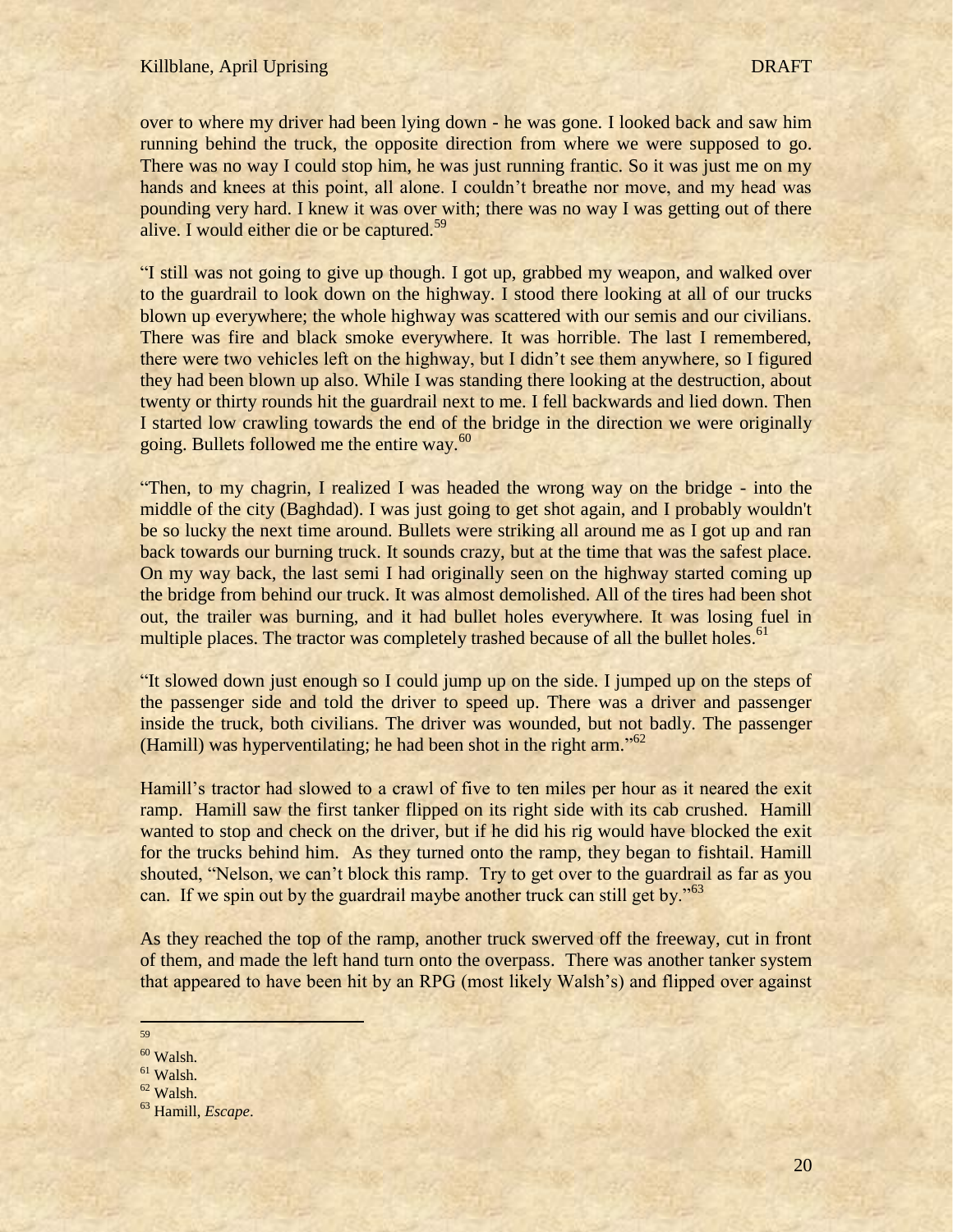over to where my driver had been lying down - he was gone. I looked back and saw him running behind the truck, the opposite direction from where we were supposed to go. There was no way I could stop him, he was just running frantic. So it was just me on my hands and knees at this point, all alone. I couldn't breathe nor move, and my head was pounding very hard. I knew it was over with; there was no way I was getting out of there alive. I would either die or be captured.[59]

"I still was not going to give up though. I got up, grabbed my weapon, and walked over to the guardrail to look down on the highway. I stood there looking at all of our trucks blown up everywhere; the whole highway was scattered with our semis and our civilians. There was fire and black smoke everywhere. It was horrible. The last I remembered, there were two vehicles left on the highway, but I didn't see them anywhere, so I figured they had been blown up also. While I was standing there looking at the destruction, about twenty or thirty rounds hit the guardrail next to me. I fell backwards and lied down. Then I started low crawling towards the end of the bridge in the direction we were originally going. Bullets followed me the entire way.[60]

"Then, to my chagrin, I realized I was headed the wrong way on the bridge - into the middle of the city (Baghdad). I was just going to get shot again, and I probably wouldn't be so lucky the next time around. Bullets were striking all around me as I got up and ran back towards our burning truck. It sounds crazy, but at the time that was the safest place. On my way back, the last semi I had originally seen on the highway started coming up the bridge from behind our truck. It was almost demolished. All of the tires had been shot out, the trailer was burning, and it had bullet holes everywhere. It was losing fuel in multiple places. The tractor was completely trashed because of all the bullet holes.[61]

"It slowed down just enough so I could jump up on the side. I jumped up on the steps of the passenger side and told the driver to speed up. There was a driver and passenger inside the truck, both civilians. The driver was wounded, but not badly. The passenger (Hamill) was hyperventilating; he had been shot in the right arm."[62]

Hamill's tractor had slowed to a crawl of five to ten miles per hour as it neared the exit ramp. Hamill saw the first tanker flipped on its right side with its cab crushed. Hamill wanted to stop and check on the driver, but if he did his rig would have blocked the exit for the trucks behind him. As they turned onto the ramp, they began to fishtail. Hamill shouted, "Nelson, we can't block this ramp. Try to get over to the guardrail as far as you can. If we spin out by the guardrail maybe another truck can still get by."[63]

As they reached the top of the ramp, another truck swerved off the freeway, cut in front of them, and made the left hand turn onto the overpass. There was another tanker system that appeared to have been hit by an RPG (most likely Walsh's) and flipped over against

---

[59]

[60] Walsh.

[61] Walsh.

[62] Walsh.

[63] Hamill, *Escape*.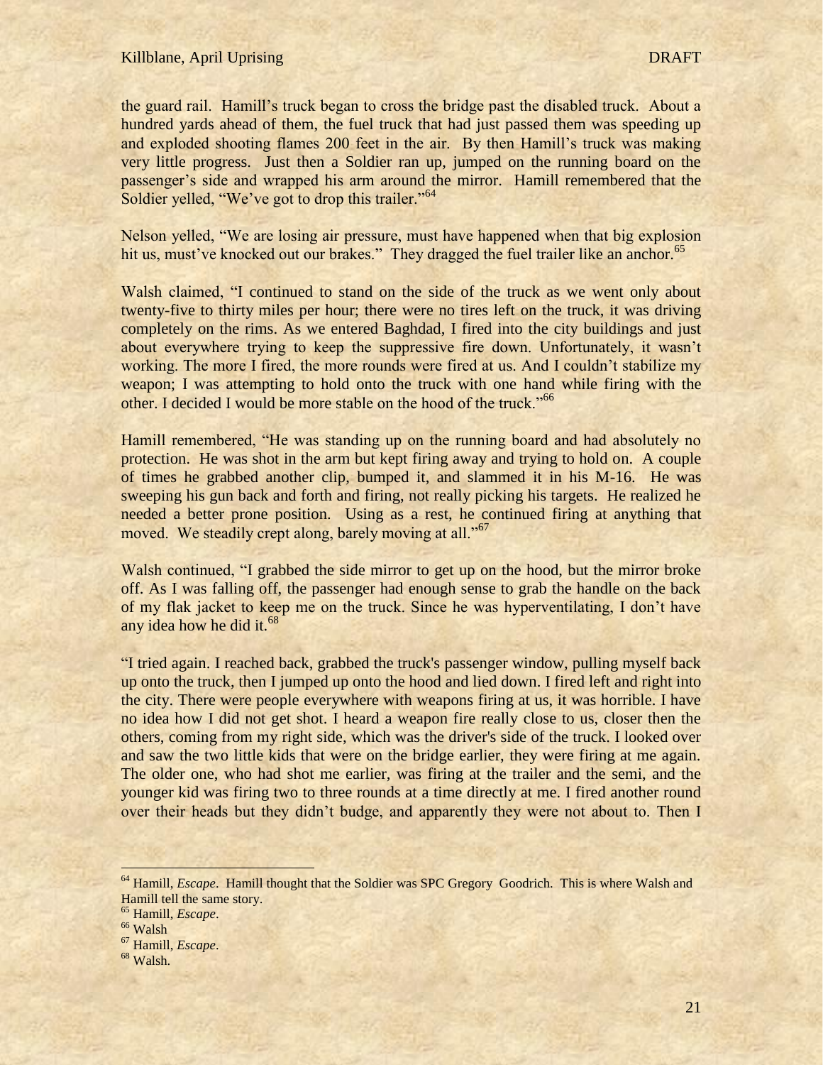the guard rail. Hamill's truck began to cross the bridge past the disabled truck. About a hundred yards ahead of them, the fuel truck that had just passed them was speeding up and exploded shooting flames 200 feet in the air. By then Hamill's truck was making very little progress. Just then a Soldier ran up, jumped on the running board on the passenger's side and wrapped his arm around the mirror. Hamill remembered that the Soldier yelled, "We've got to drop this trailer."[64]

Nelson yelled, "We are losing air pressure, must have happened when that big explosion hit us, must've knocked out our brakes." They dragged the fuel trailer like an anchor.[65]

Walsh claimed, "I continued to stand on the side of the truck as we went only about twenty-five to thirty miles per hour; there were no tires left on the truck, it was driving completely on the rims. As we entered Baghdad, I fired into the city buildings and just about everywhere trying to keep the suppressive fire down. Unfortunately, it wasn't working. The more I fired, the more rounds were fired at us. And I couldn't stabilize my weapon; I was attempting to hold onto the truck with one hand while firing with the other. I decided I would be more stable on the hood of the truck."[66]

Hamill remembered, "He was standing up on the running board and had absolutely no protection. He was shot in the arm but kept firing away and trying to hold on. A couple of times he grabbed another clip, bumped it, and slammed it in his M-16. He was sweeping his gun back and forth and firing, not really picking his targets. He realized he needed a better prone position. Using as a rest, he continued firing at anything that moved. We steadily crept along, barely moving at all."[67]

Walsh continued, "I grabbed the side mirror to get up on the hood, but the mirror broke off. As I was falling off, the passenger had enough sense to grab the handle on the back of my flak jacket to keep me on the truck. Since he was hyperventilating, I don't have any idea how he did it.[68]

"I tried again. I reached back, grabbed the truck's passenger window, pulling myself back up onto the truck, then I jumped up onto the hood and lied down. I fired left and right into the city. There were people everywhere with weapons firing at us, it was horrible. I have no idea how I did not get shot. I heard a weapon fire really close to us, closer then the others, coming from my right side, which was the driver's side of the truck. I looked over and saw the two little kids that were on the bridge earlier, they were firing at me again. The older one, who had shot me earlier, was firing at the trailer and the semi, and the younger kid was firing two to three rounds at a time directly at me. I fired another round over their heads but they didn't budge, and apparently they were not about to. Then I

---

[64] Hamill, *Escape*. Hamill thought that the Soldier was SPC Gregory Goodrich. This is where Walsh and Hamill tell the same story.

[65] Hamill, *Escape*.

[66] Walsh

[67] Hamill, *Escape*.

[68] Walsh.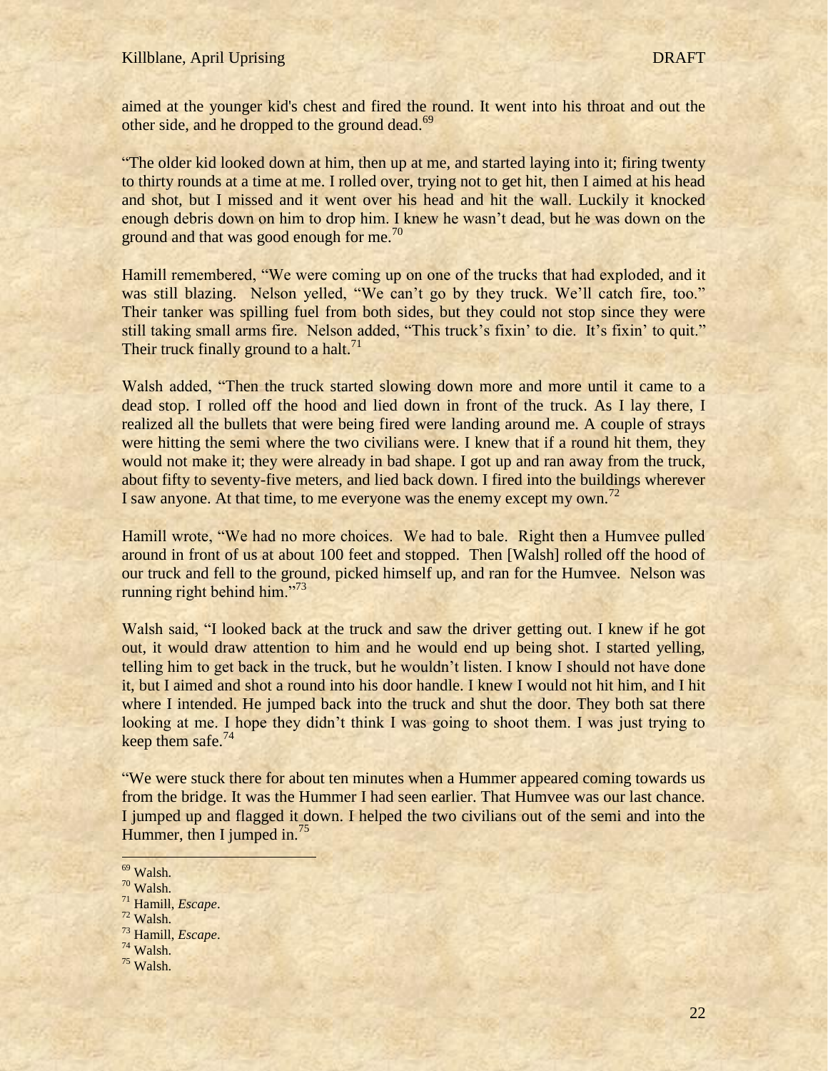aimed at the younger kid's chest and fired the round. It went into his throat and out the other side, and he dropped to the ground dead.[69]

"The older kid looked down at him, then up at me, and started laying into it; firing twenty to thirty rounds at a time at me. I rolled over, trying not to get hit, then I aimed at his head and shot, but I missed and it went over his head and hit the wall. Luckily it knocked enough debris down on him to drop him. I knew he wasn't dead, but he was down on the ground and that was good enough for me.[70]

Hamill remembered, "We were coming up on one of the trucks that had exploded, and it was still blazing. Nelson yelled, "We can't go by they truck. We'll catch fire, too." Their tanker was spilling fuel from both sides, but they could not stop since they were still taking small arms fire. Nelson added, "This truck's fixin' to die. It's fixin' to quit." Their truck finally ground to a halt.[71]

Walsh added, "Then the truck started slowing down more and more until it came to a dead stop. I rolled off the hood and lied down in front of the truck. As I lay there, I realized all the bullets that were being fired were landing around me. A couple of strays were hitting the semi where the two civilians were. I knew that if a round hit them, they would not make it; they were already in bad shape. I got up and ran away from the truck, about fifty to seventy-five meters, and lied back down. I fired into the buildings wherever I saw anyone. At that time, to me everyone was the enemy except my own.[72]

Hamill wrote, "We had no more choices. We had to bale. Right then a Humvee pulled around in front of us at about 100 feet and stopped. Then [Walsh] rolled off the hood of our truck and fell to the ground, picked himself up, and ran for the Humvee. Nelson was running right behind him."[73]

Walsh said, "I looked back at the truck and saw the driver getting out. I knew if he got out, it would draw attention to him and he would end up being shot. I started yelling, telling him to get back in the truck, but he wouldn't listen. I know I should not have done it, but I aimed and shot a round into his door handle. I knew I would not hit him, and I hit where I intended. He jumped back into the truck and shut the door. They both sat there looking at me. I hope they didn't think I was going to shoot them. I was just trying to keep them safe.[74]

"We were stuck there for about ten minutes when a Hummer appeared coming towards us from the bridge. It was the Hummer I had seen earlier. That Humvee was our last chance. I jumped up and flagged it down. I helped the two civilians out of the semi and into the Hummer, then I jumped in.[75]

---

[69] Walsh.
[70] Walsh.
[71] Hamill, *Escape*.
[72] Walsh.
[73] Hamill, *Escape*.
[74] Walsh.
[75] Walsh.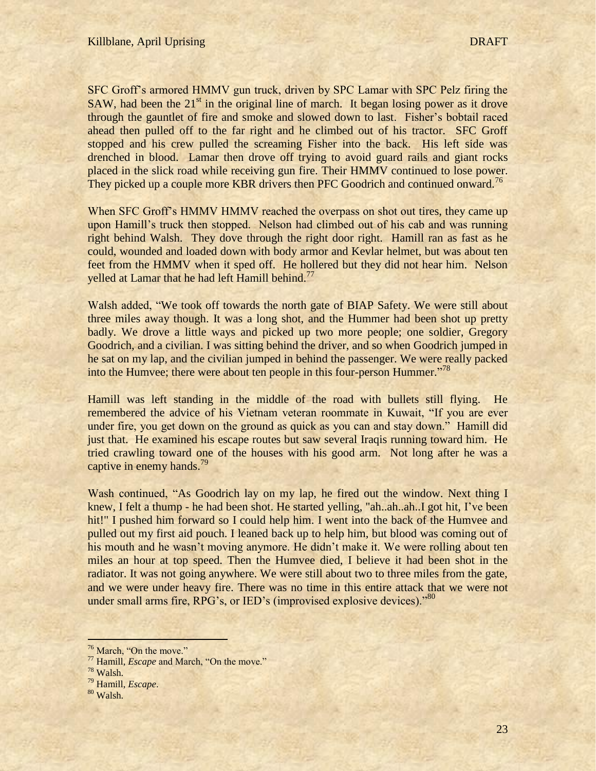SFC Groff's armored HMMV gun truck, driven by SPC Lamar with SPC Pelz firing the SAW, had been the 21st in the original line of march. It began losing power as it drove through the gauntlet of fire and smoke and slowed down to last. Fisher's bobtail raced ahead then pulled off to the far right and he climbed out of his tractor. SFC Groff stopped and his crew pulled the screaming Fisher into the back. His left side was drenched in blood. Lamar then drove off trying to avoid guard rails and giant rocks placed in the slick road while receiving gun fire. Their HMMV continued to lose power. They picked up a couple more KBR drivers then PFC Goodrich and continued onward.[76]

When SFC Groff's HMMV HMMV reached the overpass on shot out tires, they came up upon Hamill's truck then stopped. Nelson had climbed out of his cab and was running right behind Walsh. They dove through the right door right. Hamill ran as fast as he could, wounded and loaded down with body armor and Kevlar helmet, but was about ten feet from the HMMV when it sped off. He hollered but they did not hear him. Nelson yelled at Lamar that he had left Hamill behind.[77]

Walsh added, "We took off towards the north gate of BIAP Safety. We were still about three miles away though. It was a long shot, and the Hummer had been shot up pretty badly. We drove a little ways and picked up two more people; one soldier, Gregory Goodrich, and a civilian. I was sitting behind the driver, and so when Goodrich jumped in he sat on my lap, and the civilian jumped in behind the passenger. We were really packed into the Humvee; there were about ten people in this four-person Hummer."[78]

Hamill was left standing in the middle of the road with bullets still flying. He remembered the advice of his Vietnam veteran roommate in Kuwait, "If you are ever under fire, you get down on the ground as quick as you can and stay down." Hamill did just that. He examined his escape routes but saw several Iraqis running toward him. He tried crawling toward one of the houses with his good arm. Not long after he was a captive in enemy hands.[79]

Wash continued, "As Goodrich lay on my lap, he fired out the window. Next thing I knew, I felt a thump - he had been shot. He started yelling, "ah..ah..ah..I got hit, I've been hit!" I pushed him forward so I could help him. I went into the back of the Humvee and pulled out my first aid pouch. I leaned back up to help him, but blood was coming out of his mouth and he wasn't moving anymore. He didn't make it. We were rolling about ten miles an hour at top speed. Then the Humvee died, I believe it had been shot in the radiator. It was not going anywhere. We were still about two to three miles from the gate, and we were under heavy fire. There was no time in this entire attack that we were not under small arms fire, RPG's, or IED's (improvised explosive devices)."[80]

---

[76] March, "On the move."

[77] Hamill, *Escape* and March, "On the move."

[78] Walsh.

[79] Hamill, *Escape*.

[80] Walsh.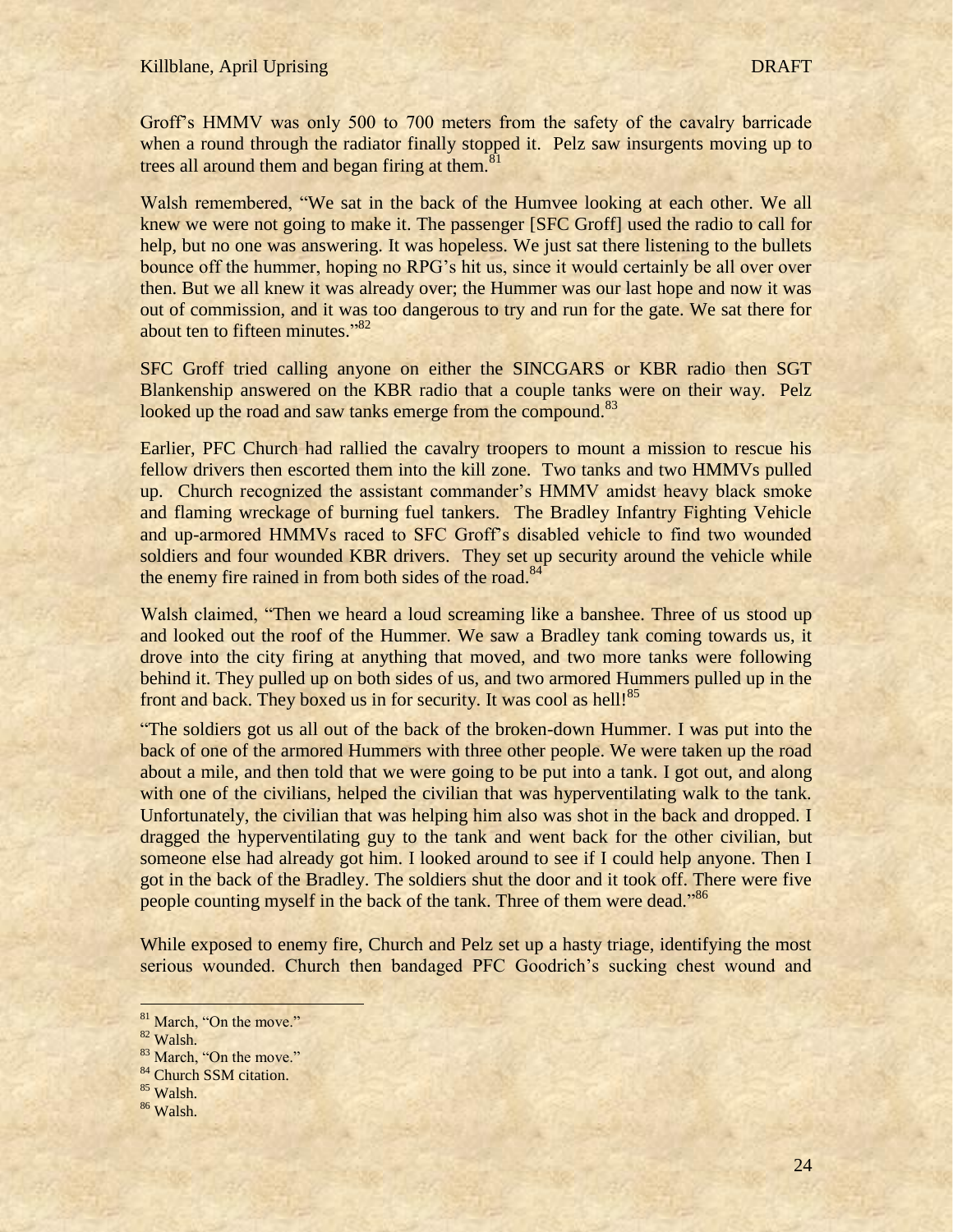Groff's HMMV was only 500 to 700 meters from the safety of the cavalry barricade when a round through the radiator finally stopped it. Pelz saw insurgents moving up to trees all around them and began firing at them.[81]

Walsh remembered, "We sat in the back of the Humvee looking at each other. We all knew we were not going to make it. The passenger [SFC Groff] used the radio to call for help, but no one was answering. It was hopeless. We just sat there listening to the bullets bounce off the hummer, hoping no RPG's hit us, since it would certainly be all over over then. But we all knew it was already over; the Hummer was our last hope and now it was out of commission, and it was too dangerous to try and run for the gate. We sat there for about ten to fifteen minutes."[82]

SFC Groff tried calling anyone on either the SINCGARS or KBR radio then SGT Blankenship answered on the KBR radio that a couple tanks were on their way. Pelz looked up the road and saw tanks emerge from the compound.[83]

Earlier, PFC Church had rallied the cavalry troopers to mount a mission to rescue his fellow drivers then escorted them into the kill zone. Two tanks and two HMMVs pulled up. Church recognized the assistant commander's HMMV amidst heavy black smoke and flaming wreckage of burning fuel tankers. The Bradley Infantry Fighting Vehicle and up-armored HMMVs raced to SFC Groff's disabled vehicle to find two wounded soldiers and four wounded KBR drivers. They set up security around the vehicle while the enemy fire rained in from both sides of the road.[84]

Walsh claimed, "Then we heard a loud screaming like a banshee. Three of us stood up and looked out the roof of the Hummer. We saw a Bradley tank coming towards us, it drove into the city firing at anything that moved, and two more tanks were following behind it. They pulled up on both sides of us, and two armored Hummers pulled up in the front and back. They boxed us in for security. It was cool as hell![85]

"The soldiers got us all out of the back of the broken-down Hummer. I was put into the back of one of the armored Hummers with three other people. We were taken up the road about a mile, and then told that we were going to be put into a tank. I got out, and along with one of the civilians, helped the civilian that was hyperventilating walk to the tank. Unfortunately, the civilian that was helping him also was shot in the back and dropped. I dragged the hyperventilating guy to the tank and went back for the other civilian, but someone else had already got him. I looked around to see if I could help anyone. Then I got in the back of the Bradley. The soldiers shut the door and it took off. There were five people counting myself in the back of the tank. Three of them were dead."[86]

While exposed to enemy fire, Church and Pelz set up a hasty triage, identifying the most serious wounded. Church then bandaged PFC Goodrich's sucking chest wound and

---

[81] March, "On the move."
[82] Walsh.
[83] March, "On the move."
[84] Church SSM citation.
[85] Walsh.
[86] Walsh.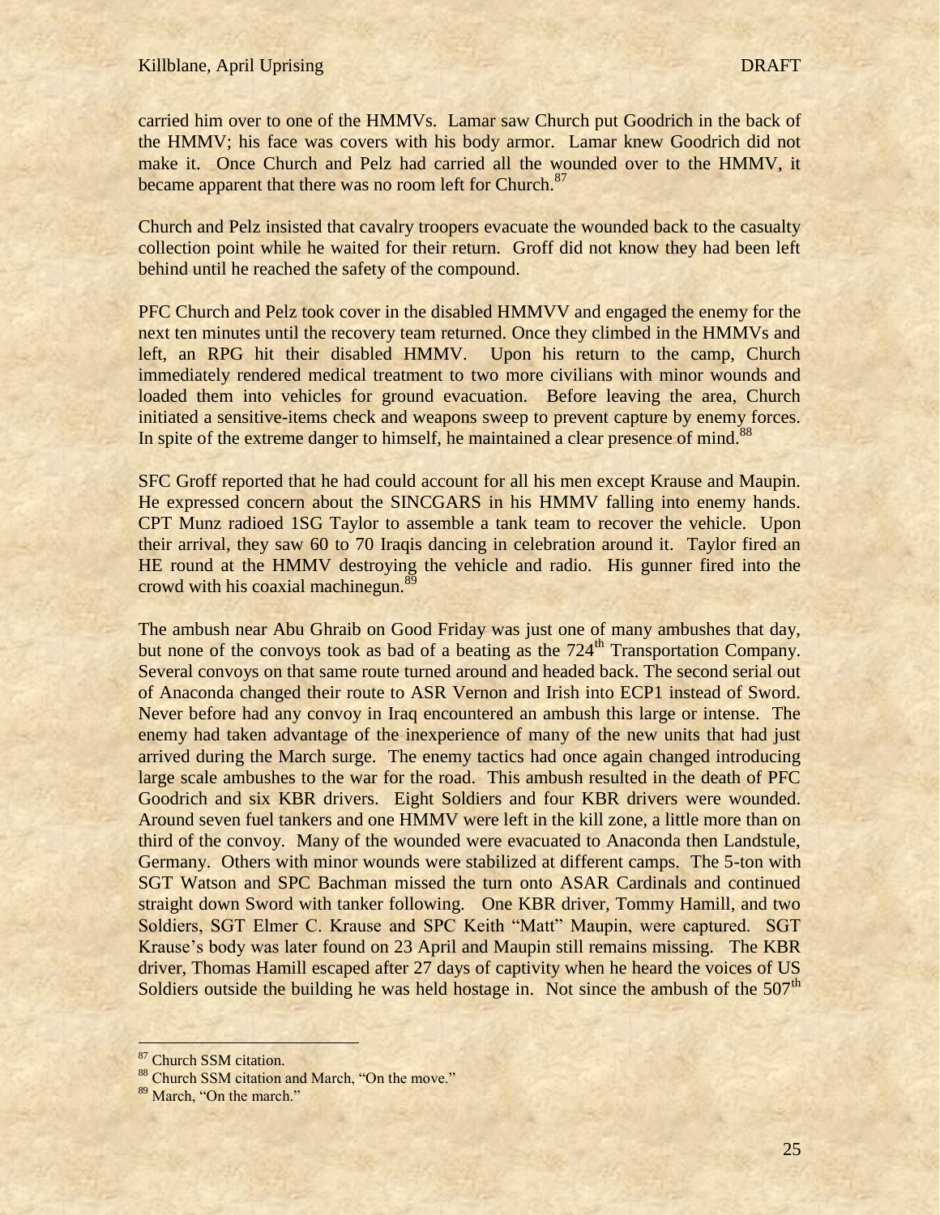carried him over to one of the HMMVs. Lamar saw Church put Goodrich in the back of the HMMV; his face was covers with his body armor. Lamar knew Goodrich did not make it. Once Church and Pelz had carried all the wounded over to the HMMV, it became apparent that there was no room left for Church.[87]

Church and Pelz insisted that cavalry troopers evacuate the wounded back to the casualty collection point while he waited for their return. Groff did not know they had been left behind until he reached the safety of the compound.

PFC Church and Pelz took cover in the disabled HMMVV and engaged the enemy for the next ten minutes until the recovery team returned. Once they climbed in the HMMVs and left, an RPG hit their disabled HMMV. Upon his return to the camp, Church immediately rendered medical treatment to two more civilians with minor wounds and loaded them into vehicles for ground evacuation. Before leaving the area, Church initiated a sensitive-items check and weapons sweep to prevent capture by enemy forces. In spite of the extreme danger to himself, he maintained a clear presence of mind.[88]

SFC Groff reported that he had could account for all his men except Krause and Maupin. He expressed concern about the SINCGARS in his HMMV falling into enemy hands. CPT Munz radioed 1SG Taylor to assemble a tank team to recover the vehicle. Upon their arrival, they saw 60 to 70 Iraqis dancing in celebration around it. Taylor fired an HE round at the HMMV destroying the vehicle and radio. His gunner fired into the crowd with his coaxial machinegun.[89]

The ambush near Abu Ghraib on Good Friday was just one of many ambushes that day, but none of the convoys took as bad of a beating as the 724th Transportation Company. Several convoys on that same route turned around and headed back. The second serial out of Anaconda changed their route to ASR Vernon and Irish into ECP1 instead of Sword. Never before had any convoy in Iraq encountered an ambush this large or intense. The enemy had taken advantage of the inexperience of many of the new units that had just arrived during the March surge. The enemy tactics had once again changed introducing large scale ambushes to the war for the road. This ambush resulted in the death of PFC Goodrich and six KBR drivers. Eight Soldiers and four KBR drivers were wounded. Around seven fuel tankers and one HMMV were left in the kill zone, a little more than on third of the convoy. Many of the wounded were evacuated to Anaconda then Landstule, Germany. Others with minor wounds were stabilized at different camps. The 5-ton with SGT Watson and SPC Bachman missed the turn onto ASAR Cardinals and continued straight down Sword with tanker following. One KBR driver, Tommy Hamill, and two Soldiers, SGT Elmer C. Krause and SPC Keith "Matt" Maupin, were captured. SGT Krause's body was later found on 23 April and Maupin still remains missing. The KBR driver, Thomas Hamill escaped after 27 days of captivity when he heard the voices of US Soldiers outside the building he was held hostage in. Not since the ambush of the 507th

---

[87] Church SSM citation.

[88] Church SSM citation and March, "On the move."

[89] March, "On the march."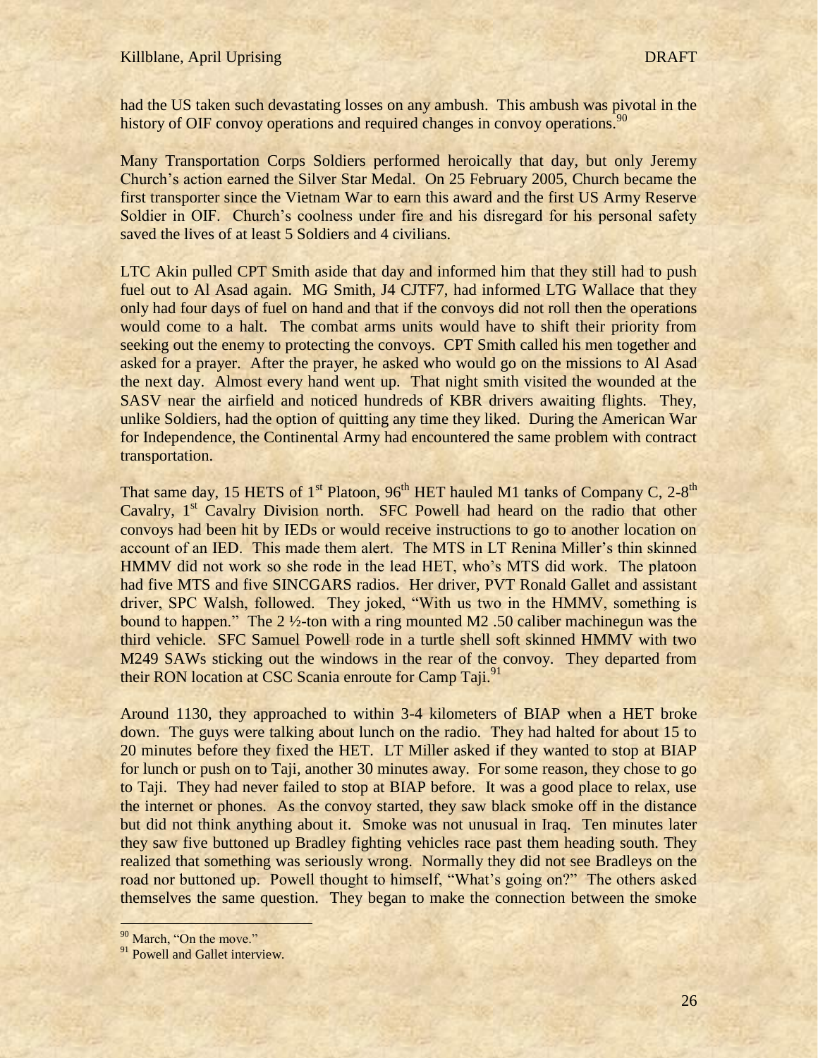had the US taken such devastating losses on any ambush. This ambush was pivotal in the history of OIF convoy operations and required changes in convoy operations.[90]

Many Transportation Corps Soldiers performed heroically that day, but only Jeremy Church's action earned the Silver Star Medal. On 25 February 2005, Church became the first transporter since the Vietnam War to earn this award and the first US Army Reserve Soldier in OIF. Church's coolness under fire and his disregard for his personal safety saved the lives of at least 5 Soldiers and 4 civilians.

LTC Akin pulled CPT Smith aside that day and informed him that they still had to push fuel out to Al Asad again. MG Smith, J4 CJTF7, had informed LTG Wallace that they only had four days of fuel on hand and that if the convoys did not roll then the operations would come to a halt. The combat arms units would have to shift their priority from seeking out the enemy to protecting the convoys. CPT Smith called his men together and asked for a prayer. After the prayer, he asked who would go on the missions to Al Asad the next day. Almost every hand went up. That night smith visited the wounded at the SASV near the airfield and noticed hundreds of KBR drivers awaiting flights. They, unlike Soldiers, had the option of quitting any time they liked. During the American War for Independence, the Continental Army had encountered the same problem with contract transportation.

That same day, 15 HETS of 1st Platoon, 96th HET hauled M1 tanks of Company C, 2-8th Cavalry, 1st Cavalry Division north. SFC Powell had heard on the radio that other convoys had been hit by IEDs or would receive instructions to go to another location on account of an IED. This made them alert. The MTS in LT Renina Miller's thin skinned HMMV did not work so she rode in the lead HET, who's MTS did work. The platoon had five MTS and five SINCGARS radios. Her driver, PVT Ronald Gallet and assistant driver, SPC Walsh, followed. They joked, "With us two in the HMMV, something is bound to happen." The 2 ½-ton with a ring mounted M2 .50 caliber machinegun was the third vehicle. SFC Samuel Powell rode in a turtle shell soft skinned HMMV with two M249 SAWs sticking out the windows in the rear of the convoy. They departed from their RON location at CSC Scania enroute for Camp Taji.[91]

Around 1130, they approached to within 3-4 kilometers of BIAP when a HET broke down. The guys were talking about lunch on the radio. They had halted for about 15 to 20 minutes before they fixed the HET. LT Miller asked if they wanted to stop at BIAP for lunch or push on to Taji, another 30 minutes away. For some reason, they chose to go to Taji. They had never failed to stop at BIAP before. It was a good place to relax, use the internet or phones. As the convoy started, they saw black smoke off in the distance but did not think anything about it. Smoke was not unusual in Iraq. Ten minutes later they saw five buttoned up Bradley fighting vehicles race past them heading south. They realized that something was seriously wrong. Normally they did not see Bradleys on the road nor buttoned up. Powell thought to himself, "What's going on?" The others asked themselves the same question. They began to make the connection between the smoke

[90] March, "On the move."

[91] Powell and Gallet interview.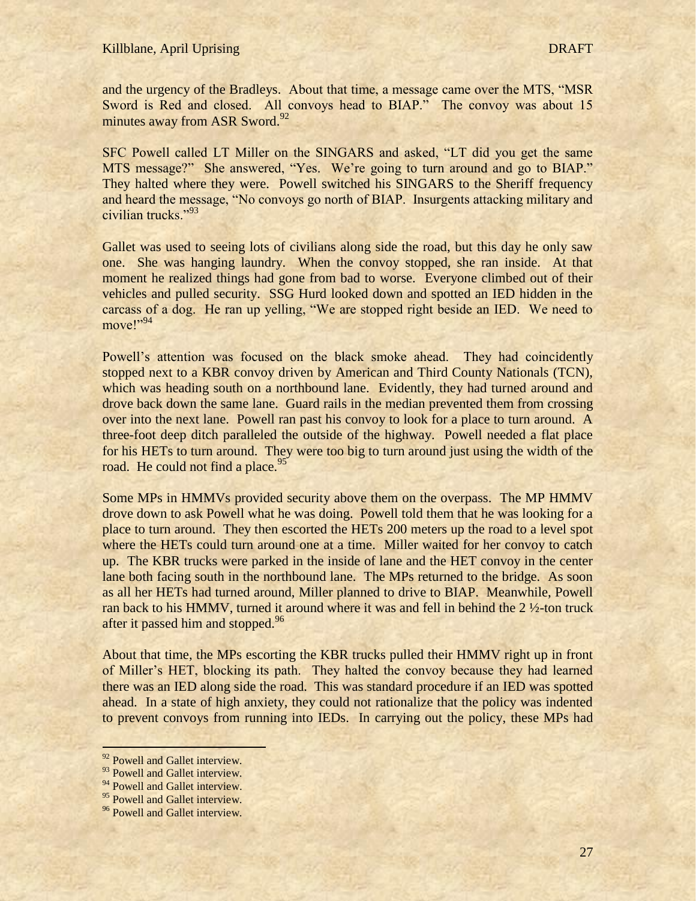and the urgency of the Bradleys. About that time, a message came over the MTS, "MSR Sword is Red and closed. All convoys head to BIAP." The convoy was about 15 minutes away from ASR Sword.[92]

SFC Powell called LT Miller on the SINGARS and asked, "LT did you get the same MTS message?" She answered, "Yes. We're going to turn around and go to BIAP." They halted where they were. Powell switched his SINGARS to the Sheriff frequency and heard the message, "No convoys go north of BIAP. Insurgents attacking military and civilian trucks."[93]

Gallet was used to seeing lots of civilians along side the road, but this day he only saw one. She was hanging laundry. When the convoy stopped, she ran inside. At that moment he realized things had gone from bad to worse. Everyone climbed out of their vehicles and pulled security. SSG Hurd looked down and spotted an IED hidden in the carcass of a dog. He ran up yelling, "We are stopped right beside an IED. We need to move!"[94]

Powell's attention was focused on the black smoke ahead. They had coincidently stopped next to a KBR convoy driven by American and Third County Nationals (TCN), which was heading south on a northbound lane. Evidently, they had turned around and drove back down the same lane. Guard rails in the median prevented them from crossing over into the next lane. Powell ran past his convoy to look for a place to turn around. A three-foot deep ditch paralleled the outside of the highway. Powell needed a flat place for his HETs to turn around. They were too big to turn around just using the width of the road. He could not find a place.[95]

Some MPs in HMMVs provided security above them on the overpass. The MP HMMV drove down to ask Powell what he was doing. Powell told them that he was looking for a place to turn around. They then escorted the HETs 200 meters up the road to a level spot where the HETs could turn around one at a time. Miller waited for her convoy to catch up. The KBR trucks were parked in the inside of lane and the HET convoy in the center lane both facing south in the northbound lane. The MPs returned to the bridge. As soon as all her HETs had turned around, Miller planned to drive to BIAP. Meanwhile, Powell ran back to his HMMV, turned it around where it was and fell in behind the 2 ½-ton truck after it passed him and stopped.[96]

About that time, the MPs escorting the KBR trucks pulled their HMMV right up in front of Miller's HET, blocking its path. They halted the convoy because they had learned there was an IED along side the road. This was standard procedure if an IED was spotted ahead. In a state of high anxiety, they could not rationalize that the policy was indented to prevent convoys from running into IEDs. In carrying out the policy, these MPs had

[92] Powell and Gallet interview.
[93] Powell and Gallet interview.
[94] Powell and Gallet interview.
[95] Powell and Gallet interview.
[96] Powell and Gallet interview.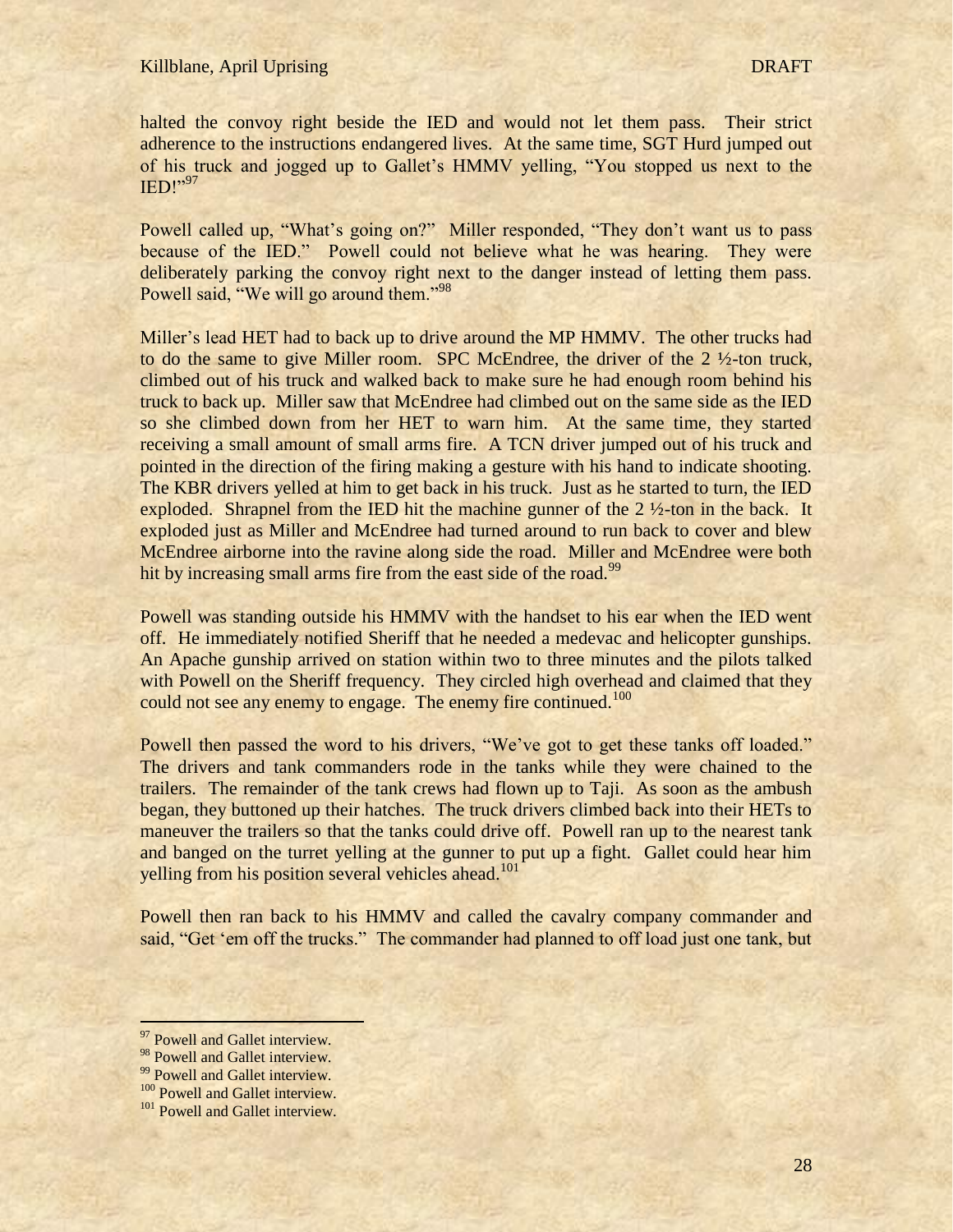halted the convoy right beside the IED and would not let them pass. Their strict adherence to the instructions endangered lives. At the same time, SGT Hurd jumped out of his truck and jogged up to Gallet's HMMV yelling, "You stopped us next to the IED!"[97]

Powell called up, "What's going on?" Miller responded, "They don't want us to pass because of the IED." Powell could not believe what he was hearing. They were deliberately parking the convoy right next to the danger instead of letting them pass. Powell said, "We will go around them."[98]

Miller's lead HET had to back up to drive around the MP HMMV. The other trucks had to do the same to give Miller room. SPC McEndree, the driver of the 2 ½-ton truck, climbed out of his truck and walked back to make sure he had enough room behind his truck to back up. Miller saw that McEndree had climbed out on the same side as the IED so she climbed down from her HET to warn him. At the same time, they started receiving a small amount of small arms fire. A TCN driver jumped out of his truck and pointed in the direction of the firing making a gesture with his hand to indicate shooting. The KBR drivers yelled at him to get back in his truck. Just as he started to turn, the IED exploded. Shrapnel from the IED hit the machine gunner of the 2 ½-ton in the back. It exploded just as Miller and McEndree had turned around to run back to cover and blew McEndree airborne into the ravine along side the road. Miller and McEndree were both hit by increasing small arms fire from the east side of the road.[99]

Powell was standing outside his HMMV with the handset to his ear when the IED went off. He immediately notified Sheriff that he needed a medevac and helicopter gunships. An Apache gunship arrived on station within two to three minutes and the pilots talked with Powell on the Sheriff frequency. They circled high overhead and claimed that they could not see any enemy to engage. The enemy fire continued.[100]

Powell then passed the word to his drivers, "We've got to get these tanks off loaded." The drivers and tank commanders rode in the tanks while they were chained to the trailers. The remainder of the tank crews had flown up to Taji. As soon as the ambush began, they buttoned up their hatches. The truck drivers climbed back into their HETs to maneuver the trailers so that the tanks could drive off. Powell ran up to the nearest tank and banged on the turret yelling at the gunner to put up a fight. Gallet could hear him yelling from his position several vehicles ahead.[101]

Powell then ran back to his HMMV and called the cavalry company commander and said, "Get 'em off the trucks." The commander had planned to off load just one tank, but

---

[97] Powell and Gallet interview.

[98] Powell and Gallet interview.

[99] Powell and Gallet interview.

[100] Powell and Gallet interview.

[101] Powell and Gallet interview.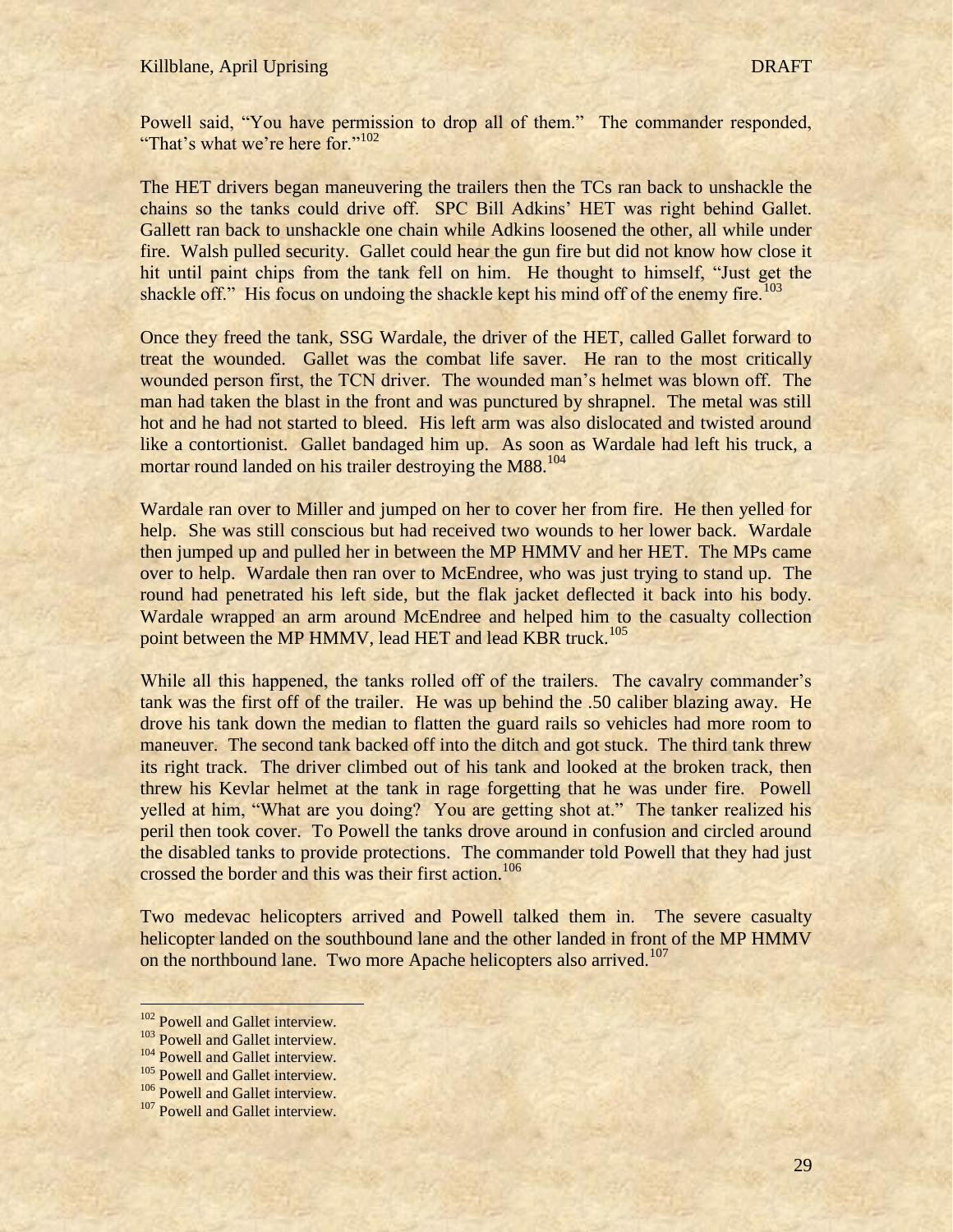Powell said, “You have permission to drop all of them.” The commander responded, “That’s what we’re here for.”[102]

The HET drivers began maneuvering the trailers then the TCs ran back to unshackle the chains so the tanks could drive off. SPC Bill Adkins’ HET was right behind Gallet. Gallett ran back to unshackle one chain while Adkins loosened the other, all while under fire. Walsh pulled security. Gallet could hear the gun fire but did not know how close it hit until paint chips from the tank fell on him. He thought to himself, “Just get the shackle off.” His focus on undoing the shackle kept his mind off of the enemy fire.[103]

Once they freed the tank, SSG Wardale, the driver of the HET, called Gallet forward to treat the wounded. Gallet was the combat life saver. He ran to the most critically wounded person first, the TCN driver. The wounded man’s helmet was blown off. The man had taken the blast in the front and was punctured by shrapnel. The metal was still hot and he had not started to bleed. His left arm was also dislocated and twisted around like a contortionist. Gallet bandaged him up. As soon as Wardale had left his truck, a mortar round landed on his trailer destroying the M88.[104]

Wardale ran over to Miller and jumped on her to cover her from fire. He then yelled for help. She was still conscious but had received two wounds to her lower back. Wardale then jumped up and pulled her in between the MP HMMV and her HET. The MPs came over to help. Wardale then ran over to McEndree, who was just trying to stand up. The round had penetrated his left side, but the flak jacket deflected it back into his body. Wardale wrapped an arm around McEndree and helped him to the casualty collection point between the MP HMMV, lead HET and lead KBR truck.[105]

While all this happened, the tanks rolled off of the trailers. The cavalry commander’s tank was the first off of the trailer. He was up behind the .50 caliber blazing away. He drove his tank down the median to flatten the guard rails so vehicles had more room to maneuver. The second tank backed off into the ditch and got stuck. The third tank threw its right track. The driver climbed out of his tank and looked at the broken track, then threw his Kevlar helmet at the tank in rage forgetting that he was under fire. Powell yelled at him, “What are you doing? You are getting shot at.” The tanker realized his peril then took cover. To Powell the tanks drove around in confusion and circled around the disabled tanks to provide protections. The commander told Powell that they had just crossed the border and this was their first action.[106]

Two medevac helicopters arrived and Powell talked them in. The severe casualty helicopter landed on the southbound lane and the other landed in front of the MP HMMV on the northbound lane. Two more Apache helicopters also arrived.[107]

---

[102] Powell and Gallet interview.
[103] Powell and Gallet interview.
[104] Powell and Gallet interview.
[105] Powell and Gallet interview.
[106] Powell and Gallet interview.
[107] Powell and Gallet interview.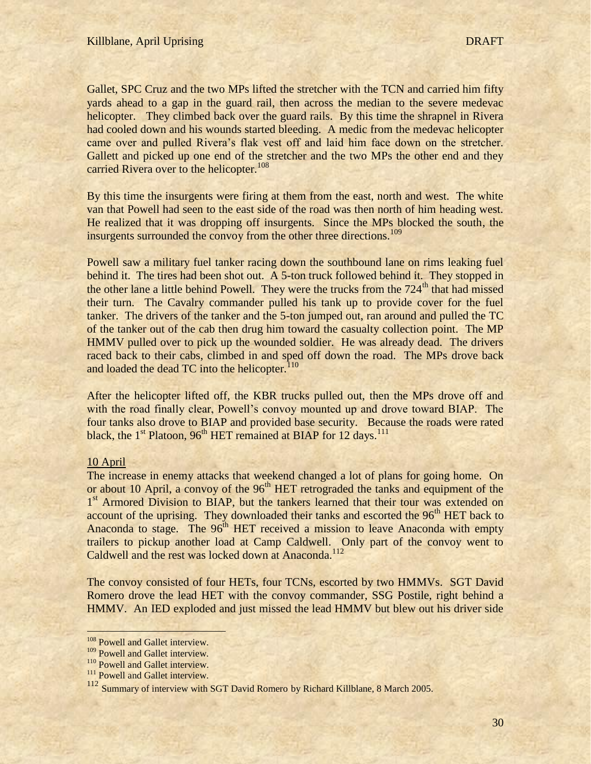Gallet, SPC Cruz and the two MPs lifted the stretcher with the TCN and carried him fifty yards ahead to a gap in the guard rail, then across the median to the severe medevac helicopter. They climbed back over the guard rails. By this time the shrapnel in Rivera had cooled down and his wounds started bleeding. A medic from the medevac helicopter came over and pulled Rivera's flak vest off and laid him face down on the stretcher. Gallett and picked up one end of the stretcher and the two MPs the other end and they carried Rivera over to the helicopter.[108]

By this time the insurgents were firing at them from the east, north and west. The white van that Powell had seen to the east side of the road was then north of him heading west. He realized that it was dropping off insurgents. Since the MPs blocked the south, the insurgents surrounded the convoy from the other three directions.[109]

Powell saw a military fuel tanker racing down the southbound lane on rims leaking fuel behind it. The tires had been shot out. A 5-ton truck followed behind it. They stopped in the other lane a little behind Powell. They were the trucks from the 724th that had missed their turn. The Cavalry commander pulled his tank up to provide cover for the fuel tanker. The drivers of the tanker and the 5-ton jumped out, ran around and pulled the TC of the tanker out of the cab then drug him toward the casualty collection point. The MP HMMV pulled over to pick up the wounded soldier. He was already dead. The drivers raced back to their cabs, climbed in and sped off down the road. The MPs drove back and loaded the dead TC into the helicopter.[110]

After the helicopter lifted off, the KBR trucks pulled out, then the MPs drove off and with the road finally clear, Powell's convoy mounted up and drove toward BIAP. The four tanks also drove to BIAP and provided base security. Because the roads were rated black, the 1st Platoon, 96th HET remained at BIAP for 12 days.[111]

<u>10 April</u>

The increase in enemy attacks that weekend changed a lot of plans for going home. On or about 10 April, a convoy of the 96th HET retrograded the tanks and equipment of the 1st Armored Division to BIAP, but the tankers learned that their tour was extended on account of the uprising. They downloaded their tanks and escorted the 96th HET back to Anaconda to stage. The 96th HET received a mission to leave Anaconda with empty trailers to pickup another load at Camp Caldwell. Only part of the convoy went to Caldwell and the rest was locked down at Anaconda.[112]

The convoy consisted of four HETs, four TCNs, escorted by two HMMVs. SGT David Romero drove the lead HET with the convoy commander, SSG Postile, right behind a HMMV. An IED exploded and just missed the lead HMMV but blew out his driver side

---

[108] Powell and Gallet interview.

[109] Powell and Gallet interview.

[110] Powell and Gallet interview.

[111] Powell and Gallet interview.

[112] Summary of interview with SGT David Romero by Richard Killblane, 8 March 2005.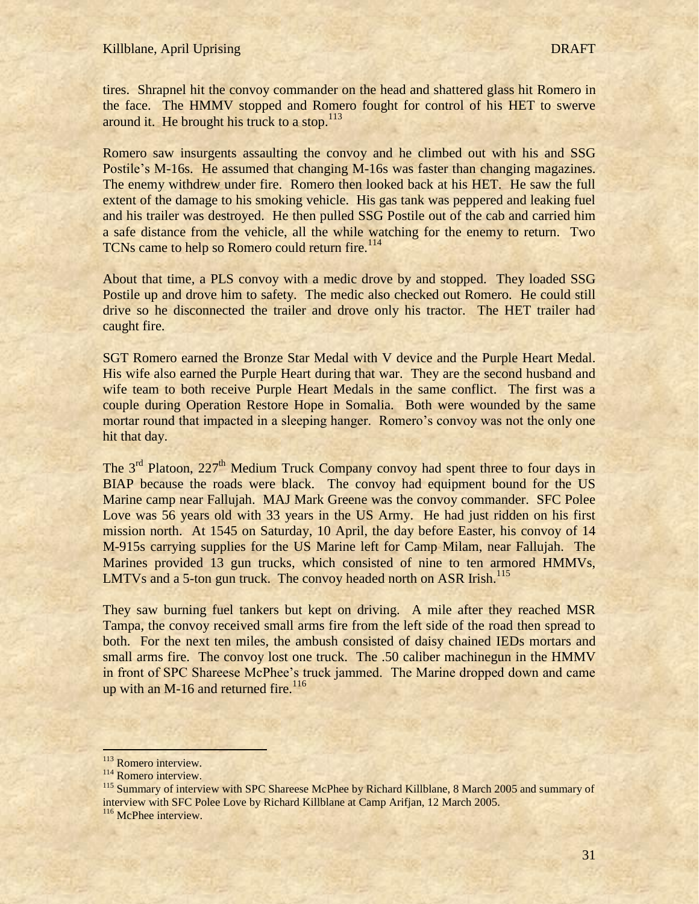tires. Shrapnel hit the convoy commander on the head and shattered glass hit Romero in the face. The HMMV stopped and Romero fought for control of his HET to swerve around it. He brought his truck to a stop.[113]

Romero saw insurgents assaulting the convoy and he climbed out with his and SSG Postile's M-16s. He assumed that changing M-16s was faster than changing magazines. The enemy withdrew under fire. Romero then looked back at his HET. He saw the full extent of the damage to his smoking vehicle. His gas tank was peppered and leaking fuel and his trailer was destroyed. He then pulled SSG Postile out of the cab and carried him a safe distance from the vehicle, all the while watching for the enemy to return. Two TCNs came to help so Romero could return fire.[114]

About that time, a PLS convoy with a medic drove by and stopped. They loaded SSG Postile up and drove him to safety. The medic also checked out Romero. He could still drive so he disconnected the trailer and drove only his tractor. The HET trailer had caught fire.

SGT Romero earned the Bronze Star Medal with V device and the Purple Heart Medal. His wife also earned the Purple Heart during that war. They are the second husband and wife team to both receive Purple Heart Medals in the same conflict. The first was a couple during Operation Restore Hope in Somalia. Both were wounded by the same mortar round that impacted in a sleeping hanger. Romero's convoy was not the only one hit that day.

The 3rd Platoon, 227th Medium Truck Company convoy had spent three to four days in BIAP because the roads were black. The convoy had equipment bound for the US Marine camp near Fallujah. MAJ Mark Greene was the convoy commander. SFC Polee Love was 56 years old with 33 years in the US Army. He had just ridden on his first mission north. At 1545 on Saturday, 10 April, the day before Easter, his convoy of 14 M-915s carrying supplies for the US Marine left for Camp Milam, near Fallujah. The Marines provided 13 gun trucks, which consisted of nine to ten armored HMMVs, LMTVs and a 5-ton gun truck. The convoy headed north on ASR Irish.[115]

They saw burning fuel tankers but kept on driving. A mile after they reached MSR Tampa, the convoy received small arms fire from the left side of the road then spread to both. For the next ten miles, the ambush consisted of daisy chained IEDs mortars and small arms fire. The convoy lost one truck. The .50 caliber machinegun in the HMMV in front of SPC Shareese McPhee's truck jammed. The Marine dropped down and came up with an M-16 and returned fire.[116]

---

[113] Romero interview.

[114] Romero interview.

[115] Summary of interview with SPC Shareese McPhee by Richard Killblane, 8 March 2005 and summary of interview with SFC Polee Love by Richard Killblane at Camp Arifjan, 12 March 2005.

[116] McPhee interview.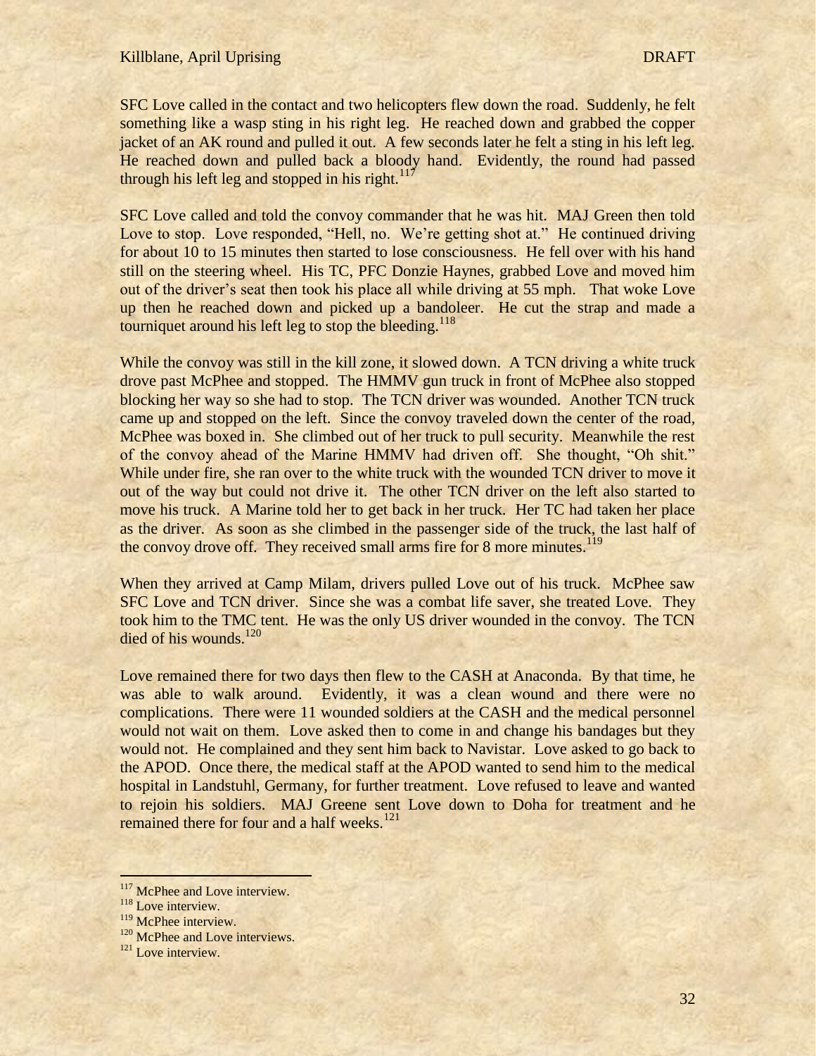SFC Love called in the contact and two helicopters flew down the road. Suddenly, he felt something like a wasp sting in his right leg. He reached down and grabbed the copper jacket of an AK round and pulled it out. A few seconds later he felt a sting in his left leg. He reached down and pulled back a bloody hand. Evidently, the round had passed through his left leg and stopped in his right.[117]

SFC Love called and told the convoy commander that he was hit. MAJ Green then told Love to stop. Love responded, "Hell, no. We're getting shot at." He continued driving for about 10 to 15 minutes then started to lose consciousness. He fell over with his hand still on the steering wheel. His TC, PFC Donzie Haynes, grabbed Love and moved him out of the driver's seat then took his place all while driving at 55 mph. That woke Love up then he reached down and picked up a bandoleer. He cut the strap and made a tourniquet around his left leg to stop the bleeding.[118]

While the convoy was still in the kill zone, it slowed down. A TCN driving a white truck drove past McPhee and stopped. The HMMV gun truck in front of McPhee also stopped blocking her way so she had to stop. The TCN driver was wounded. Another TCN truck came up and stopped on the left. Since the convoy traveled down the center of the road, McPhee was boxed in. She climbed out of her truck to pull security. Meanwhile the rest of the convoy ahead of the Marine HMMV had driven off. She thought, "Oh shit." While under fire, she ran over to the white truck with the wounded TCN driver to move it out of the way but could not drive it. The other TCN driver on the left also started to move his truck. A Marine told her to get back in her truck. Her TC had taken her place as the driver. As soon as she climbed in the passenger side of the truck, the last half of the convoy drove off. They received small arms fire for 8 more minutes.[119]

When they arrived at Camp Milam, drivers pulled Love out of his truck. McPhee saw SFC Love and TCN driver. Since she was a combat life saver, she treated Love. They took him to the TMC tent. He was the only US driver wounded in the convoy. The TCN died of his wounds.[120]

Love remained there for two days then flew to the CASH at Anaconda. By that time, he was able to walk around. Evidently, it was a clean wound and there were no complications. There were 11 wounded soldiers at the CASH and the medical personnel would not wait on them. Love asked then to come in and change his bandages but they would not. He complained and they sent him back to Navistar. Love asked to go back to the APOD. Once there, the medical staff at the APOD wanted to send him to the medical hospital in Landstuhl, Germany, for further treatment. Love refused to leave and wanted to rejoin his soldiers. MAJ Greene sent Love down to Doha for treatment and he remained there for four and a half weeks.[121]

---

[117] McPhee and Love interview.
[118] Love interview.
[119] McPhee interview.
[120] McPhee and Love interviews.
[121] Love interview.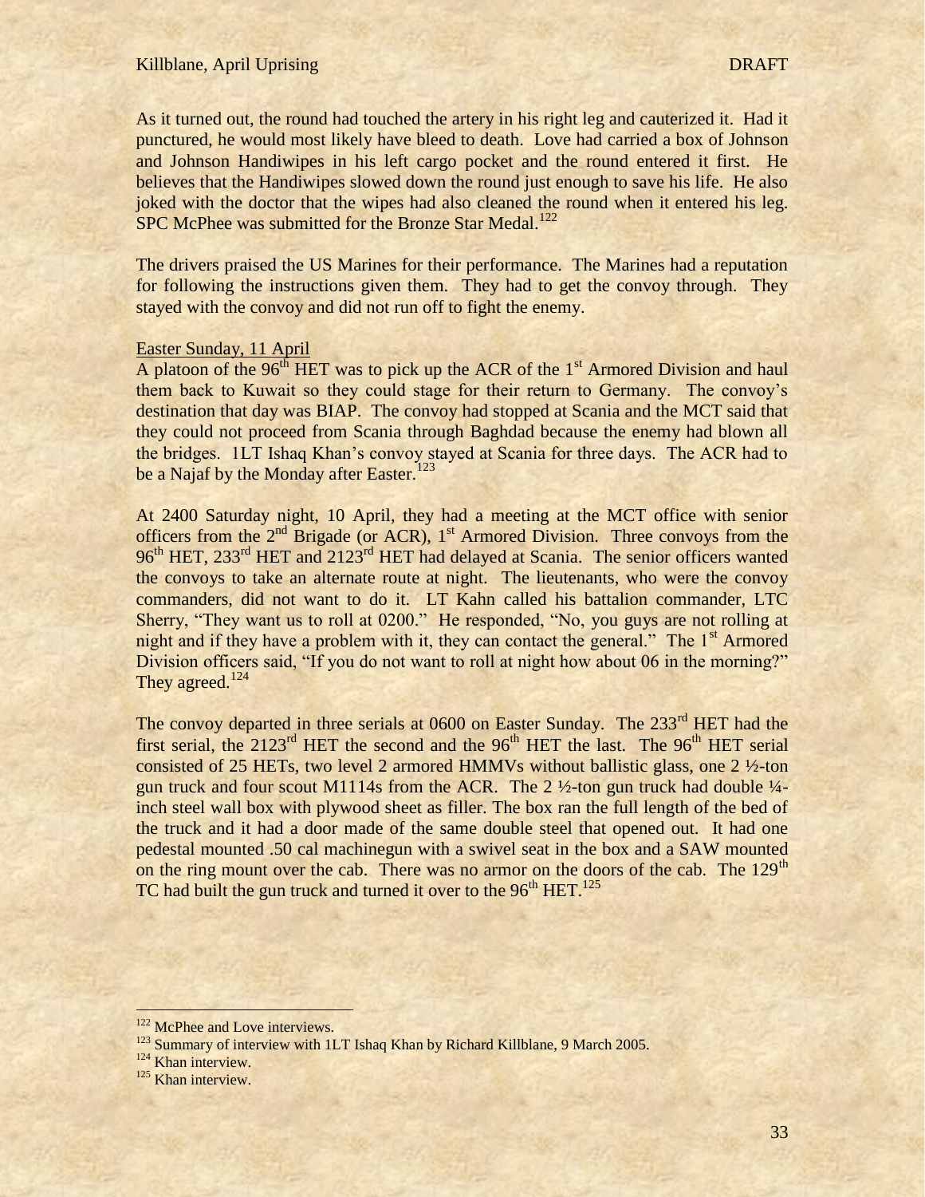As it turned out, the round had touched the artery in his right leg and cauterized it. Had it punctured, he would most likely have bleed to death. Love had carried a box of Johnson and Johnson Handiwipes in his left cargo pocket and the round entered it first. He believes that the Handiwipes slowed down the round just enough to save his life. He also joked with the doctor that the wipes had also cleaned the round when it entered his leg. SPC McPhee was submitted for the Bronze Star Medal.[122]

The drivers praised the US Marines for their performance. The Marines had a reputation for following the instructions given them. They had to get the convoy through. They stayed with the convoy and did not run off to fight the enemy.

Easter Sunday, 11 April

A platoon of the 96th HET was to pick up the ACR of the 1st Armored Division and haul them back to Kuwait so they could stage for their return to Germany. The convoy's destination that day was BIAP. The convoy had stopped at Scania and the MCT said that they could not proceed from Scania through Baghdad because the enemy had blown all the bridges. 1LT Ishaq Khan's convoy stayed at Scania for three days. The ACR had to be a Najaf by the Monday after Easter.[123]

At 2400 Saturday night, 10 April, they had a meeting at the MCT office with senior officers from the 2nd Brigade (or ACR), 1st Armored Division. Three convoys from the 96th HET, 233rd HET and 2123rd HET had delayed at Scania. The senior officers wanted the convoys to take an alternate route at night. The lieutenants, who were the convoy commanders, did not want to do it. LT Kahn called his battalion commander, LTC Sherry, "They want us to roll at 0200." He responded, "No, you guys are not rolling at night and if they have a problem with it, they can contact the general." The 1st Armored Division officers said, "If you do not want to roll at night how about 06 in the morning?" They agreed.[124]

The convoy departed in three serials at 0600 on Easter Sunday. The 233rd HET had the first serial, the 2123rd HET the second and the 96th HET the last. The 96th HET serial consisted of 25 HETs, two level 2 armored HMMVs without ballistic glass, one 2 ½-ton gun truck and four scout M1114s from the ACR. The 2 ½-ton gun truck had double ¼-inch steel wall box with plywood sheet as filler. The box ran the full length of the bed of the truck and it had a door made of the same double steel that opened out. It had one pedestal mounted .50 cal machinegun with a swivel seat in the box and a SAW mounted on the ring mount over the cab. There was no armor on the doors of the cab. The 129th TC had built the gun truck and turned it over to the 96th HET.[125]

---

[122] McPhee and Love interviews.

[123] Summary of interview with 1LT Ishaq Khan by Richard Killblane, 9 March 2005.

[124] Khan interview.

[125] Khan interview.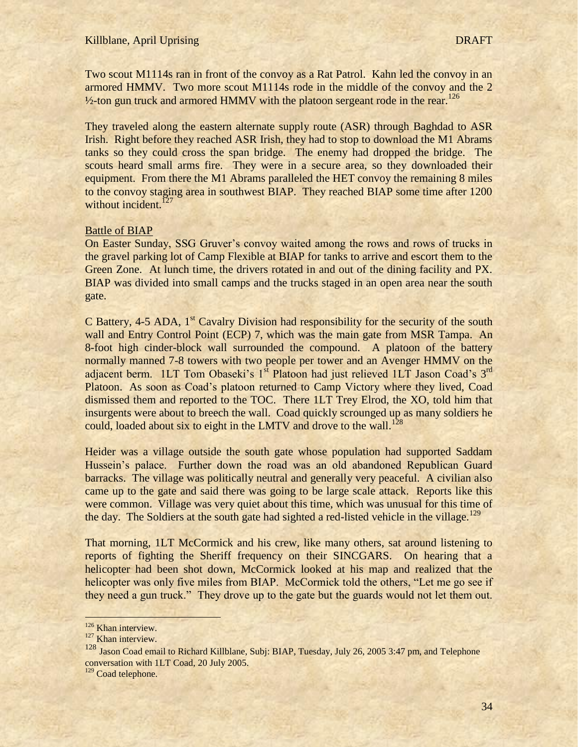Two scout M1114s ran in front of the convoy as a Rat Patrol. Kahn led the convoy in an armored HMMV. Two more scout M1114s rode in the middle of the convoy and the 2 ½-ton gun truck and armored HMMV with the platoon sergeant rode in the rear.[126]

They traveled along the eastern alternate supply route (ASR) through Baghdad to ASR Irish. Right before they reached ASR Irish, they had to stop to download the M1 Abrams tanks so they could cross the span bridge. The enemy had dropped the bridge. The scouts heard small arms fire. They were in a secure area, so they downloaded their equipment. From there the M1 Abrams paralleled the HET convoy the remaining 8 miles to the convoy staging area in southwest BIAP. They reached BIAP some time after 1200 without incident.[127]

Battle of BIAP

On Easter Sunday, SSG Gruver's convoy waited among the rows and rows of trucks in the gravel parking lot of Camp Flexible at BIAP for tanks to arrive and escort them to the Green Zone. At lunch time, the drivers rotated in and out of the dining facility and PX. BIAP was divided into small camps and the trucks staged in an open area near the south gate.

C Battery, 4-5 ADA, 1st Cavalry Division had responsibility for the security of the south wall and Entry Control Point (ECP) 7, which was the main gate from MSR Tampa. An 8-foot high cinder-block wall surrounded the compound. A platoon of the battery normally manned 7-8 towers with two people per tower and an Avenger HMMV on the adjacent berm. 1LT Tom Obaseki's 1st Platoon had just relieved 1LT Jason Coad's 3rd Platoon. As soon as Coad's platoon returned to Camp Victory where they lived, Coad dismissed them and reported to the TOC. There 1LT Trey Elrod, the XO, told him that insurgents were about to breech the wall. Coad quickly scrounged up as many soldiers he could, loaded about six to eight in the LMTV and drove to the wall.[128]

Heider was a village outside the south gate whose population had supported Saddam Hussein's palace. Further down the road was an old abandoned Republican Guard barracks. The village was politically neutral and generally very peaceful. A civilian also came up to the gate and said there was going to be large scale attack. Reports like this were common. Village was very quiet about this time, which was unusual for this time of the day. The Soldiers at the south gate had sighted a red-listed vehicle in the village.[129]

That morning, 1LT McCormick and his crew, like many others, sat around listening to reports of fighting the Sheriff frequency on their SINCGARS. On hearing that a helicopter had been shot down, McCormick looked at his map and realized that the helicopter was only five miles from BIAP. McCormick told the others, "Let me go see if they need a gun truck." They drove up to the gate but the guards would not let them out.

---

[126] Khan interview.

[127] Khan interview.

[128] Jason Coad email to Richard Killblane, Subj: BIAP, Tuesday, July 26, 2005 3:47 pm, and Telephone conversation with 1LT Coad, 20 July 2005.

[129] Coad telephone.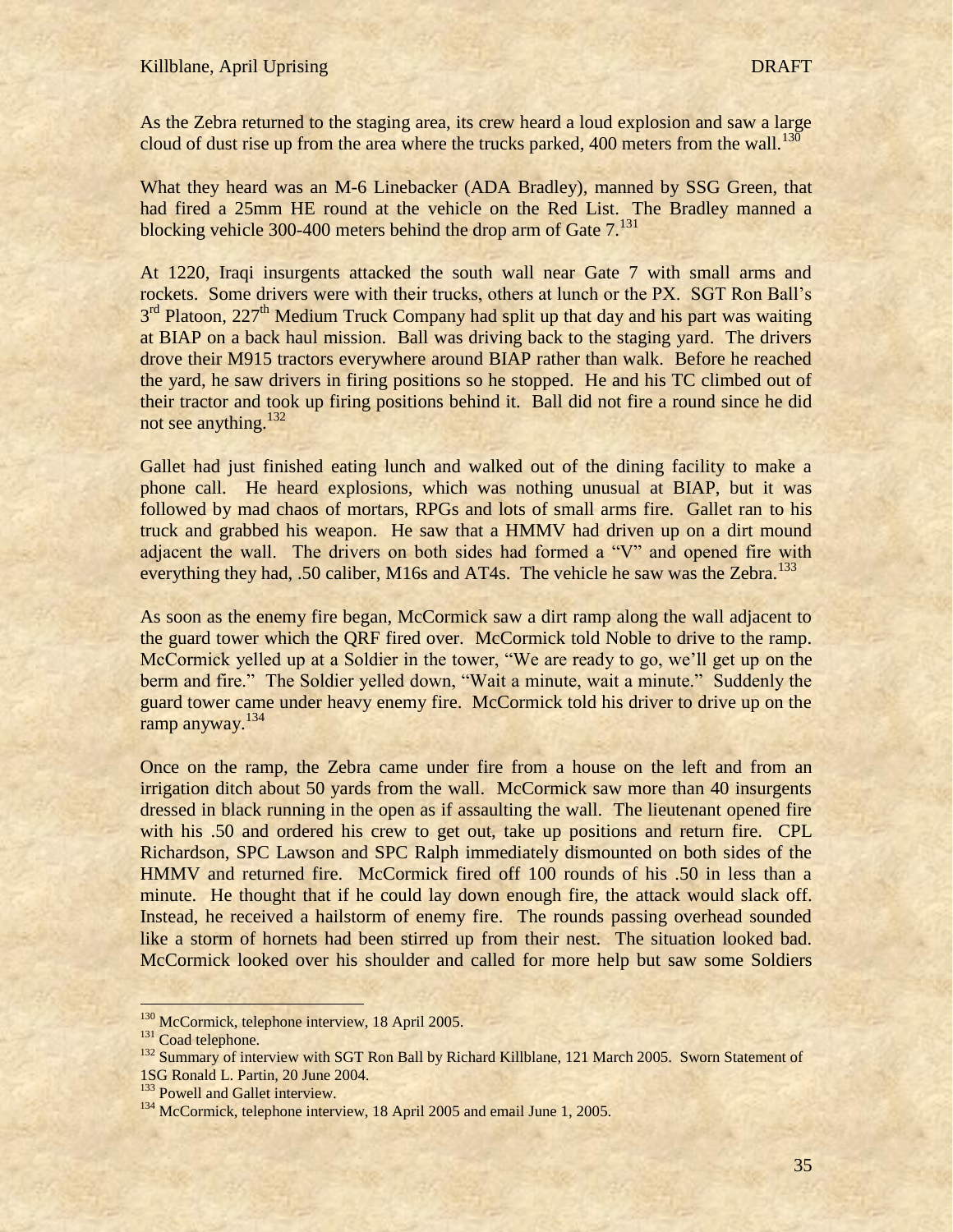As the Zebra returned to the staging area, its crew heard a loud explosion and saw a large cloud of dust rise up from the area where the trucks parked, 400 meters from the wall.[130]

What they heard was an M-6 Linebacker (ADA Bradley), manned by SSG Green, that had fired a 25mm HE round at the vehicle on the Red List. The Bradley manned a blocking vehicle 300-400 meters behind the drop arm of Gate 7.[131]

At 1220, Iraqi insurgents attacked the south wall near Gate 7 with small arms and rockets. Some drivers were with their trucks, others at lunch or the PX. SGT Ron Ball's 3rd Platoon, 227th Medium Truck Company had split up that day and his part was waiting at BIAP on a back haul mission. Ball was driving back to the staging yard. The drivers drove their M915 tractors everywhere around BIAP rather than walk. Before he reached the yard, he saw drivers in firing positions so he stopped. He and his TC climbed out of their tractor and took up firing positions behind it. Ball did not fire a round since he did not see anything.[132]

Gallet had just finished eating lunch and walked out of the dining facility to make a phone call. He heard explosions, which was nothing unusual at BIAP, but it was followed by mad chaos of mortars, RPGs and lots of small arms fire. Gallet ran to his truck and grabbed his weapon. He saw that a HMMV had driven up on a dirt mound adjacent the wall. The drivers on both sides had formed a "V" and opened fire with everything they had, .50 caliber, M16s and AT4s. The vehicle he saw was the Zebra.[133]

As soon as the enemy fire began, McCormick saw a dirt ramp along the wall adjacent to the guard tower which the QRF fired over. McCormick told Noble to drive to the ramp. McCormick yelled up at a Soldier in the tower, "We are ready to go, we'll get up on the berm and fire." The Soldier yelled down, "Wait a minute, wait a minute." Suddenly the guard tower came under heavy enemy fire. McCormick told his driver to drive up on the ramp anyway.[134]

Once on the ramp, the Zebra came under fire from a house on the left and from an irrigation ditch about 50 yards from the wall. McCormick saw more than 40 insurgents dressed in black running in the open as if assaulting the wall. The lieutenant opened fire with his .50 and ordered his crew to get out, take up positions and return fire. CPL Richardson, SPC Lawson and SPC Ralph immediately dismounted on both sides of the HMMV and returned fire. McCormick fired off 100 rounds of his .50 in less than a minute. He thought that if he could lay down enough fire, the attack would slack off. Instead, he received a hailstorm of enemy fire. The rounds passing overhead sounded like a storm of hornets had been stirred up from their nest. The situation looked bad. McCormick looked over his shoulder and called for more help but saw some Soldiers

---

[130] McCormick, telephone interview, 18 April 2005.

[131] Coad telephone.

[132] Summary of interview with SGT Ron Ball by Richard Killblane, 121 March 2005. Sworn Statement of 1SG Ronald L. Partin, 20 June 2004.

[133] Powell and Gallet interview.

[134] McCormick, telephone interview, 18 April 2005 and email June 1, 2005.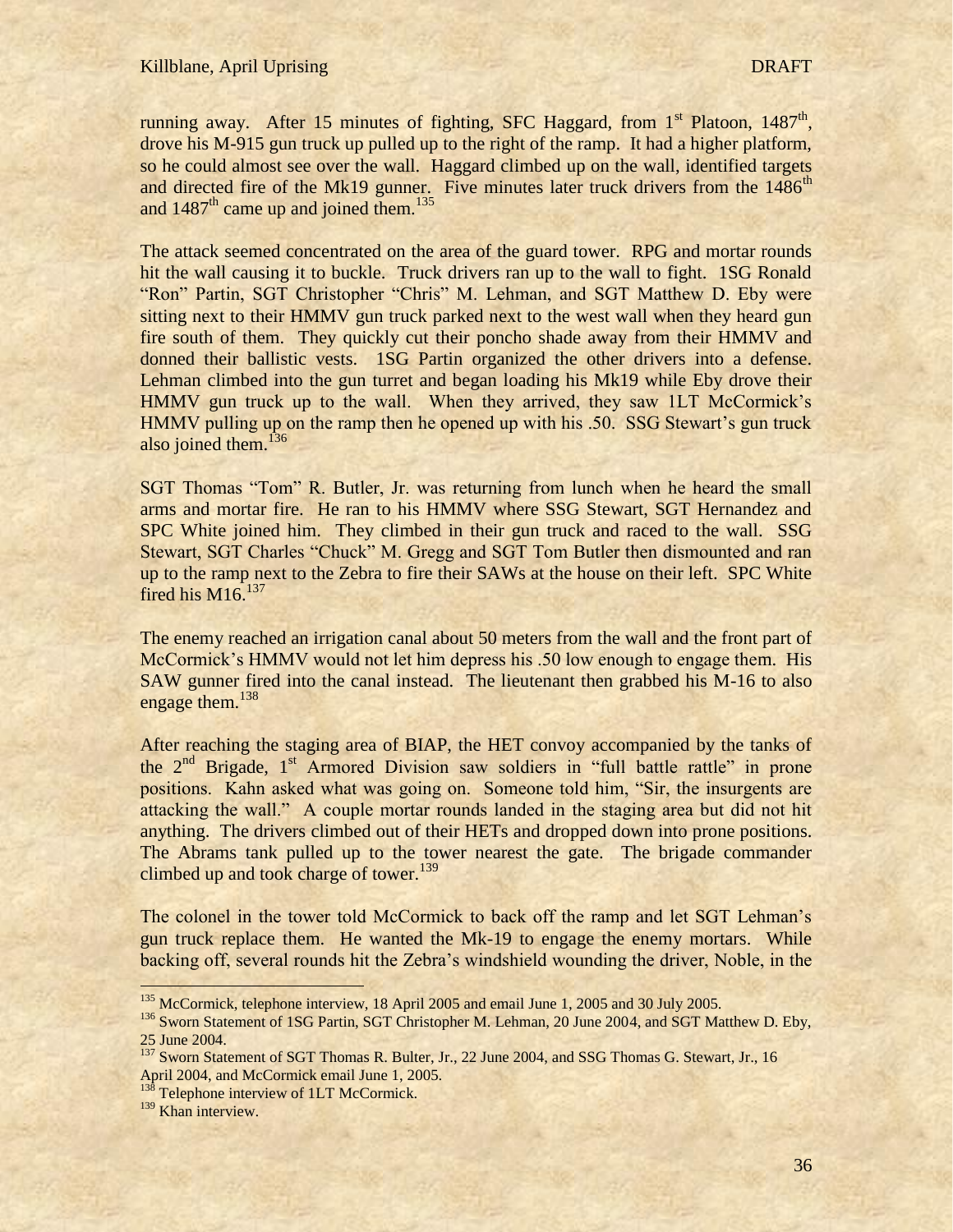running away. After 15 minutes of fighting, SFC Haggard, from 1st Platoon, 1487th, drove his M-915 gun truck up pulled up to the right of the ramp. It had a higher platform, so he could almost see over the wall. Haggard climbed up on the wall, identified targets and directed fire of the Mk19 gunner. Five minutes later truck drivers from the 1486th and 1487th came up and joined them.[135]

The attack seemed concentrated on the area of the guard tower. RPG and mortar rounds hit the wall causing it to buckle. Truck drivers ran up to the wall to fight. 1SG Ronald "Ron" Partin, SGT Christopher "Chris" M. Lehman, and SGT Matthew D. Eby were sitting next to their HMMV gun truck parked next to the west wall when they heard gun fire south of them. They quickly cut their poncho shade away from their HMMV and donned their ballistic vests. 1SG Partin organized the other drivers into a defense. Lehman climbed into the gun turret and began loading his Mk19 while Eby drove their HMMV gun truck up to the wall. When they arrived, they saw 1LT McCormick's HMMV pulling up on the ramp then he opened up with his .50. SSG Stewart's gun truck also joined them.[136]

SGT Thomas "Tom" R. Butler, Jr. was returning from lunch when he heard the small arms and mortar fire. He ran to his HMMV where SSG Stewart, SGT Hernandez and SPC White joined him. They climbed in their gun truck and raced to the wall. SSG Stewart, SGT Charles "Chuck" M. Gregg and SGT Tom Butler then dismounted and ran up to the ramp next to the Zebra to fire their SAWs at the house on their left. SPC White fired his M16.[137]

The enemy reached an irrigation canal about 50 meters from the wall and the front part of McCormick's HMMV would not let him depress his .50 low enough to engage them. His SAW gunner fired into the canal instead. The lieutenant then grabbed his M-16 to also engage them.[138]

After reaching the staging area of BIAP, the HET convoy accompanied by the tanks of the 2nd Brigade, 1st Armored Division saw soldiers in "full battle rattle" in prone positions. Kahn asked what was going on. Someone told him, "Sir, the insurgents are attacking the wall." A couple mortar rounds landed in the staging area but did not hit anything. The drivers climbed out of their HETs and dropped down into prone positions. The Abrams tank pulled up to the tower nearest the gate. The brigade commander climbed up and took charge of tower.[139]

The colonel in the tower told McCormick to back off the ramp and let SGT Lehman's gun truck replace them. He wanted the Mk-19 to engage the enemy mortars. While backing off, several rounds hit the Zebra's windshield wounding the driver, Noble, in the

---

[135] McCormick, telephone interview, 18 April 2005 and email June 1, 2005 and 30 July 2005.

[136] Sworn Statement of 1SG Partin, SGT Christopher M. Lehman, 20 June 2004, and SGT Matthew D. Eby, 25 June 2004.

[137] Sworn Statement of SGT Thomas R. Bulter, Jr., 22 June 2004, and SSG Thomas G. Stewart, Jr., 16 April 2004, and McCormick email June 1, 2005.

[138] Telephone interview of 1LT McCormick.

[139] Khan interview.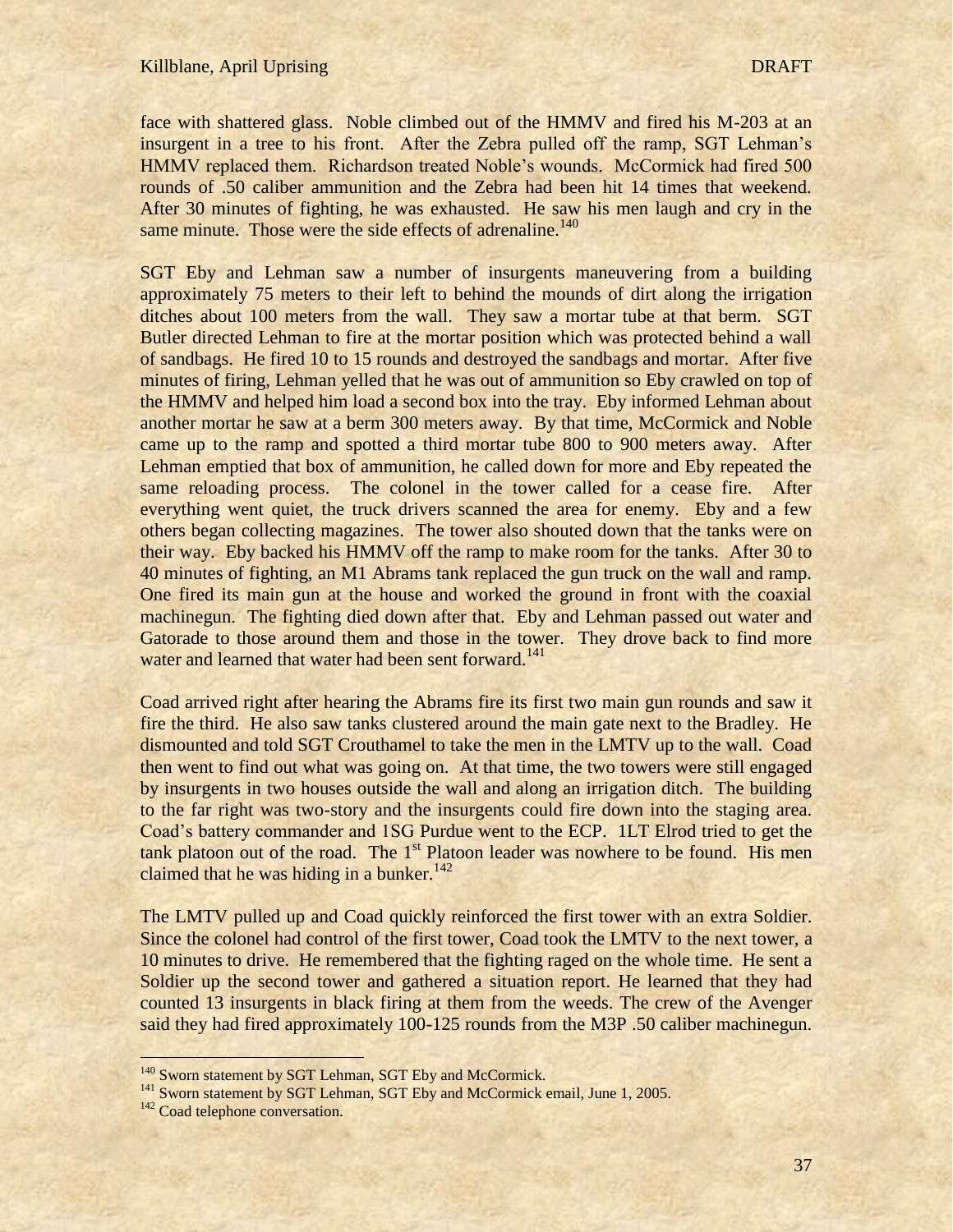face with shattered glass. Noble climbed out of the HMMV and fired his M-203 at an insurgent in a tree to his front. After the Zebra pulled off the ramp, SGT Lehman's HMMV replaced them. Richardson treated Noble's wounds. McCormick had fired 500 rounds of .50 caliber ammunition and the Zebra had been hit 14 times that weekend. After 30 minutes of fighting, he was exhausted. He saw his men laugh and cry in the same minute. Those were the side effects of adrenaline.[140]

SGT Eby and Lehman saw a number of insurgents maneuvering from a building approximately 75 meters to their left to behind the mounds of dirt along the irrigation ditches about 100 meters from the wall. They saw a mortar tube at that berm. SGT Butler directed Lehman to fire at the mortar position which was protected behind a wall of sandbags. He fired 10 to 15 rounds and destroyed the sandbags and mortar. After five minutes of firing, Lehman yelled that he was out of ammunition so Eby crawled on top of the HMMV and helped him load a second box into the tray. Eby informed Lehman about another mortar he saw at a berm 300 meters away. By that time, McCormick and Noble came up to the ramp and spotted a third mortar tube 800 to 900 meters away. After Lehman emptied that box of ammunition, he called down for more and Eby repeated the same reloading process. The colonel in the tower called for a cease fire. After everything went quiet, the truck drivers scanned the area for enemy. Eby and a few others began collecting magazines. The tower also shouted down that the tanks were on their way. Eby backed his HMMV off the ramp to make room for the tanks. After 30 to 40 minutes of fighting, an M1 Abrams tank replaced the gun truck on the wall and ramp. One fired its main gun at the house and worked the ground in front with the coaxial machinegun. The fighting died down after that. Eby and Lehman passed out water and Gatorade to those around them and those in the tower. They drove back to find more water and learned that water had been sent forward.[141]

Coad arrived right after hearing the Abrams fire its first two main gun rounds and saw it fire the third. He also saw tanks clustered around the main gate next to the Bradley. He dismounted and told SGT Crouthamel to take the men in the LMTV up to the wall. Coad then went to find out what was going on. At that time, the two towers were still engaged by insurgents in two houses outside the wall and along an irrigation ditch. The building to the far right was two-story and the insurgents could fire down into the staging area. Coad's battery commander and 1SG Purdue went to the ECP. 1LT Elrod tried to get the tank platoon out of the road. The 1st Platoon leader was nowhere to be found. His men claimed that he was hiding in a bunker.[142]

The LMTV pulled up and Coad quickly reinforced the first tower with an extra Soldier. Since the colonel had control of the first tower, Coad took the LMTV to the next tower, a 10 minutes to drive. He remembered that the fighting raged on the whole time. He sent a Soldier up the second tower and gathered a situation report. He learned that they had counted 13 insurgents in black firing at them from the weeds. The crew of the Avenger said they had fired approximately 100-125 rounds from the M3P .50 caliber machinegun.

---

[140] Sworn statement by SGT Lehman, SGT Eby and McCormick.

[141] Sworn statement by SGT Lehman, SGT Eby and McCormick email, June 1, 2005.

[142] Coad telephone conversation.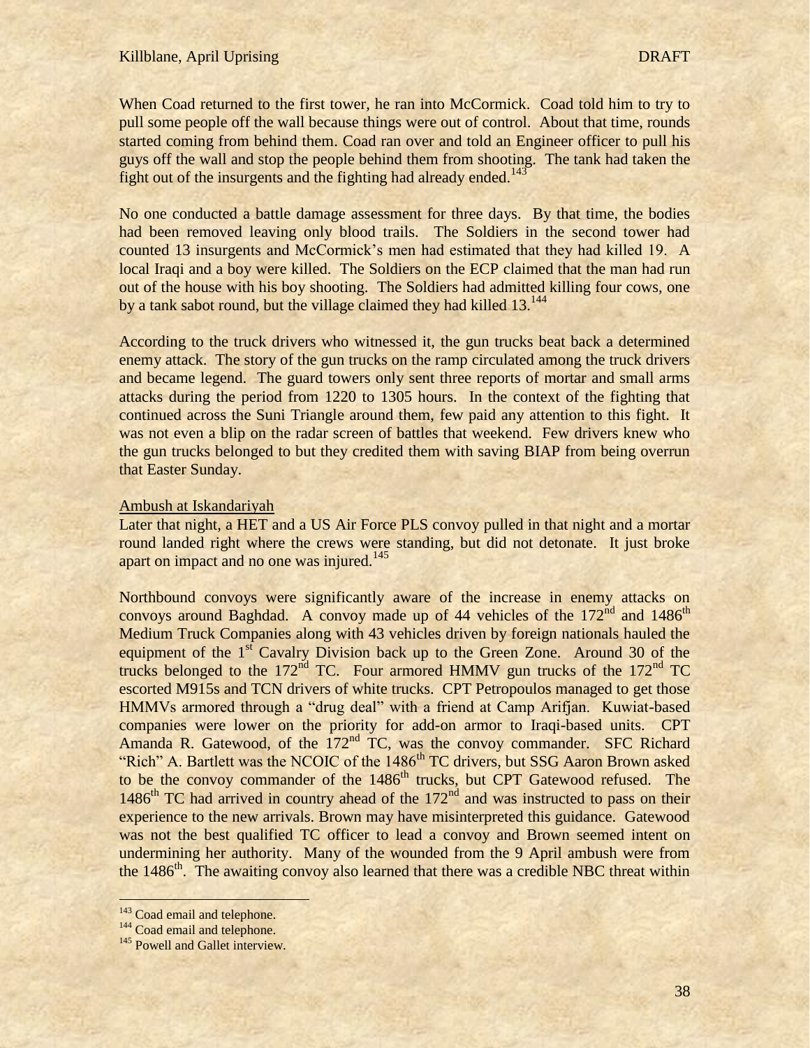When Coad returned to the first tower, he ran into McCormick. Coad told him to try to pull some people off the wall because things were out of control. About that time, rounds started coming from behind them. Coad ran over and told an Engineer officer to pull his guys off the wall and stop the people behind them from shooting. The tank had taken the fight out of the insurgents and the fighting had already ended.[143]

No one conducted a battle damage assessment for three days. By that time, the bodies had been removed leaving only blood trails. The Soldiers in the second tower had counted 13 insurgents and McCormick's men had estimated that they had killed 19. A local Iraqi and a boy were killed. The Soldiers on the ECP claimed that the man had run out of the house with his boy shooting. The Soldiers had admitted killing four cows, one by a tank sabot round, but the village claimed they had killed 13.[144]

According to the truck drivers who witnessed it, the gun trucks beat back a determined enemy attack. The story of the gun trucks on the ramp circulated among the truck drivers and became legend. The guard towers only sent three reports of mortar and small arms attacks during the period from 1220 to 1305 hours. In the context of the fighting that continued across the Suni Triangle around them, few paid any attention to this fight. It was not even a blip on the radar screen of battles that weekend. Few drivers knew who the gun trucks belonged to but they credited them with saving BIAP from being overrun that Easter Sunday.

<u>Ambush at Iskandariyah</u>

Later that night, a HET and a US Air Force PLS convoy pulled in that night and a mortar round landed right where the crews were standing, but did not detonate. It just broke apart on impact and no one was injured.[145]

Northbound convoys were significantly aware of the increase in enemy attacks on convoys around Baghdad. A convoy made up of 44 vehicles of the 172nd and 1486th Medium Truck Companies along with 43 vehicles driven by foreign nationals hauled the equipment of the 1st Cavalry Division back up to the Green Zone. Around 30 of the trucks belonged to the 172nd TC. Four armored HMMV gun trucks of the 172nd TC escorted M915s and TCN drivers of white trucks. CPT Petropoulos managed to get those HMMVs armored through a "drug deal" with a friend at Camp Arifjan. Kuwait-based companies were lower on the priority for add-on armor to Iraqi-based units. CPT Amanda R. Gatewood, of the 172nd TC, was the convoy commander. SFC Richard "Rich" A. Bartlett was the NCOIC of the 1486th TC drivers, but SSG Aaron Brown asked to be the convoy commander of the 1486th trucks, but CPT Gatewood refused. The 1486th TC had arrived in country ahead of the 172nd and was instructed to pass on their experience to the new arrivals. Brown may have misinterpreted this guidance. Gatewood was not the best qualified TC officer to lead a convoy and Brown seemed intent on undermining her authority. Many of the wounded from the 9 April ambush were from the 1486th. The awaiting convoy also learned that there was a credible NBC threat within

---

[143] Coad email and telephone.
[144] Coad email and telephone.
[145] Powell and Gallet interview.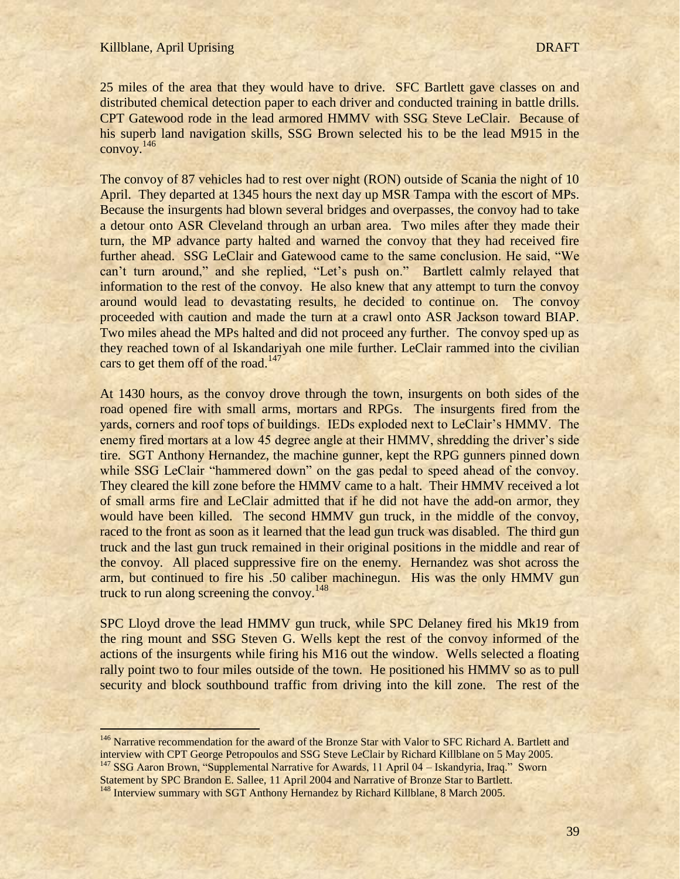25 miles of the area that they would have to drive. SFC Bartlett gave classes on and distributed chemical detection paper to each driver and conducted training in battle drills. CPT Gatewood rode in the lead armored HMMV with SSG Steve LeClair. Because of his superb land navigation skills, SSG Brown selected his to be the lead M915 in the convoy.[146]

The convoy of 87 vehicles had to rest over night (RON) outside of Scania the night of 10 April. They departed at 1345 hours the next day up MSR Tampa with the escort of MPs. Because the insurgents had blown several bridges and overpasses, the convoy had to take a detour onto ASR Cleveland through an urban area. Two miles after they made their turn, the MP advance party halted and warned the convoy that they had received fire further ahead. SSG LeClair and Gatewood came to the same conclusion. He said, "We can't turn around," and she replied, "Let's push on." Bartlett calmly relayed that information to the rest of the convoy. He also knew that any attempt to turn the convoy around would lead to devastating results, he decided to continue on. The convoy proceeded with caution and made the turn at a crawl onto ASR Jackson toward BIAP. Two miles ahead the MPs halted and did not proceed any further. The convoy sped up as they reached town of al Iskandariyah one mile further. LeClair rammed into the civilian cars to get them off of the road.[147]

At 1430 hours, as the convoy drove through the town, insurgents on both sides of the road opened fire with small arms, mortars and RPGs. The insurgents fired from the yards, corners and roof tops of buildings. IEDs exploded next to LeClair's HMMV. The enemy fired mortars at a low 45 degree angle at their HMMV, shredding the driver's side tire. SGT Anthony Hernandez, the machine gunner, kept the RPG gunners pinned down while SSG LeClair "hammered down" on the gas pedal to speed ahead of the convoy. They cleared the kill zone before the HMMV came to a halt. Their HMMV received a lot of small arms fire and LeClair admitted that if he did not have the add-on armor, they would have been killed. The second HMMV gun truck, in the middle of the convoy, raced to the front as soon as it learned that the lead gun truck was disabled. The third gun truck and the last gun truck remained in their original positions in the middle and rear of the convoy. All placed suppressive fire on the enemy. Hernandez was shot across the arm, but continued to fire his .50 caliber machinegun. His was the only HMMV gun truck to run along screening the convoy.[148]

SPC Lloyd drove the lead HMMV gun truck, while SPC Delaney fired his Mk19 from the ring mount and SSG Steven G. Wells kept the rest of the convoy informed of the actions of the insurgents while firing his M16 out the window. Wells selected a floating rally point two to four miles outside of the town. He positioned his HMMV so as to pull security and block southbound traffic from driving into the kill zone. The rest of the

---

[146] Narrative recommendation for the award of the Bronze Star with Valor to SFC Richard A. Bartlett and interview with CPT George Petropoulos and SSG Steve LeClair by Richard Killblane on 5 May 2005.

[147] SSG Aaron Brown, "Supplemental Narrative for Awards, 11 April 04 – Iskandyria, Iraq." Sworn Statement by SPC Brandon E. Sallee, 11 April 2004 and Narrative of Bronze Star to Bartlett.

[148] Interview summary with SGT Anthony Hernandez by Richard Killblane, 8 March 2005.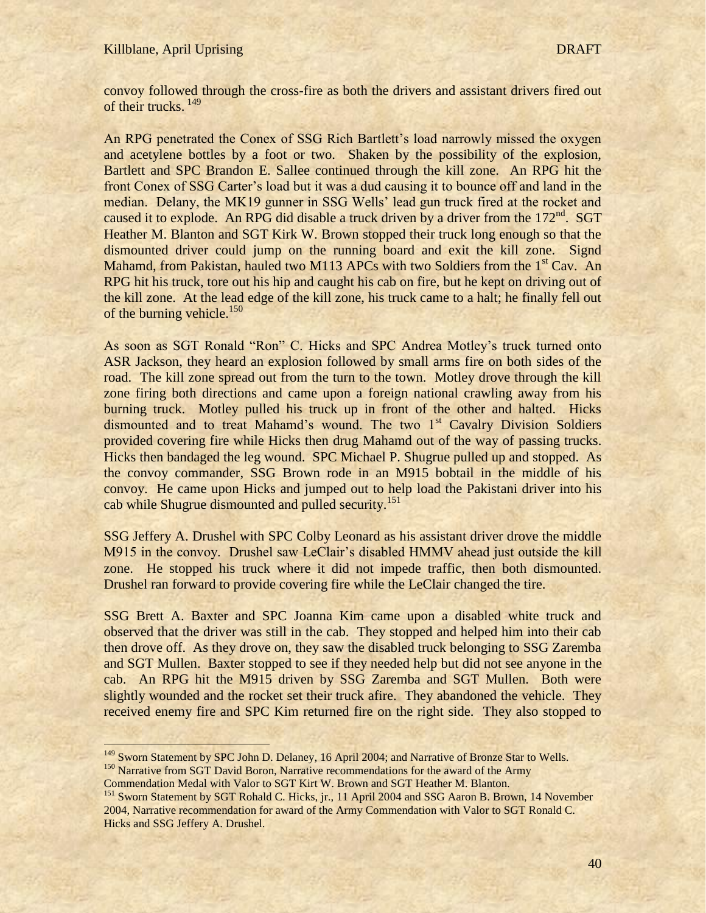convoy followed through the cross-fire as both the drivers and assistant drivers fired out of their trucks. [149]

An RPG penetrated the Conex of SSG Rich Bartlett's load narrowly missed the oxygen and acetylene bottles by a foot or two. Shaken by the possibility of the explosion, Bartlett and SPC Brandon E. Sallee continued through the kill zone. An RPG hit the front Conex of SSG Carter's load but it was a dud causing it to bounce off and land in the median. Delany, the MK19 gunner in SSG Wells' lead gun truck fired at the rocket and caused it to explode. An RPG did disable a truck driven by a driver from the 172nd. SGT Heather M. Blanton and SGT Kirk W. Brown stopped their truck long enough so that the dismounted driver could jump on the running board and exit the kill zone. Signd Mahamd, from Pakistan, hauled two M113 APCs with two Soldiers from the 1st Cav. An RPG hit his truck, tore out his hip and caught his cab on fire, but he kept on driving out of the kill zone. At the lead edge of the kill zone, his truck came to a halt; he finally fell out of the burning vehicle.[150]

As soon as SGT Ronald "Ron" C. Hicks and SPC Andrea Motley's truck turned onto ASR Jackson, they heard an explosion followed by small arms fire on both sides of the road. The kill zone spread out from the turn to the town. Motley drove through the kill zone firing both directions and came upon a foreign national crawling away from his burning truck. Motley pulled his truck up in front of the other and halted. Hicks dismounted and to treat Mahamd's wound. The two 1st Cavalry Division Soldiers provided covering fire while Hicks then drug Mahamd out of the way of passing trucks. Hicks then bandaged the leg wound. SPC Michael P. Shugrue pulled up and stopped. As the convoy commander, SSG Brown rode in an M915 bobtail in the middle of his convoy. He came upon Hicks and jumped out to help load the Pakistani driver into his cab while Shugrue dismounted and pulled security.[151]

SSG Jeffery A. Drushel with SPC Colby Leonard as his assistant driver drove the middle M915 in the convoy. Drushel saw LeClair's disabled HMMV ahead just outside the kill zone. He stopped his truck where it did not impede traffic, then both dismounted. Drushel ran forward to provide covering fire while the LeClair changed the tire.

SSG Brett A. Baxter and SPC Joanna Kim came upon a disabled white truck and observed that the driver was still in the cab. They stopped and helped him into their cab then drove off. As they drove on, they saw the disabled truck belonging to SSG Zaremba and SGT Mullen. Baxter stopped to see if they needed help but did not see anyone in the cab. An RPG hit the M915 driven by SSG Zaremba and SGT Mullen. Both were slightly wounded and the rocket set their truck afire. They abandoned the vehicle. They received enemy fire and SPC Kim returned fire on the right side. They also stopped to

---

[149] Sworn Statement by SPC John D. Delaney, 16 April 2004; and Narrative of Bronze Star to Wells.

[150] Narrative from SGT David Boron, Narrative recommendations for the award of the Army Commendation Medal with Valor to SGT Kirt W. Brown and SGT Heather M. Blanton.

[151] Sworn Statement by SGT Rohald C. Hicks, jr., 11 April 2004 and SSG Aaron B. Brown, 14 November 2004, Narrative recommendation for award of the Army Commendation with Valor to SGT Ronald C. Hicks and SSG Jeffery A. Drushel.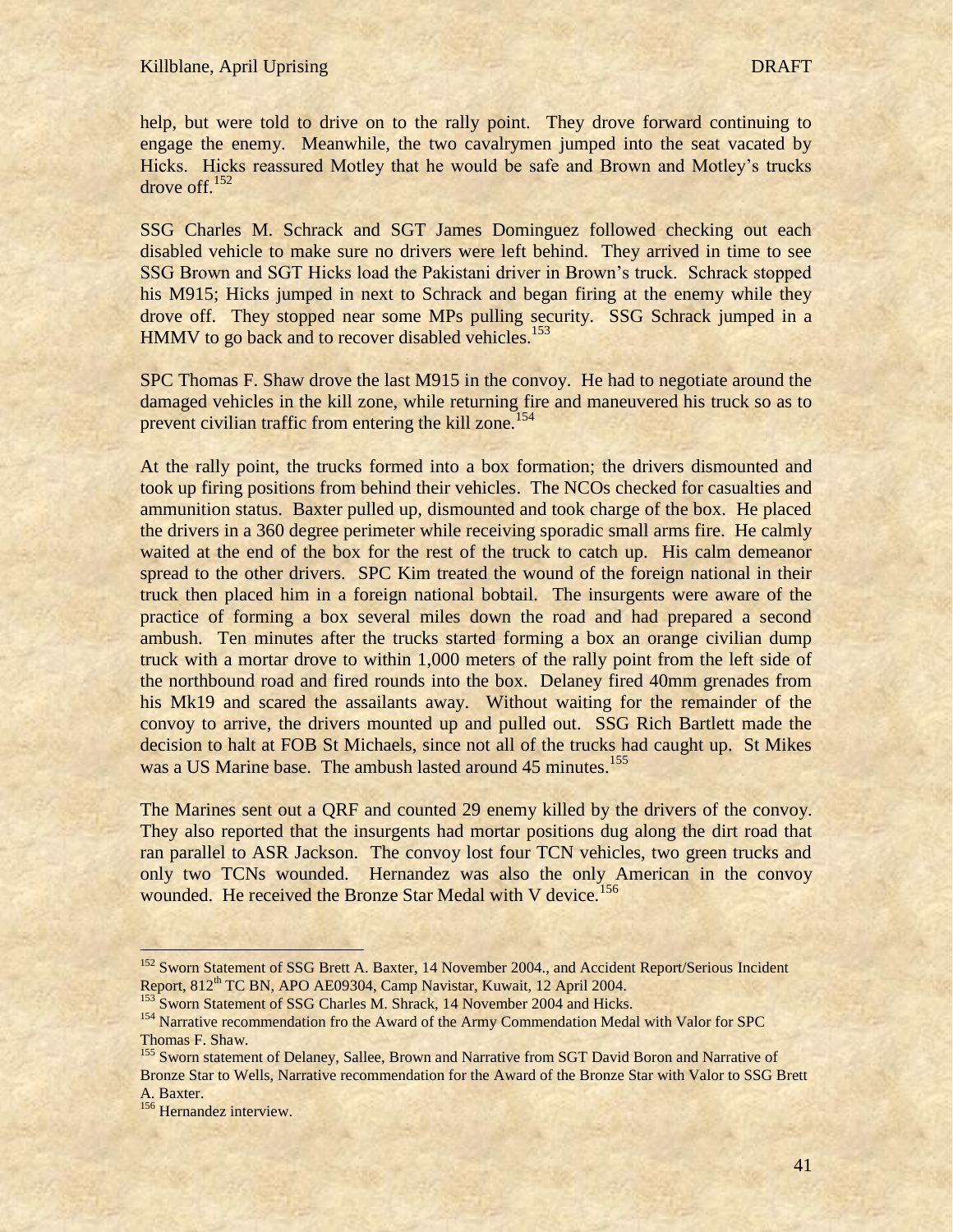help, but were told to drive on to the rally point. They drove forward continuing to engage the enemy. Meanwhile, the two cavalrymen jumped into the seat vacated by Hicks. Hicks reassured Motley that he would be safe and Brown and Motley's trucks drove off.[152]

SSG Charles M. Schrack and SGT James Dominguez followed checking out each disabled vehicle to make sure no drivers were left behind. They arrived in time to see SSG Brown and SGT Hicks load the Pakistani driver in Brown's truck. Schrack stopped his M915; Hicks jumped in next to Schrack and began firing at the enemy while they drove off. They stopped near some MPs pulling security. SSG Schrack jumped in a HMMV to go back and to recover disabled vehicles.[153]

SPC Thomas F. Shaw drove the last M915 in the convoy. He had to negotiate around the damaged vehicles in the kill zone, while returning fire and maneuvered his truck so as to prevent civilian traffic from entering the kill zone.[154]

At the rally point, the trucks formed into a box formation; the drivers dismounted and took up firing positions from behind their vehicles. The NCOs checked for casualties and ammunition status. Baxter pulled up, dismounted and took charge of the box. He placed the drivers in a 360 degree perimeter while receiving sporadic small arms fire. He calmly waited at the end of the box for the rest of the truck to catch up. His calm demeanor spread to the other drivers. SPC Kim treated the wound of the foreign national in their truck then placed him in a foreign national bobtail. The insurgents were aware of the practice of forming a box several miles down the road and had prepared a second ambush. Ten minutes after the trucks started forming a box an orange civilian dump truck with a mortar drove to within 1,000 meters of the rally point from the left side of the northbound road and fired rounds into the box. Delaney fired 40mm grenades from his Mk19 and scared the assailants away. Without waiting for the remainder of the convoy to arrive, the drivers mounted up and pulled out. SSG Rich Bartlett made the decision to halt at FOB St Michaels, since not all of the trucks had caught up. St Mikes was a US Marine base. The ambush lasted around 45 minutes.[155]

The Marines sent out a QRF and counted 29 enemy killed by the drivers of the convoy. They also reported that the insurgents had mortar positions dug along the dirt road that ran parallel to ASR Jackson. The convoy lost four TCN vehicles, two green trucks and only two TCNs wounded. Hernandez was also the only American in the convoy wounded. He received the Bronze Star Medal with V device.[156]

---

[152] Sworn Statement of SSG Brett A. Baxter, 14 November 2004., and Accident Report/Serious Incident Report, 812th TC BN, APO AE09304, Camp Navistar, Kuwait, 12 April 2004.

[153] Sworn Statement of SSG Charles M. Shrack, 14 November 2004 and Hicks.

[154] Narrative recommendation fro the Award of the Army Commendation Medal with Valor for SPC Thomas F. Shaw.

[155] Sworn statement of Delaney, Sallee, Brown and Narrative from SGT David Boron and Narrative of Bronze Star to Wells, Narrative recommendation for the Award of the Bronze Star with Valor to SSG Brett A. Baxter.

[156] Hernandez interview.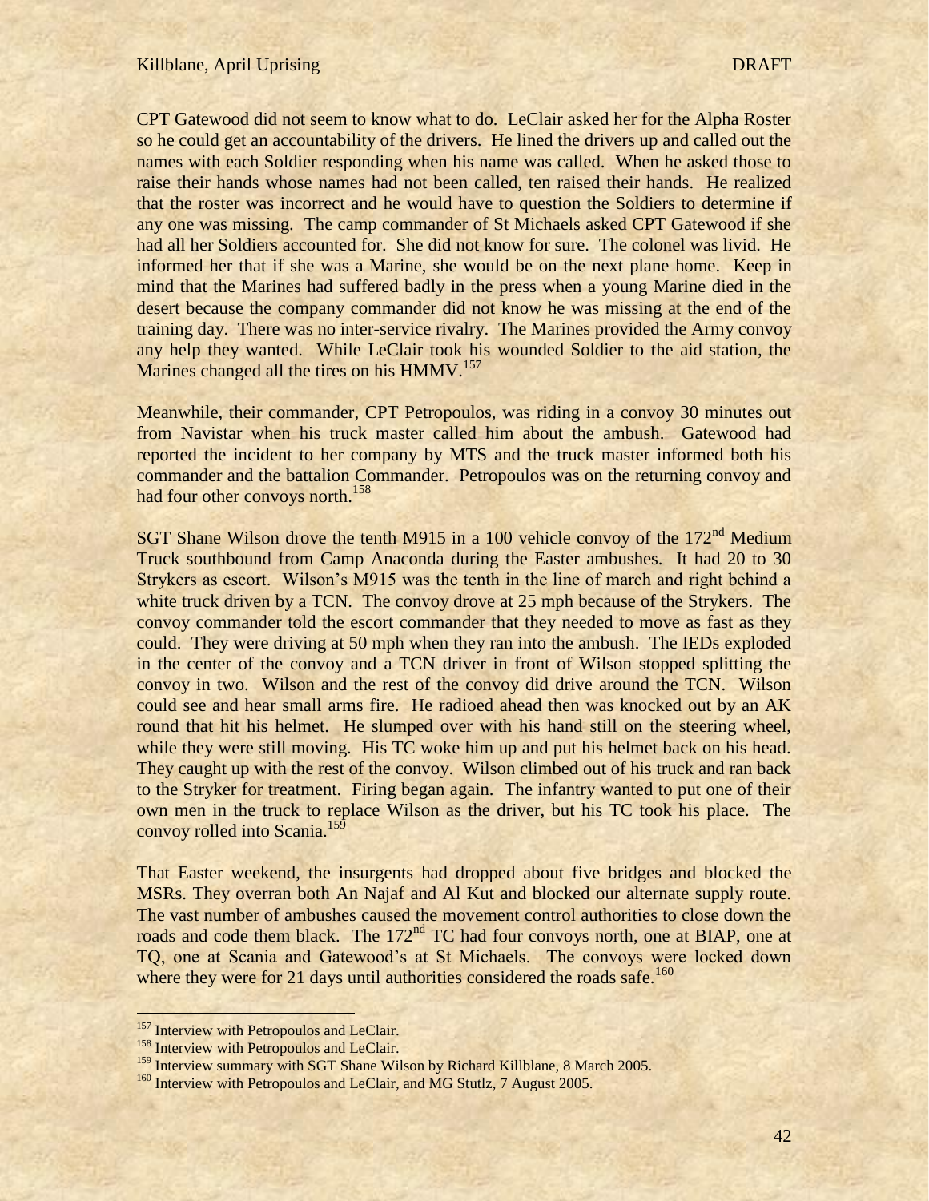CPT Gatewood did not seem to know what to do. LeClair asked her for the Alpha Roster so he could get an accountability of the drivers. He lined the drivers up and called out the names with each Soldier responding when his name was called. When he asked those to raise their hands whose names had not been called, ten raised their hands. He realized that the roster was incorrect and he would have to question the Soldiers to determine if any one was missing. The camp commander of St Michaels asked CPT Gatewood if she had all her Soldiers accounted for. She did not know for sure. The colonel was livid. He informed her that if she was a Marine, she would be on the next plane home. Keep in mind that the Marines had suffered badly in the press when a young Marine died in the desert because the company commander did not know he was missing at the end of the training day. There was no inter-service rivalry. The Marines provided the Army convoy any help they wanted. While LeClair took his wounded Soldier to the aid station, the Marines changed all the tires on his HMMV.[157]

Meanwhile, their commander, CPT Petropoulos, was riding in a convoy 30 minutes out from Navistar when his truck master called him about the ambush. Gatewood had reported the incident to her company by MTS and the truck master informed both his commander and the battalion Commander. Petropoulos was on the returning convoy and had four other convoys north.[158]

SGT Shane Wilson drove the tenth M915 in a 100 vehicle convoy of the 172nd Medium Truck southbound from Camp Anaconda during the Easter ambushes. It had 20 to 30 Strykers as escort. Wilson's M915 was the tenth in the line of march and right behind a white truck driven by a TCN. The convoy drove at 25 mph because of the Strykers. The convoy commander told the escort commander that they needed to move as fast as they could. They were driving at 50 mph when they ran into the ambush. The IEDs exploded in the center of the convoy and a TCN driver in front of Wilson stopped splitting the convoy in two. Wilson and the rest of the convoy did drive around the TCN. Wilson could see and hear small arms fire. He radioed ahead then was knocked out by an AK round that hit his helmet. He slumped over with his hand still on the steering wheel, while they were still moving. His TC woke him up and put his helmet back on his head. They caught up with the rest of the convoy. Wilson climbed out of his truck and ran back to the Stryker for treatment. Firing began again. The infantry wanted to put one of their own men in the truck to replace Wilson as the driver, but his TC took his place. The convoy rolled into Scania.[159]

That Easter weekend, the insurgents had dropped about five bridges and blocked the MSRs. They overran both An Najaf and Al Kut and blocked our alternate supply route. The vast number of ambushes caused the movement control authorities to close down the roads and code them black. The 172nd TC had four convoys north, one at BIAP, one at TQ, one at Scania and Gatewood's at St Michaels. The convoys were locked down where they were for 21 days until authorities considered the roads safe.[160]

---

[157] Interview with Petropoulos and LeClair.

[158] Interview with Petropoulos and LeClair.

[159] Interview summary with SGT Shane Wilson by Richard Killblane, 8 March 2005.

[160] Interview with Petropoulos and LeClair, and MG Stutlz, 7 August 2005.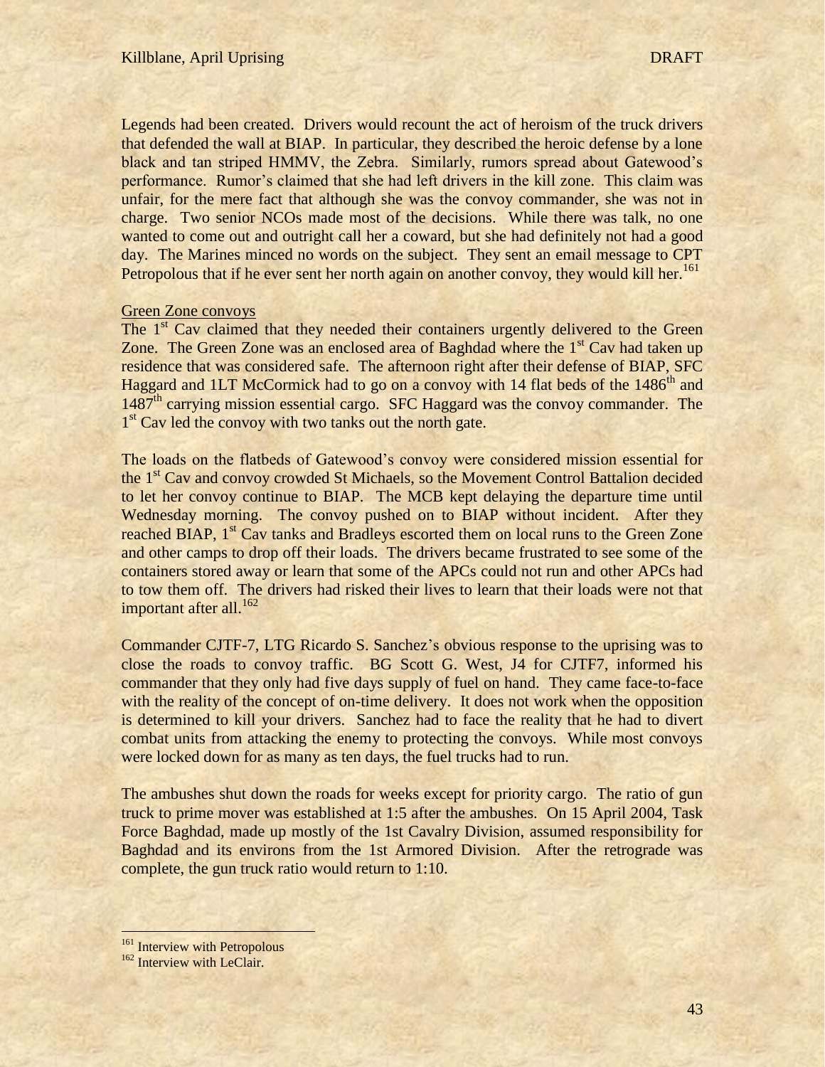Legends had been created. Drivers would recount the act of heroism of the truck drivers that defended the wall at BIAP. In particular, they described the heroic defense by a lone black and tan striped HMMV, the Zebra. Similarly, rumors spread about Gatewood's performance. Rumor's claimed that she had left drivers in the kill zone. This claim was unfair, for the mere fact that although she was the convoy commander, she was not in charge. Two senior NCOs made most of the decisions. While there was talk, no one wanted to come out and outright call her a coward, but she had definitely not had a good day. The Marines minced no words on the subject. They sent an email message to CPT Petropolous that if he ever sent her north again on another convoy, they would kill her.[161]

Green Zone convoys

The 1st Cav claimed that they needed their containers urgently delivered to the Green Zone. The Green Zone was an enclosed area of Baghdad where the 1st Cav had taken up residence that was considered safe. The afternoon right after their defense of BIAP, SFC Haggard and 1LT McCormick had to go on a convoy with 14 flat beds of the 1486th and 1487th carrying mission essential cargo. SFC Haggard was the convoy commander. The 1st Cav led the convoy with two tanks out the north gate.

The loads on the flatbeds of Gatewood's convoy were considered mission essential for the 1st Cav and convoy crowded St Michaels, so the Movement Control Battalion decided to let her convoy continue to BIAP. The MCB kept delaying the departure time until Wednesday morning. The convoy pushed on to BIAP without incident. After they reached BIAP, 1st Cav tanks and Bradleys escorted them on local runs to the Green Zone and other camps to drop off their loads. The drivers became frustrated to see some of the containers stored away or learn that some of the APCs could not run and other APCs had to tow them off. The drivers had risked their lives to learn that their loads were not that important after all.[162]

Commander CJTF-7, LTG Ricardo S. Sanchez's obvious response to the uprising was to close the roads to convoy traffic. BG Scott G. West, J4 for CJTF7, informed his commander that they only had five days supply of fuel on hand. They came face-to-face with the reality of the concept of on-time delivery. It does not work when the opposition is determined to kill your drivers. Sanchez had to face the reality that he had to divert combat units from attacking the enemy to protecting the convoys. While most convoys were locked down for as many as ten days, the fuel trucks had to run.

The ambushes shut down the roads for weeks except for priority cargo. The ratio of gun truck to prime mover was established at 1:5 after the ambushes. On 15 April 2004, Task Force Baghdad, made up mostly of the 1st Cavalry Division, assumed responsibility for Baghdad and its environs from the 1st Armored Division. After the retrograde was complete, the gun truck ratio would return to 1:10.

[161] Interview with Petropolous

[162] Interview with LeClair.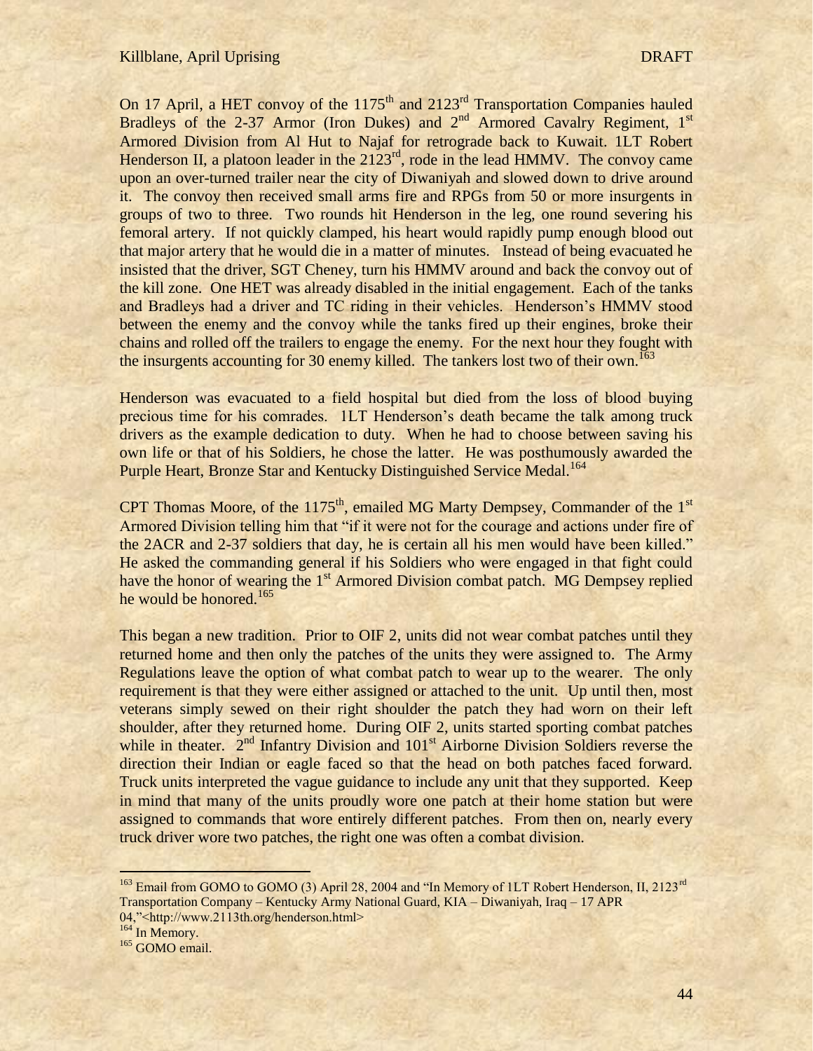On 17 April, a HET convoy of the 1175th and 2123rd Transportation Companies hauled Bradleys of the 2-37 Armor (Iron Dukes) and 2nd Armored Cavalry Regiment, 1st Armored Division from Al Hut to Najaf for retrograde back to Kuwait. 1LT Robert Henderson II, a platoon leader in the 2123rd, rode in the lead HMMV. The convoy came upon an over-turned trailer near the city of Diwaniyah and slowed down to drive around it. The convoy then received small arms fire and RPGs from 50 or more insurgents in groups of two to three. Two rounds hit Henderson in the leg, one round severing his femoral artery. If not quickly clamped, his heart would rapidly pump enough blood out that major artery that he would die in a matter of minutes. Instead of being evacuated he insisted that the driver, SGT Cheney, turn his HMMV around and back the convoy out of the kill zone. One HET was already disabled in the initial engagement. Each of the tanks and Bradleys had a driver and TC riding in their vehicles. Henderson's HMMV stood between the enemy and the convoy while the tanks fired up their engines, broke their chains and rolled off the trailers to engage the enemy. For the next hour they fought with the insurgents accounting for 30 enemy killed. The tankers lost two of their own.[163]

Henderson was evacuated to a field hospital but died from the loss of blood buying precious time for his comrades. 1LT Henderson's death became the talk among truck drivers as the example dedication to duty. When he had to choose between saving his own life or that of his Soldiers, he chose the latter. He was posthumously awarded the Purple Heart, Bronze Star and Kentucky Distinguished Service Medal.[164]

CPT Thomas Moore, of the 1175th, emailed MG Marty Dempsey, Commander of the 1st Armored Division telling him that "if it were not for the courage and actions under fire of the 2ACR and 2-37 soldiers that day, he is certain all his men would have been killed." He asked the commanding general if his Soldiers who were engaged in that fight could have the honor of wearing the 1st Armored Division combat patch. MG Dempsey replied he would be honored.[165]

This began a new tradition. Prior to OIF 2, units did not wear combat patches until they returned home and then only the patches of the units they were assigned to. The Army Regulations leave the option of what combat patch to wear up to the wearer. The only requirement is that they were either assigned or attached to the unit. Up until then, most veterans simply sewed on their right shoulder the patch they had worn on their left shoulder, after they returned home. During OIF 2, units started sporting combat patches while in theater. 2nd Infantry Division and 101st Airborne Division Soldiers reverse the direction their Indian or eagle faced so that the head on both patches faced forward. Truck units interpreted the vague guidance to include any unit that they supported. Keep in mind that many of the units proudly wore one patch at their home station but were assigned to commands that wore entirely different patches. From then on, nearly every truck driver wore two patches, the right one was often a combat division.

---

[163] Email from GOMO to GOMO (3) April 28, 2004 and "In Memory of 1LT Robert Henderson, II, 2123rd Transportation Company – Kentucky Army National Guard, KIA – Diwaniyah, Iraq – 17 APR 04,"<http://www.2113th.org/henderson.html>

[164] In Memory.

[165] GOMO email.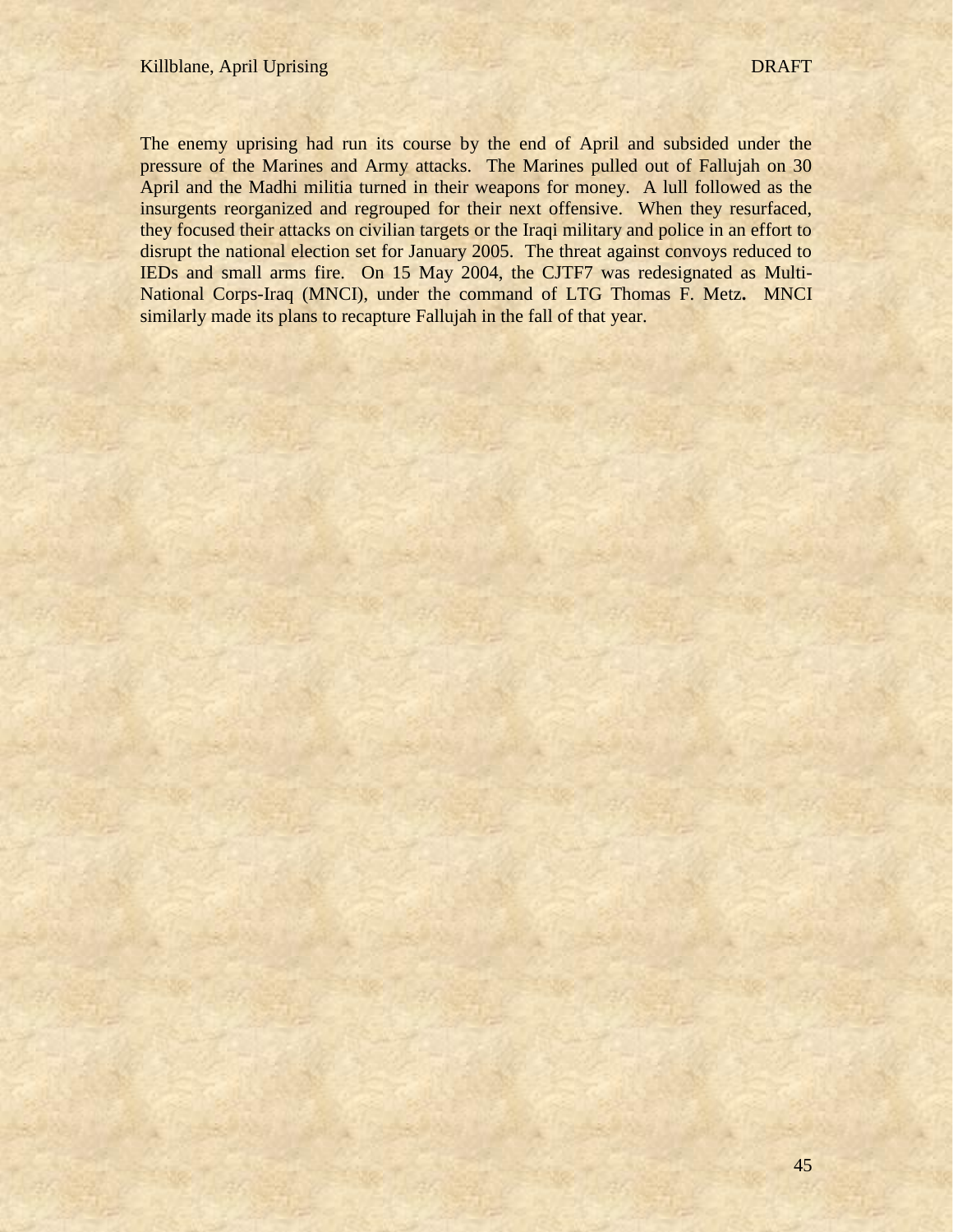The enemy uprising had run its course by the end of April and subsided under the pressure of the Marines and Army attacks. The Marines pulled out of Fallujah on 30 April and the Madhi militia turned in their weapons for money. A lull followed as the insurgents reorganized and regrouped for their next offensive. When they resurfaced, they focused their attacks on civilian targets or the Iraqi military and police in an effort to disrupt the national election set for January 2005. The threat against convoys reduced to IEDs and small arms fire. On 15 May 2004, the CJTF7 was redesignated as Multi-National Corps-Iraq (MNCI), under the command of LTG Thomas F. Metz**.** MNCI similarly made its plans to recapture Fallujah in the fall of that year.